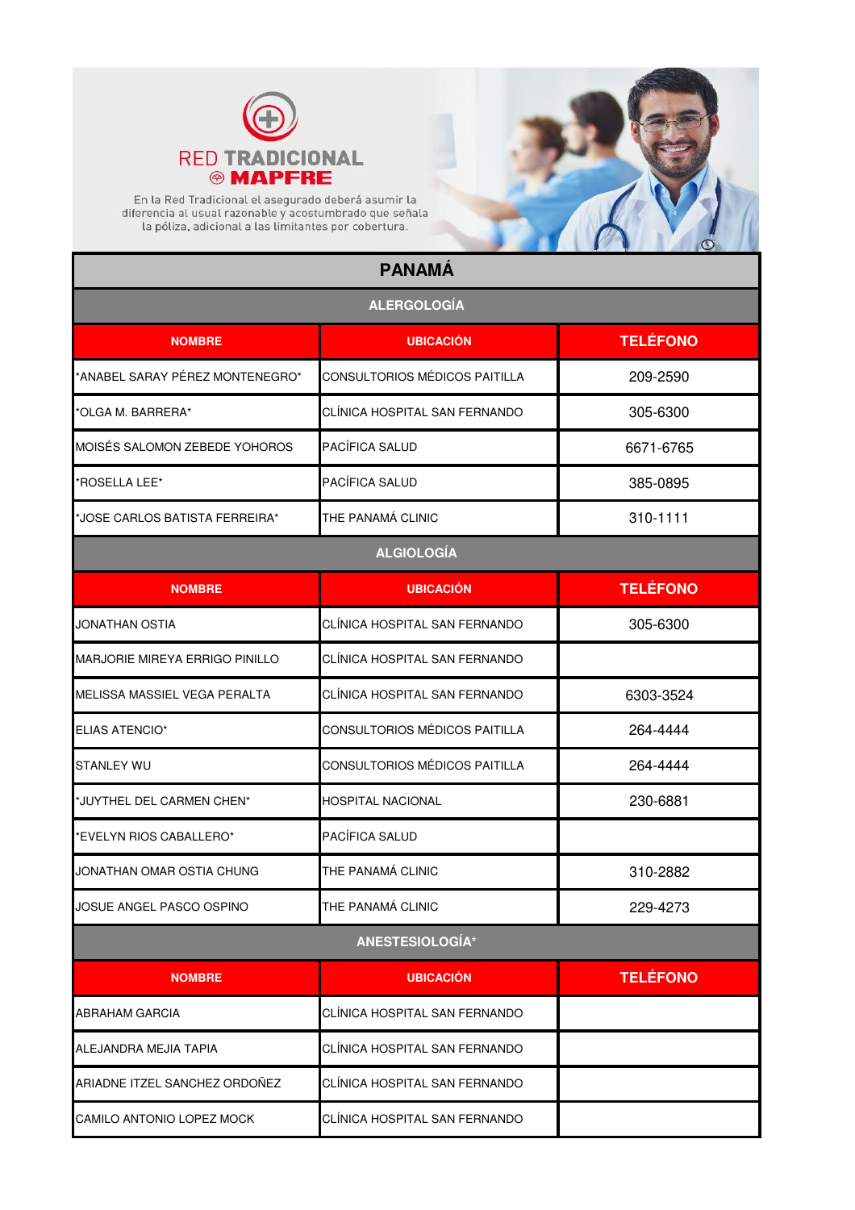# RED TRADICIONAL MAPFRE

En la Red Tradicional el asegurado deberá asumir la diferencia al usual razonable y acostumbrado que señala la póliza, adicional a las limitantes por cobertura.

## PANAMÁ

### ALERGOLOGÍA

| NOMBRE | UBICACIÓN | TELÉFONO |
|---|---|---|
| *ANABEL SARAY PÉREZ MONTENEGRO* | CONSULTORIOS MÉDICOS PAITILLA | 209-2590 |
| *OLGA M. BARRERA* | CLÍNICA HOSPITAL SAN FERNANDO | 305-6300 |
| MOISÉS SALOMON ZEBEDE YOHOROS | PACÍFICA SALUD | 6671-6765 |
| *ROSELLA LEE* | PACÍFICA SALUD | 385-0895 |
| *JOSE CARLOS BATISTA FERREIRA* | THE PANAMÁ CLINIC | 310-1111 |

### ALGIOLOGÍA

| NOMBRE | UBICACIÓN | TELÉFONO |
|---|---|---|
| JONATHAN OSTIA | CLÍNICA HOSPITAL SAN FERNANDO | 305-6300 |
| MARJORIE MIREYA ERRIGO PINILLO | CLÍNICA HOSPITAL SAN FERNANDO | |
| MELISSA MASSIEL VEGA PERALTA | CLÍNICA HOSPITAL SAN FERNANDO | 6303-3524 |
| ELIAS ATENCIO* | CONSULTORIOS MÉDICOS PAITILLA | 264-4444 |
| STANLEY WU | CONSULTORIOS MÉDICOS PAITILLA | 264-4444 |
| *JUYTHEL DEL CARMEN CHEN* | HOSPITAL NACIONAL | 230-6881 |
| *EVELYN RIOS CABALLERO* | PACÍFICA SALUD | |
| JONATHAN OMAR OSTIA CHUNG | THE PANAMÁ CLINIC | 310-2882 |
| JOSUE ANGEL PASCO OSPINO | THE PANAMÁ CLINIC | 229-4273 |

### ANESTESIOLOGÍA*

| NOMBRE | UBICACIÓN | TELÉFONO |
|---|---|---|
| ABRAHAM GARCIA | CLÍNICA HOSPITAL SAN FERNANDO | |
| ALEJANDRA MEJIA TAPIA | CLÍNICA HOSPITAL SAN FERNANDO | |
| ARIADNE ITZEL SANCHEZ ORDOÑEZ | CLÍNICA HOSPITAL SAN FERNANDO | |
| CAMILO ANTONIO LOPEZ MOCK | CLÍNICA HOSPITAL SAN FERNANDO | |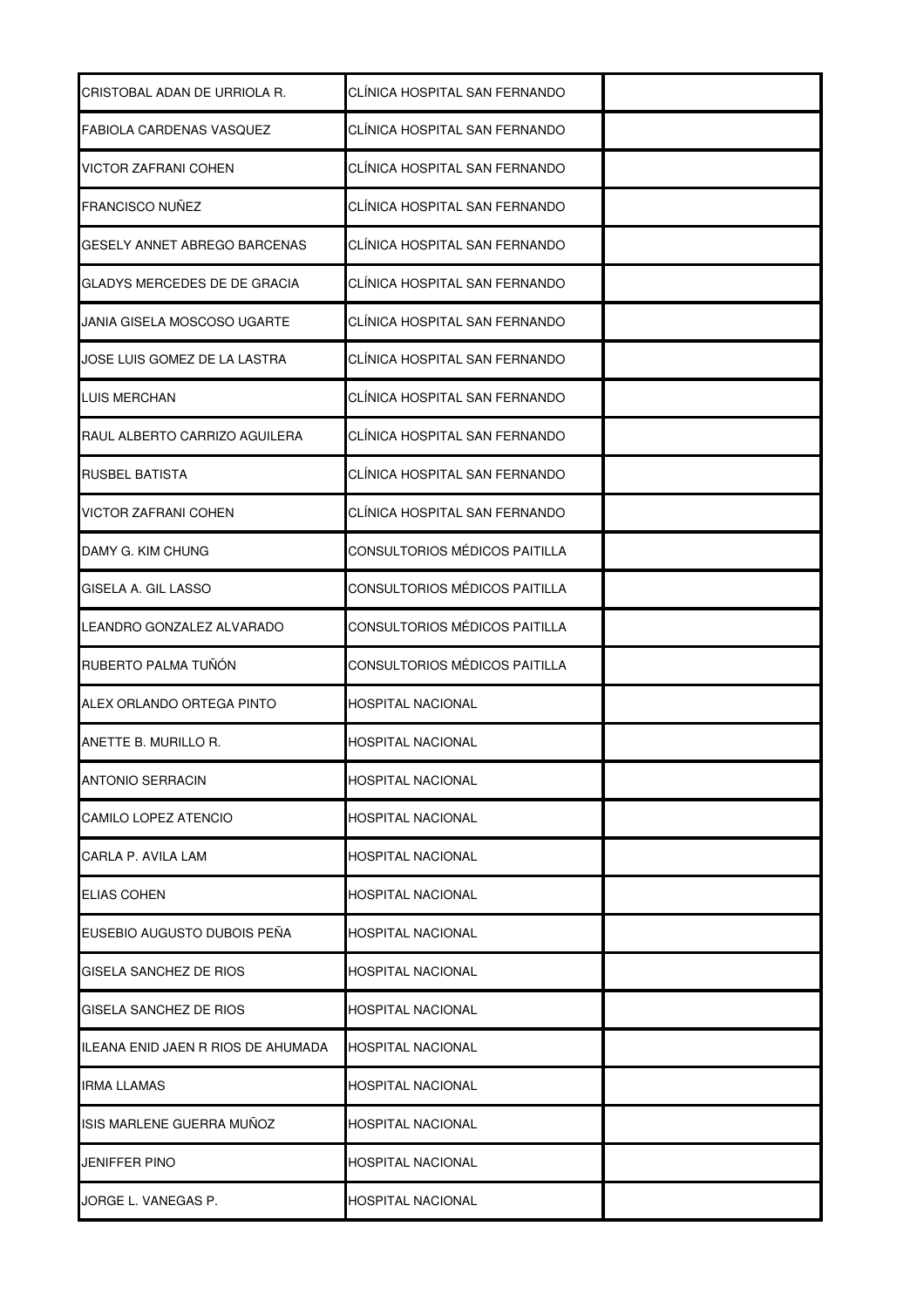| | | |
|---|---|---|
| CRISTOBAL ADAN DE URRIOLA R. | CLÍNICA HOSPITAL SAN FERNANDO | |
| FABIOLA CARDENAS VASQUEZ | CLÍNICA HOSPITAL SAN FERNANDO | |
| VICTOR ZAFRANI COHEN | CLÍNICA HOSPITAL SAN FERNANDO | |
| FRANCISCO NUÑEZ | CLÍNICA HOSPITAL SAN FERNANDO | |
| GESELY ANNET ABREGO BARCENAS | CLÍNICA HOSPITAL SAN FERNANDO | |
| GLADYS MERCEDES DE DE GRACIA | CLÍNICA HOSPITAL SAN FERNANDO | |
| JANIA GISELA MOSCOSO UGARTE | CLÍNICA HOSPITAL SAN FERNANDO | |
| JOSE LUIS GOMEZ DE LA LASTRA | CLÍNICA HOSPITAL SAN FERNANDO | |
| LUIS MERCHAN | CLÍNICA HOSPITAL SAN FERNANDO | |
| RAUL ALBERTO CARRIZO AGUILERA | CLÍNICA HOSPITAL SAN FERNANDO | |
| RUSBEL BATISTA | CLÍNICA HOSPITAL SAN FERNANDO | |
| VICTOR ZAFRANI COHEN | CLÍNICA HOSPITAL SAN FERNANDO | |
| DAMY G. KIM CHUNG | CONSULTORIOS MÉDICOS PAITILLA | |
| GISELA A. GIL LASSO | CONSULTORIOS MÉDICOS PAITILLA | |
| LEANDRO GONZALEZ ALVARADO | CONSULTORIOS MÉDICOS PAITILLA | |
| RUBERTO PALMA TUÑÓN | CONSULTORIOS MÉDICOS PAITILLA | |
| ALEX ORLANDO ORTEGA PINTO | HOSPITAL NACIONAL | |
| ANETTE B. MURILLO R. | HOSPITAL NACIONAL | |
| ANTONIO SERRACIN | HOSPITAL NACIONAL | |
| CAMILO LOPEZ ATENCIO | HOSPITAL NACIONAL | |
| CARLA P. AVILA LAM | HOSPITAL NACIONAL | |
| ELIAS COHEN | HOSPITAL NACIONAL | |
| EUSEBIO AUGUSTO DUBOIS PEÑA | HOSPITAL NACIONAL | |
| GISELA SANCHEZ DE RIOS | HOSPITAL NACIONAL | |
| GISELA SANCHEZ DE RIOS | HOSPITAL NACIONAL | |
| ILEANA ENID JAEN R RIOS DE AHUMADA | HOSPITAL NACIONAL | |
| IRMA LLAMAS | HOSPITAL NACIONAL | |
| ISIS MARLENE GUERRA MUÑOZ | HOSPITAL NACIONAL | |
| JENIFFER PINO | HOSPITAL NACIONAL | |
| JORGE L. VANEGAS P. | HOSPITAL NACIONAL | |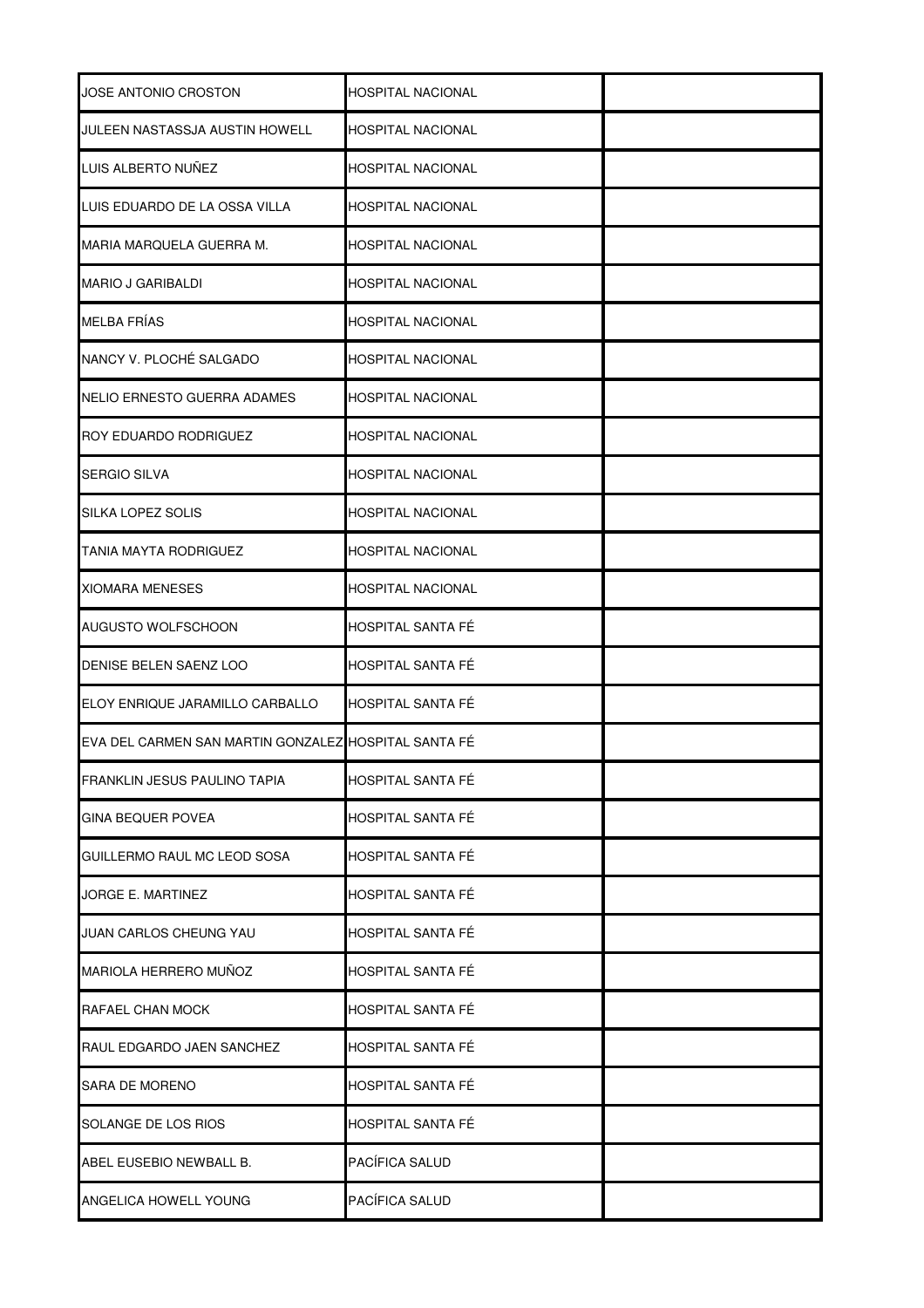| | | |
|---|---|---|
| JOSE ANTONIO CROSTON | HOSPITAL NACIONAL | |
| JULEEN NASTASSJA AUSTIN HOWELL | HOSPITAL NACIONAL | |
| LUIS ALBERTO NUÑEZ | HOSPITAL NACIONAL | |
| LUIS EDUARDO DE LA OSSA VILLA | HOSPITAL NACIONAL | |
| MARIA MARQUELA GUERRA M. | HOSPITAL NACIONAL | |
| MARIO J GARIBALDI | HOSPITAL NACIONAL | |
| MELBA FRÍAS | HOSPITAL NACIONAL | |
| NANCY V. PLOCHÉ SALGADO | HOSPITAL NACIONAL | |
| NELIO ERNESTO GUERRA ADAMES | HOSPITAL NACIONAL | |
| ROY EDUARDO RODRIGUEZ | HOSPITAL NACIONAL | |
| SERGIO SILVA | HOSPITAL NACIONAL | |
| SILKA LOPEZ SOLIS | HOSPITAL NACIONAL | |
| TANIA MAYTA RODRIGUEZ | HOSPITAL NACIONAL | |
| XIOMARA MENESES | HOSPITAL NACIONAL | |
| AUGUSTO WOLFSCHOON | HOSPITAL SANTA FÉ | |
| DENISE BELEN SAENZ LOO | HOSPITAL SANTA FÉ | |
| ELOY ENRIQUE JARAMILLO CARBALLO | HOSPITAL SANTA FÉ | |
| EVA DEL CARMEN SAN MARTIN GONZALEZ | HOSPITAL SANTA FÉ | |
| FRANKLIN JESUS PAULINO TAPIA | HOSPITAL SANTA FÉ | |
| GINA BEQUER POVEA | HOSPITAL SANTA FÉ | |
| GUILLERMO RAUL MC LEOD SOSA | HOSPITAL SANTA FÉ | |
| JORGE E. MARTINEZ | HOSPITAL SANTA FÉ | |
| JUAN CARLOS CHEUNG YAU | HOSPITAL SANTA FÉ | |
| MARIOLA HERRERO MUÑOZ | HOSPITAL SANTA FÉ | |
| RAFAEL CHAN MOCK | HOSPITAL SANTA FÉ | |
| RAUL EDGARDO JAEN SANCHEZ | HOSPITAL SANTA FÉ | |
| SARA DE MORENO | HOSPITAL SANTA FÉ | |
| SOLANGE DE LOS RIOS | HOSPITAL SANTA FÉ | |
| ABEL EUSEBIO NEWBALL B. | PACÍFICA SALUD | |
| ANGELICA HOWELL YOUNG | PACÍFICA SALUD | |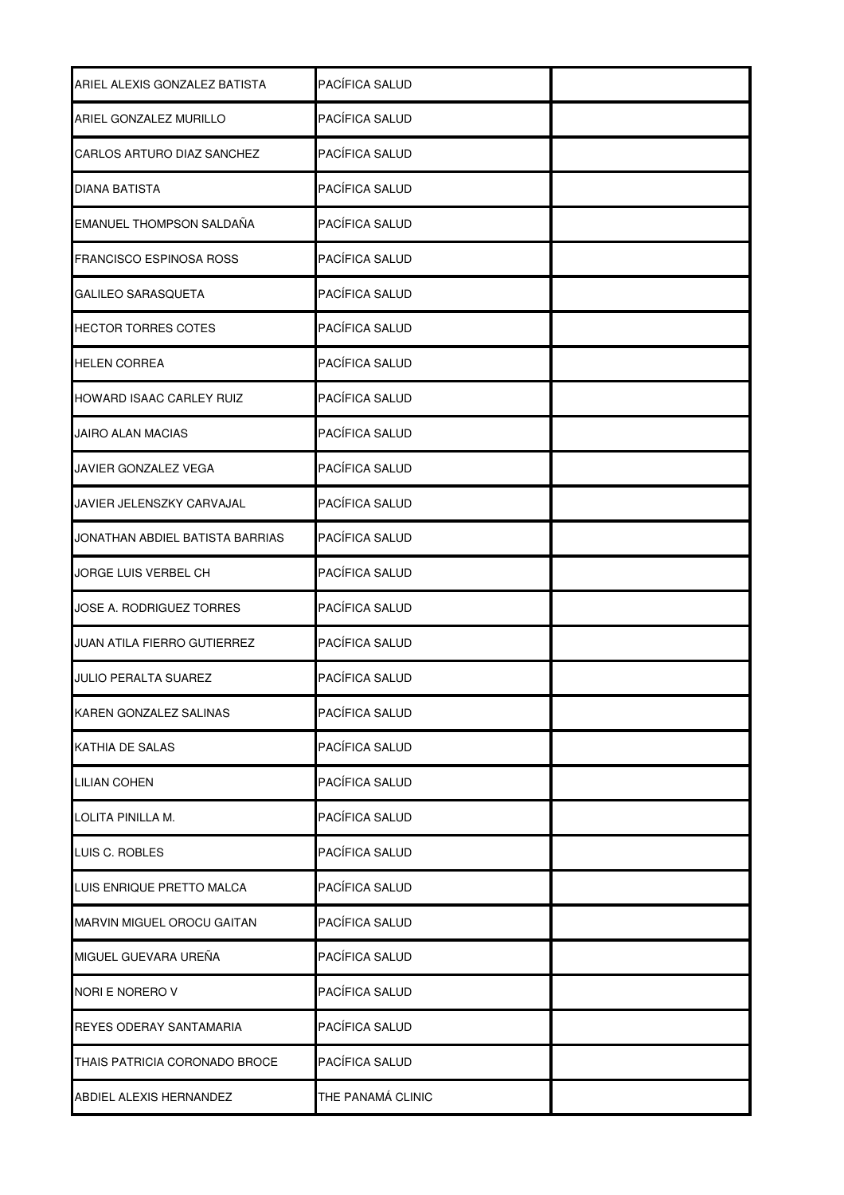| | | |
|---|---|---|
| ARIEL ALEXIS GONZALEZ BATISTA | PACÍFICA SALUD | |
| ARIEL GONZALEZ MURILLO | PACÍFICA SALUD | |
| CARLOS ARTURO DIAZ SANCHEZ | PACÍFICA SALUD | |
| DIANA BATISTA | PACÍFICA SALUD | |
| EMANUEL THOMPSON SALDAÑA | PACÍFICA SALUD | |
| FRANCISCO ESPINOSA ROSS | PACÍFICA SALUD | |
| GALILEO SARASQUETA | PACÍFICA SALUD | |
| HECTOR TORRES COTES | PACÍFICA SALUD | |
| HELEN CORREA | PACÍFICA SALUD | |
| HOWARD ISAAC CARLEY RUIZ | PACÍFICA SALUD | |
| JAIRO ALAN MACIAS | PACÍFICA SALUD | |
| JAVIER GONZALEZ VEGA | PACÍFICA SALUD | |
| JAVIER JELENSZKY CARVAJAL | PACÍFICA SALUD | |
| JONATHAN ABDIEL BATISTA BARRIAS | PACÍFICA SALUD | |
| JORGE LUIS VERBEL CH | PACÍFICA SALUD | |
| JOSE A. RODRIGUEZ TORRES | PACÍFICA SALUD | |
| JUAN ATILA FIERRO GUTIERREZ | PACÍFICA SALUD | |
| JULIO PERALTA SUAREZ | PACÍFICA SALUD | |
| KAREN GONZALEZ SALINAS | PACÍFICA SALUD | |
| KATHIA DE SALAS | PACÍFICA SALUD | |
| LILIAN COHEN | PACÍFICA SALUD | |
| LOLITA PINILLA M. | PACÍFICA SALUD | |
| LUIS C. ROBLES | PACÍFICA SALUD | |
| LUIS ENRIQUE PRETTO MALCA | PACÍFICA SALUD | |
| MARVIN MIGUEL OROCU GAITAN | PACÍFICA SALUD | |
| MIGUEL GUEVARA UREÑA | PACÍFICA SALUD | |
| NORI E NORERO V | PACÍFICA SALUD | |
| REYES ODERAY SANTAMARIA | PACÍFICA SALUD | |
| THAIS PATRICIA CORONADO BROCE | PACÍFICA SALUD | |
| ABDIEL ALEXIS HERNANDEZ | THE PANAMÁ CLINIC | |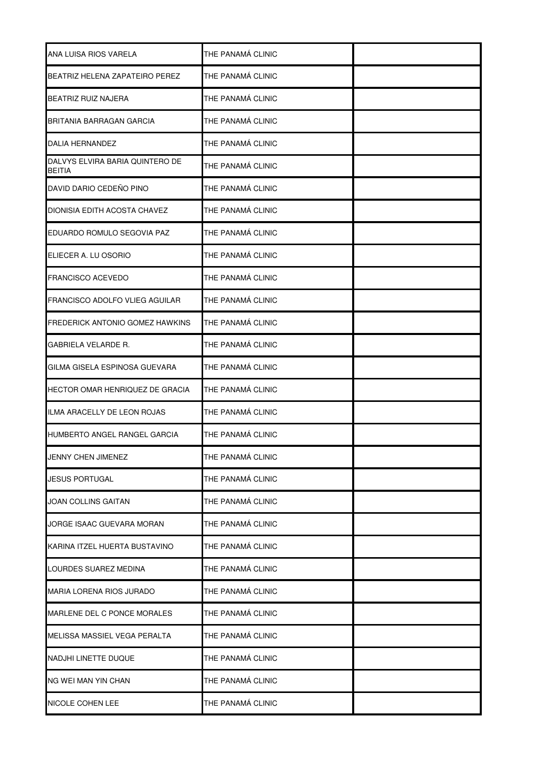| | | |
|---|---|---|
| ANA LUISA RIOS VARELA | THE PANAMÁ CLINIC | |
| BEATRIZ HELENA ZAPATEIRO PEREZ | THE PANAMÁ CLINIC | |
| BEATRIZ RUIZ NAJERA | THE PANAMÁ CLINIC | |
| BRITANIA BARRAGAN GARCIA | THE PANAMÁ CLINIC | |
| DALIA HERNANDEZ | THE PANAMÁ CLINIC | |
| DALVYS ELVIRA BARIA QUINTERO DE BEITIA | THE PANAMÁ CLINIC | |
| DAVID DARIO CEDEÑO PINO | THE PANAMÁ CLINIC | |
| DIONISIA EDITH ACOSTA CHAVEZ | THE PANAMÁ CLINIC | |
| EDUARDO ROMULO SEGOVIA PAZ | THE PANAMÁ CLINIC | |
| ELIECER A. LU OSORIO | THE PANAMÁ CLINIC | |
| FRANCISCO ACEVEDO | THE PANAMÁ CLINIC | |
| FRANCISCO ADOLFO VLIEG AGUILAR | THE PANAMÁ CLINIC | |
| FREDERICK ANTONIO GOMEZ HAWKINS | THE PANAMÁ CLINIC | |
| GABRIELA VELARDE R. | THE PANAMÁ CLINIC | |
| GILMA GISELA ESPINOSA GUEVARA | THE PANAMÁ CLINIC | |
| HECTOR OMAR HENRIQUEZ DE GRACIA | THE PANAMÁ CLINIC | |
| ILMA ARACELLY DE LEON ROJAS | THE PANAMÁ CLINIC | |
| HUMBERTO ANGEL RANGEL GARCIA | THE PANAMÁ CLINIC | |
| JENNY CHEN JIMENEZ | THE PANAMÁ CLINIC | |
| JESUS PORTUGAL | THE PANAMÁ CLINIC | |
| JOAN COLLINS GAITAN | THE PANAMÁ CLINIC | |
| JORGE ISAAC GUEVARA MORAN | THE PANAMÁ CLINIC | |
| KARINA ITZEL HUERTA BUSTAVINO | THE PANAMÁ CLINIC | |
| LOURDES SUAREZ MEDINA | THE PANAMÁ CLINIC | |
| MARIA LORENA RIOS JURADO | THE PANAMÁ CLINIC | |
| MARLENE DEL C PONCE MORALES | THE PANAMÁ CLINIC | |
| MELISSA MASSIEL VEGA PERALTA | THE PANAMÁ CLINIC | |
| NADJHI LINETTE DUQUE | THE PANAMÁ CLINIC | |
| NG WEI MAN YIN CHAN | THE PANAMÁ CLINIC | |
| NICOLE COHEN LEE | THE PANAMÁ CLINIC | |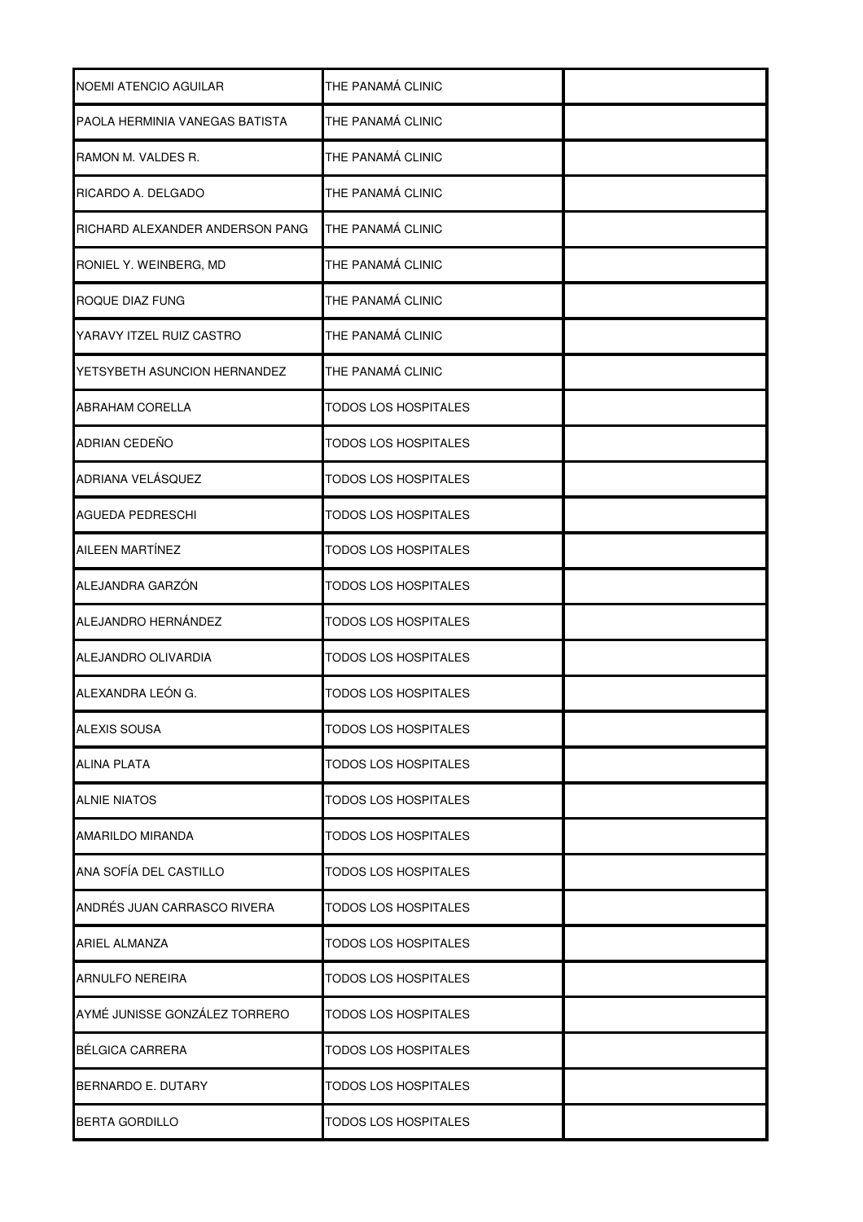| | | |
|---|---|---|
| NOEMI ATENCIO AGUILAR | THE PANAMÁ CLINIC | |
| PAOLA HERMINIA VANEGAS BATISTA | THE PANAMÁ CLINIC | |
| RAMON M. VALDES R. | THE PANAMÁ CLINIC | |
| RICARDO A. DELGADO | THE PANAMÁ CLINIC | |
| RICHARD ALEXANDER ANDERSON PANG | THE PANAMÁ CLINIC | |
| RONIEL Y. WEINBERG, MD | THE PANAMÁ CLINIC | |
| ROQUE DIAZ FUNG | THE PANAMÁ CLINIC | |
| YARAVY ITZEL RUIZ CASTRO | THE PANAMÁ CLINIC | |
| YETSYBETH ASUNCION HERNANDEZ | THE PANAMÁ CLINIC | |
| ABRAHAM CORELLA | TODOS LOS HOSPITALES | |
| ADRIAN CEDEÑO | TODOS LOS HOSPITALES | |
| ADRIANA VELÁSQUEZ | TODOS LOS HOSPITALES | |
| AGUEDA PEDRESCHI | TODOS LOS HOSPITALES | |
| AILEEN MARTÍNEZ | TODOS LOS HOSPITALES | |
| ALEJANDRA GARZÓN | TODOS LOS HOSPITALES | |
| ALEJANDRO HERNÁNDEZ | TODOS LOS HOSPITALES | |
| ALEJANDRO OLIVARDIA | TODOS LOS HOSPITALES | |
| ALEXANDRA LEÓN G. | TODOS LOS HOSPITALES | |
| ALEXIS SOUSA | TODOS LOS HOSPITALES | |
| ALINA PLATA | TODOS LOS HOSPITALES | |
| ALNIE NIATOS | TODOS LOS HOSPITALES | |
| AMARILDO MIRANDA | TODOS LOS HOSPITALES | |
| ANA SOFÍA DEL CASTILLO | TODOS LOS HOSPITALES | |
| ANDRÉS JUAN CARRASCO RIVERA | TODOS LOS HOSPITALES | |
| ARIEL ALMANZA | TODOS LOS HOSPITALES | |
| ARNULFO NEREIRA | TODOS LOS HOSPITALES | |
| AYMÉ JUNISSE GONZÁLEZ TORRERO | TODOS LOS HOSPITALES | |
| BÉLGICA CARRERA | TODOS LOS HOSPITALES | |
| BERNARDO E. DUTARY | TODOS LOS HOSPITALES | |
| BERTA GORDILLO | TODOS LOS HOSPITALES | |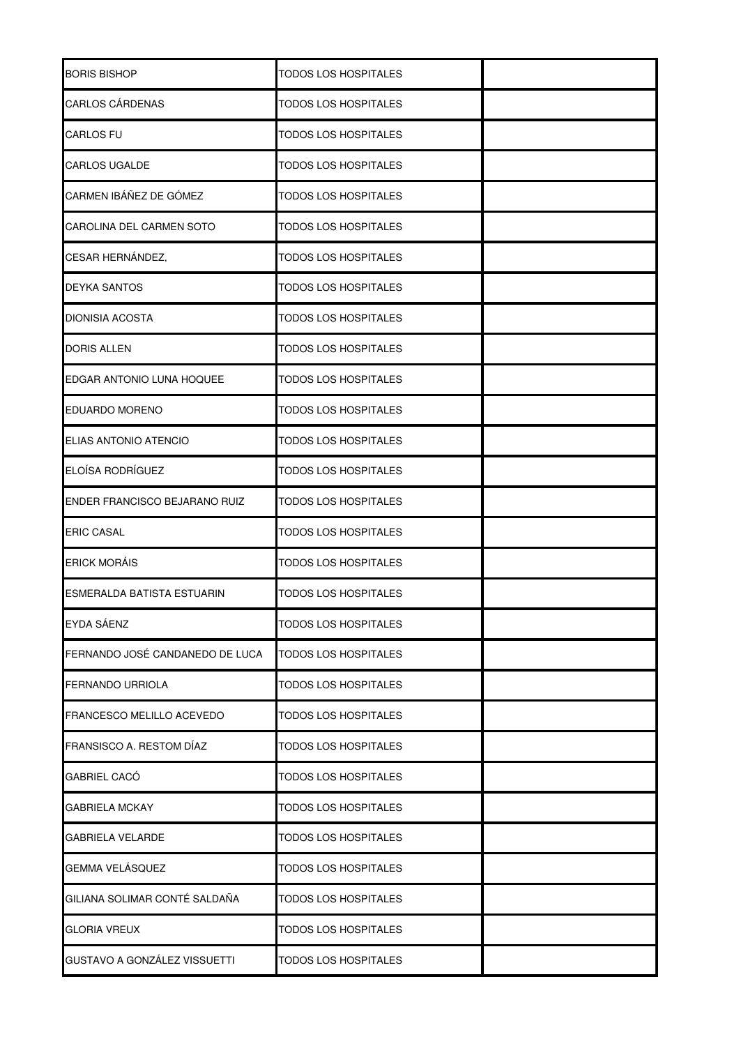| | | |
|---|---|---|
| BORIS BISHOP | TODOS LOS HOSPITALES | |
| CARLOS CÁRDENAS | TODOS LOS HOSPITALES | |
| CARLOS FU | TODOS LOS HOSPITALES | |
| CARLOS UGALDE | TODOS LOS HOSPITALES | |
| CARMEN IBÁÑEZ DE GÓMEZ | TODOS LOS HOSPITALES | |
| CAROLINA DEL CARMEN SOTO | TODOS LOS HOSPITALES | |
| CESAR HERNÁNDEZ, | TODOS LOS HOSPITALES | |
| DEYKA SANTOS | TODOS LOS HOSPITALES | |
| DIONISIA ACOSTA | TODOS LOS HOSPITALES | |
| DORIS ALLEN | TODOS LOS HOSPITALES | |
| EDGAR ANTONIO LUNA HOQUEE | TODOS LOS HOSPITALES | |
| EDUARDO MORENO | TODOS LOS HOSPITALES | |
| ELIAS ANTONIO ATENCIO | TODOS LOS HOSPITALES | |
| ELOÍSA RODRÍGUEZ | TODOS LOS HOSPITALES | |
| ENDER FRANCISCO BEJARANO RUIZ | TODOS LOS HOSPITALES | |
| ERIC CASAL | TODOS LOS HOSPITALES | |
| ERICK MORÁIS | TODOS LOS HOSPITALES | |
| ESMERALDA BATISTA ESTUARIN | TODOS LOS HOSPITALES | |
| EYDA SÁENZ | TODOS LOS HOSPITALES | |
| FERNANDO JOSÉ CANDANEDO DE LUCA | TODOS LOS HOSPITALES | |
| FERNANDO URRIOLA | TODOS LOS HOSPITALES | |
| FRANCESCO MELILLO ACEVEDO | TODOS LOS HOSPITALES | |
| FRANSISCO A. RESTOM DÍAZ | TODOS LOS HOSPITALES | |
| GABRIEL CACÓ | TODOS LOS HOSPITALES | |
| GABRIELA MCKAY | TODOS LOS HOSPITALES | |
| GABRIELA VELARDE | TODOS LOS HOSPITALES | |
| GEMMA VELÁSQUEZ | TODOS LOS HOSPITALES | |
| GILIANA SOLIMAR CONTÉ SALDAÑA | TODOS LOS HOSPITALES | |
| GLORIA VREUX | TODOS LOS HOSPITALES | |
| GUSTAVO A GONZÁLEZ VISSUETTI | TODOS LOS HOSPITALES | |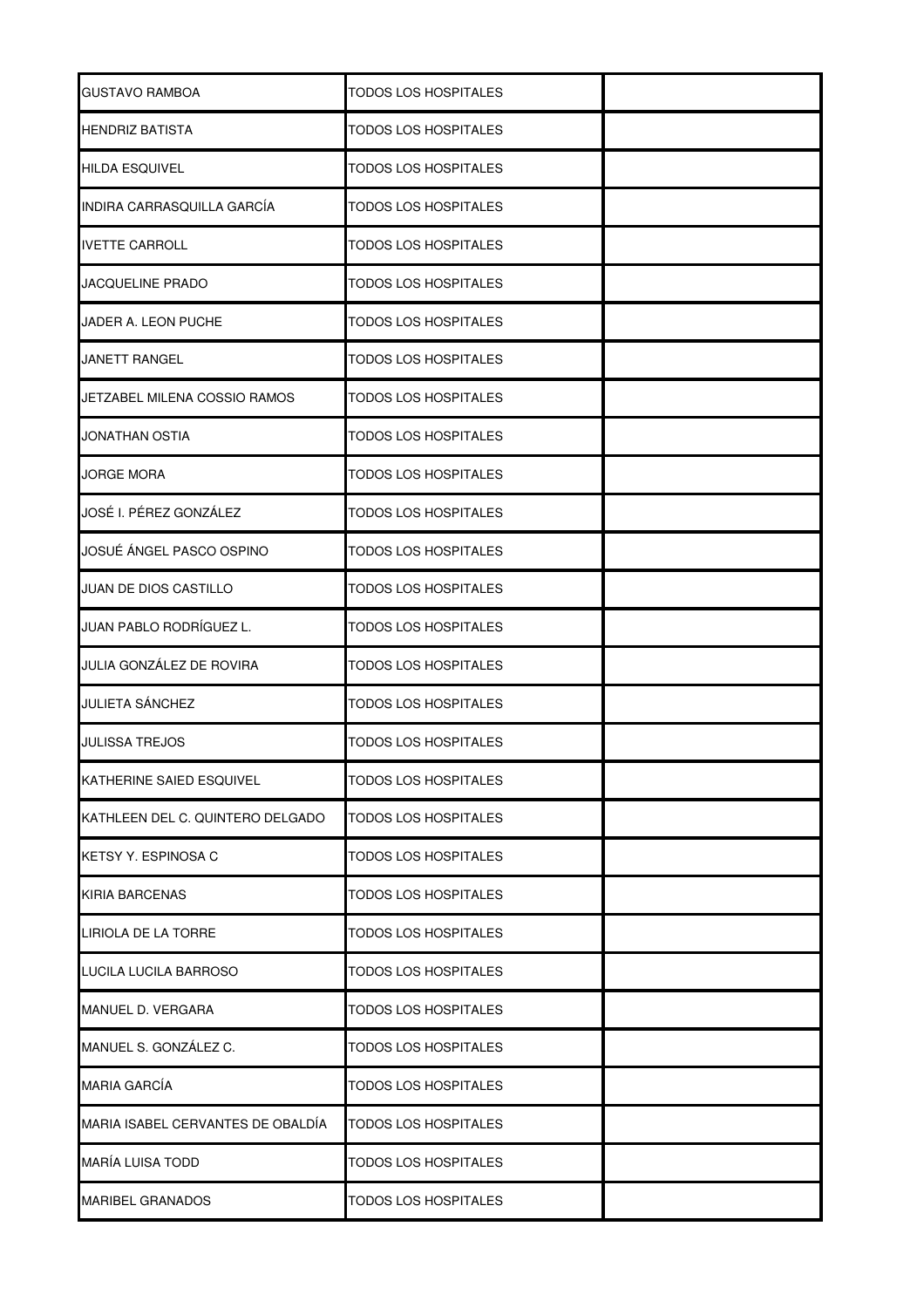| | | |
|---|---|---|
| GUSTAVO RAMBOA | TODOS LOS HOSPITALES | |
| HENDRIZ BATISTA | TODOS LOS HOSPITALES | |
| HILDA ESQUIVEL | TODOS LOS HOSPITALES | |
| INDIRA CARRASQUILLA GARCÍA | TODOS LOS HOSPITALES | |
| IVETTE CARROLL | TODOS LOS HOSPITALES | |
| JACQUELINE PRADO | TODOS LOS HOSPITALES | |
| JADER A. LEON PUCHE | TODOS LOS HOSPITALES | |
| JANETT RANGEL | TODOS LOS HOSPITALES | |
| JETZABEL MILENA COSSIO RAMOS | TODOS LOS HOSPITALES | |
| JONATHAN OSTIA | TODOS LOS HOSPITALES | |
| JORGE MORA | TODOS LOS HOSPITALES | |
| JOSÉ I. PÉREZ GONZÁLEZ | TODOS LOS HOSPITALES | |
| JOSUÉ ÁNGEL PASCO OSPINO | TODOS LOS HOSPITALES | |
| JUAN DE DIOS CASTILLO | TODOS LOS HOSPITALES | |
| JUAN PABLO RODRÍGUEZ L. | TODOS LOS HOSPITALES | |
| JULIA GONZÁLEZ DE ROVIRA | TODOS LOS HOSPITALES | |
| JULIETA SÁNCHEZ | TODOS LOS HOSPITALES | |
| JULISSA TREJOS | TODOS LOS HOSPITALES | |
| KATHERINE SAIED ESQUIVEL | TODOS LOS HOSPITALES | |
| KATHLEEN DEL C. QUINTERO DELGADO | TODOS LOS HOSPITALES | |
| KETSY Y. ESPINOSA C | TODOS LOS HOSPITALES | |
| KIRIA BARCENAS | TODOS LOS HOSPITALES | |
| LIRIOLA DE LA TORRE | TODOS LOS HOSPITALES | |
| LUCILA LUCILA BARROSO | TODOS LOS HOSPITALES | |
| MANUEL D. VERGARA | TODOS LOS HOSPITALES | |
| MANUEL S. GONZÁLEZ C. | TODOS LOS HOSPITALES | |
| MARIA GARCÍA | TODOS LOS HOSPITALES | |
| MARIA ISABEL CERVANTES DE OBALDÍA | TODOS LOS HOSPITALES | |
| MARÍA LUISA TODD | TODOS LOS HOSPITALES | |
| MARIBEL GRANADOS | TODOS LOS HOSPITALES | |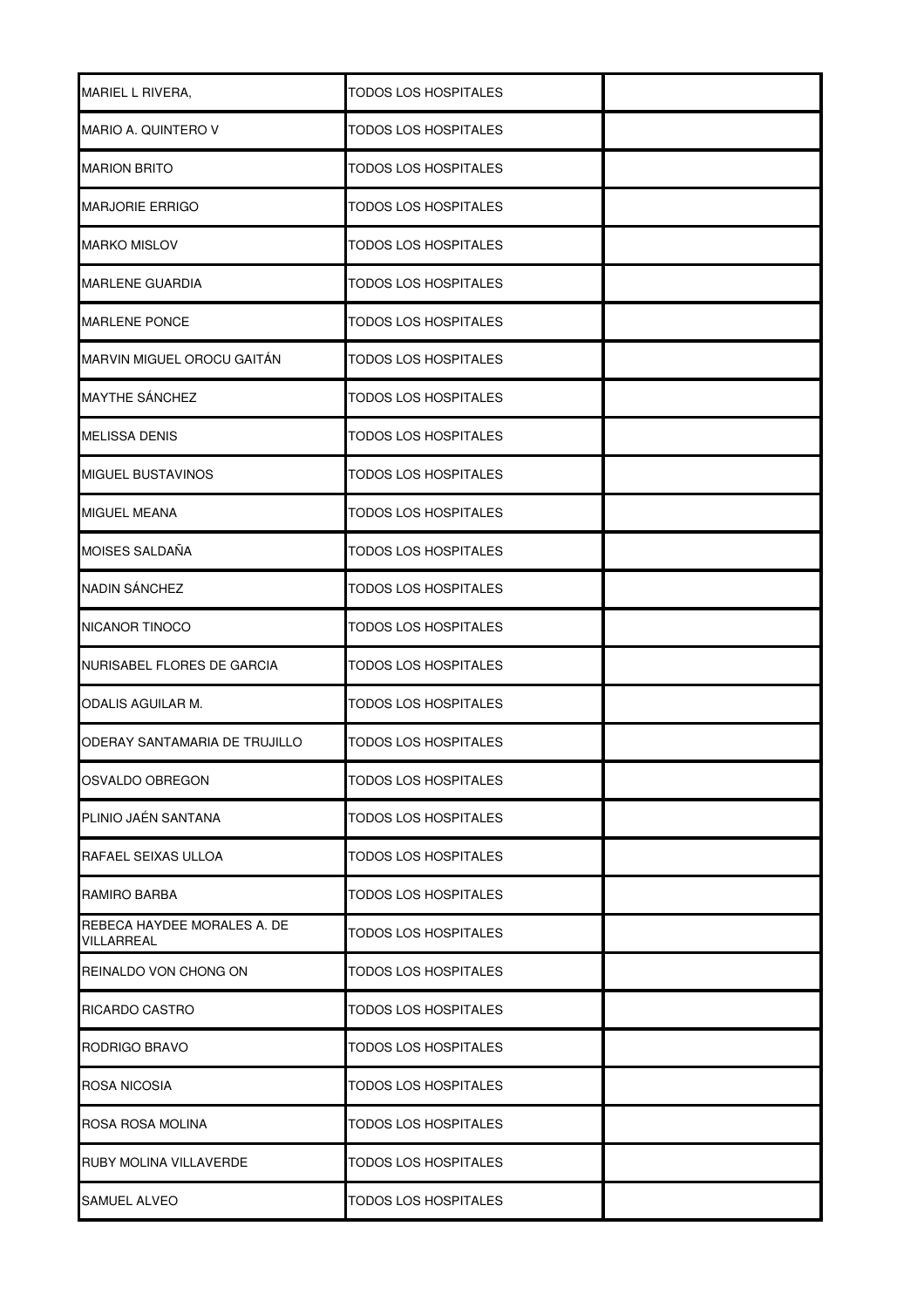| | | |
|---|---|---|
| MARIEL L RIVERA, | TODOS LOS HOSPITALES | |
| MARIO A. QUINTERO V | TODOS LOS HOSPITALES | |
| MARION BRITO | TODOS LOS HOSPITALES | |
| MARJORIE ERRIGO | TODOS LOS HOSPITALES | |
| MARKO MISLOV | TODOS LOS HOSPITALES | |
| MARLENE GUARDIA | TODOS LOS HOSPITALES | |
| MARLENE PONCE | TODOS LOS HOSPITALES | |
| MARVIN MIGUEL OROCU GAITÁN | TODOS LOS HOSPITALES | |
| MAYTHE SÁNCHEZ | TODOS LOS HOSPITALES | |
| MELISSA DENIS | TODOS LOS HOSPITALES | |
| MIGUEL BUSTAVINOS | TODOS LOS HOSPITALES | |
| MIGUEL MEANA | TODOS LOS HOSPITALES | |
| MOISES SALDAÑA | TODOS LOS HOSPITALES | |
| NADIN SÁNCHEZ | TODOS LOS HOSPITALES | |
| NICANOR TINOCO | TODOS LOS HOSPITALES | |
| NURISABEL FLORES DE GARCIA | TODOS LOS HOSPITALES | |
| ODALIS AGUILAR M. | TODOS LOS HOSPITALES | |
| ODERAY SANTAMARIA DE TRUJILLO | TODOS LOS HOSPITALES | |
| OSVALDO OBREGON | TODOS LOS HOSPITALES | |
| PLINIO JAÉN SANTANA | TODOS LOS HOSPITALES | |
| RAFAEL SEIXAS ULLOA | TODOS LOS HOSPITALES | |
| RAMIRO BARBA | TODOS LOS HOSPITALES | |
| REBECA HAYDEE MORALES A. DE VILLARREAL | TODOS LOS HOSPITALES | |
| REINALDO VON CHONG ON | TODOS LOS HOSPITALES | |
| RICARDO CASTRO | TODOS LOS HOSPITALES | |
| RODRIGO BRAVO | TODOS LOS HOSPITALES | |
| ROSA NICOSIA | TODOS LOS HOSPITALES | |
| ROSA ROSA MOLINA | TODOS LOS HOSPITALES | |
| RUBY MOLINA VILLAVERDE | TODOS LOS HOSPITALES | |
| SAMUEL ALVEO | TODOS LOS HOSPITALES | |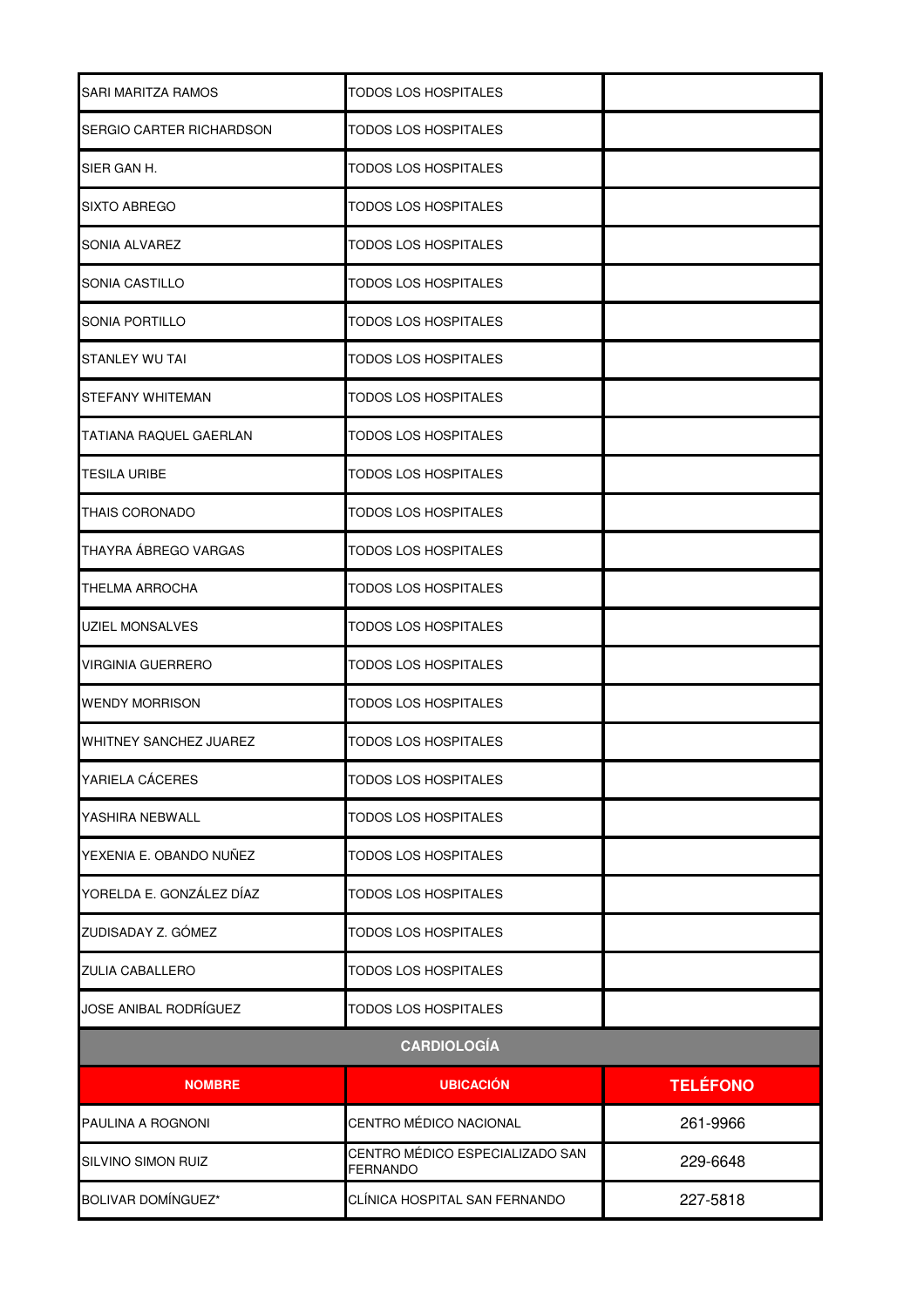| | | |
|---|---|---|
| SARI MARITZA RAMOS | TODOS LOS HOSPITALES | |
| SERGIO CARTER RICHARDSON | TODOS LOS HOSPITALES | |
| SIER GAN H. | TODOS LOS HOSPITALES | |
| SIXTO ABREGO | TODOS LOS HOSPITALES | |
| SONIA ALVAREZ | TODOS LOS HOSPITALES | |
| SONIA CASTILLO | TODOS LOS HOSPITALES | |
| SONIA PORTILLO | TODOS LOS HOSPITALES | |
| STANLEY WU TAI | TODOS LOS HOSPITALES | |
| STEFANY WHITEMAN | TODOS LOS HOSPITALES | |
| TATIANA RAQUEL GAERLAN | TODOS LOS HOSPITALES | |
| TESILA URIBE | TODOS LOS HOSPITALES | |
| THAIS CORONADO | TODOS LOS HOSPITALES | |
| THAYRA ÁBREGO VARGAS | TODOS LOS HOSPITALES | |
| THELMA ARROCHA | TODOS LOS HOSPITALES | |
| UZIEL MONSALVES | TODOS LOS HOSPITALES | |
| VIRGINIA GUERRERO | TODOS LOS HOSPITALES | |
| WENDY MORRISON | TODOS LOS HOSPITALES | |
| WHITNEY SANCHEZ JUAREZ | TODOS LOS HOSPITALES | |
| YARIELA CÁCERES | TODOS LOS HOSPITALES | |
| YASHIRA NEBWALL | TODOS LOS HOSPITALES | |
| YEXENIA E. OBANDO NUÑEZ | TODOS LOS HOSPITALES | |
| YORELDA E. GONZÁLEZ DÍAZ | TODOS LOS HOSPITALES | |
| ZUDISADAY Z. GÓMEZ | TODOS LOS HOSPITALES | |
| ZULIA CABALLERO | TODOS LOS HOSPITALES | |
| JOSE ANIBAL RODRÍGUEZ | TODOS LOS HOSPITALES | |

## CARDIOLOGÍA

| NOMBRE | UBICACIÓN | TELÉFONO |
|---|---|---|
| PAULINA A ROGNONI | CENTRO MÉDICO NACIONAL | 261-9966 |
| SILVINO SIMON RUIZ | CENTRO MÉDICO ESPECIALIZADO SAN FERNANDO | 229-6648 |
| BOLIVAR DOMÍNGUEZ* | CLÍNICA HOSPITAL SAN FERNANDO | 227-5818 |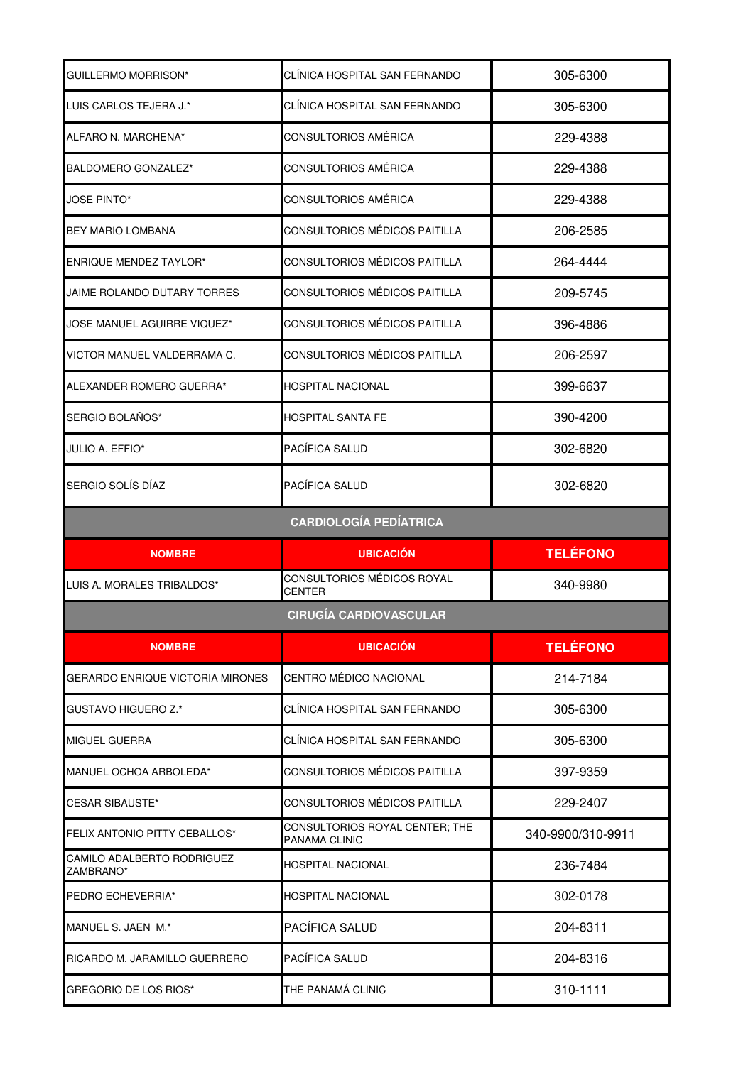| | | |
|---|---|---|
| GUILLERMO MORRISON* | CLÍNICA HOSPITAL SAN FERNANDO | 305-6300 |
| LUIS CARLOS TEJERA J.* | CLÍNICA HOSPITAL SAN FERNANDO | 305-6300 |
| ALFARO N. MARCHENA* | CONSULTORIOS AMÉRICA | 229-4388 |
| BALDOMERO GONZALEZ* | CONSULTORIOS AMÉRICA | 229-4388 |
| JOSE PINTO* | CONSULTORIOS AMÉRICA | 229-4388 |
| BEY MARIO LOMBANA | CONSULTORIOS MÉDICOS PAITILLA | 206-2585 |
| ENRIQUE MENDEZ TAYLOR* | CONSULTORIOS MÉDICOS PAITILLA | 264-4444 |
| JAIME ROLANDO DUTARY TORRES | CONSULTORIOS MÉDICOS PAITILLA | 209-5745 |
| JOSE MANUEL AGUIRRE VIQUEZ* | CONSULTORIOS MÉDICOS PAITILLA | 396-4886 |
| VICTOR MANUEL VALDERRAMA C. | CONSULTORIOS MÉDICOS PAITILLA | 206-2597 |
| ALEXANDER ROMERO GUERRA* | HOSPITAL NACIONAL | 399-6637 |
| SERGIO BOLAÑOS* | HOSPITAL SANTA FE | 390-4200 |
| JULIO A. EFFIO* | PACÍFICA SALUD | 302-6820 |
| SERGIO SOLÍS DÍAZ | PACÍFICA SALUD | 302-6820 |

## CARDIOLOGÍA PEDIÁTRICA

| NOMBRE | UBICACIÓN | TELÉFONO |
|---|---|---|
| LUIS A. MORALES TRIBALDOS* | CONSULTORIOS MÉDICOS ROYAL CENTER | 340-9980 |

## CIRUGÍA CARDIOVASCULAR

| NOMBRE | UBICACIÓN | TELÉFONO |
|---|---|---|
| GERARDO ENRIQUE VICTORIA MIRONES | CENTRO MÉDICO NACIONAL | 214-7184 |
| GUSTAVO HIGUERO Z.* | CLÍNICA HOSPITAL SAN FERNANDO | 305-6300 |
| MIGUEL GUERRA | CLÍNICA HOSPITAL SAN FERNANDO | 305-6300 |
| MANUEL OCHOA ARBOLEDA* | CONSULTORIOS MÉDICOS PAITILLA | 397-9359 |
| CESAR SIBAUSTE* | CONSULTORIOS MÉDICOS PAITILLA | 229-2407 |
| FELIX ANTONIO PITTY CEBALLOS* | CONSULTORIOS ROYAL CENTER; THE PANAMA CLINIC | 340-9900/310-9911 |
| CAMILO ADALBERTO RODRIGUEZ ZAMBRANO* | HOSPITAL NACIONAL | 236-7484 |
| PEDRO ECHEVERRIA* | HOSPITAL NACIONAL | 302-0178 |
| MANUEL S. JAEN M.* | PACÍFICA SALUD | 204-8311 |
| RICARDO M. JARAMILLO GUERRERO | PACÍFICA SALUD | 204-8316 |
| GREGORIO DE LOS RIOS* | THE PANAMÁ CLINIC | 310-1111 |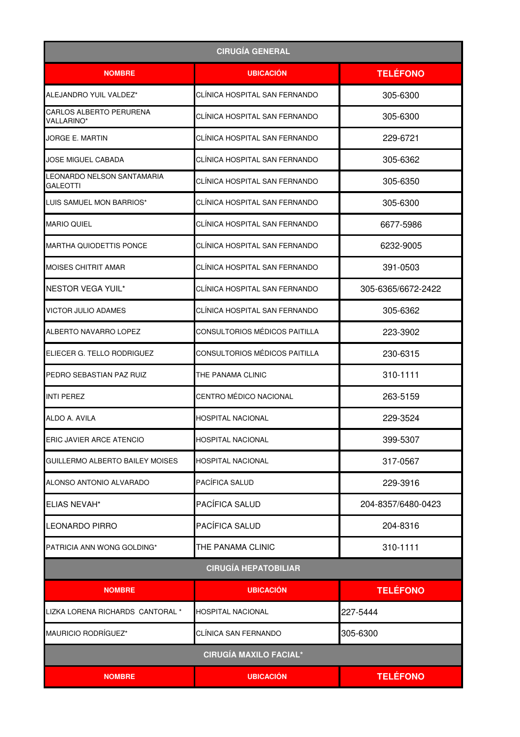## CIRUGÍA GENERAL

| NOMBRE | UBICACIÓN | TELÉFONO |
|---|---|---|
| ALEJANDRO YUIL VALDEZ* | CLÍNICA HOSPITAL SAN FERNANDO | 305-6300 |
| CARLOS ALBERTO PERURENA VALLARINO* | CLÍNICA HOSPITAL SAN FERNANDO | 305-6300 |
| JORGE E. MARTIN | CLÍNICA HOSPITAL SAN FERNANDO | 229-6721 |
| JOSE MIGUEL CABADA | CLÍNICA HOSPITAL SAN FERNANDO | 305-6362 |
| LEONARDO NELSON SANTAMARIA GALEOTTI | CLÍNICA HOSPITAL SAN FERNANDO | 305-6350 |
| LUIS SAMUEL MON BARRIOS* | CLÍNICA HOSPITAL SAN FERNANDO | 305-6300 |
| MARIO QUIEL | CLÍNICA HOSPITAL SAN FERNANDO | 6677-5986 |
| MARTHA QUIODETTIS PONCE | CLÍNICA HOSPITAL SAN FERNANDO | 6232-9005 |
| MOISES CHITRIT AMAR | CLÍNICA HOSPITAL SAN FERNANDO | 391-0503 |
| NESTOR VEGA YUIL* | CLÍNICA HOSPITAL SAN FERNANDO | 305-6365/6672-2422 |
| VICTOR JULIO ADAMES | CLÍNICA HOSPITAL SAN FERNANDO | 305-6362 |
| ALBERTO NAVARRO LOPEZ | CONSULTORIOS MÉDICOS PAITILLA | 223-3902 |
| ELIECER G. TELLO RODRIGUEZ | CONSULTORIOS MÉDICOS PAITILLA | 230-6315 |
| PEDRO SEBASTIAN PAZ RUIZ | THE PANAMA CLINIC | 310-1111 |
| INTI PEREZ | CENTRO MÉDICO NACIONAL | 263-5159 |
| ALDO A. AVILA | HOSPITAL NACIONAL | 229-3524 |
| ERIC JAVIER ARCE ATENCIO | HOSPITAL NACIONAL | 399-5307 |
| GUILLERMO ALBERTO BAILEY MOISES | HOSPITAL NACIONAL | 317-0567 |
| ALONSO ANTONIO ALVARADO | PACÍFICA SALUD | 229-3916 |
| ELIAS NEVAH* | PACÍFICA SALUD | 204-8357/6480-0423 |
| LEONARDO PIRRO | PACÍFICA SALUD | 204-8316 |
| PATRICIA ANN WONG GOLDING* | THE PANAMA CLINIC | 310-1111 |

## CIRUGÍA HEPATOBILIAR

| NOMBRE | UBICACIÓN | TELÉFONO |
|---|---|---|
| LIZKA LORENA RICHARDS CANTORAL * | HOSPITAL NACIONAL | 227-5444 |
| MAURICIO RODRÍGUEZ* | CLÍNICA SAN FERNANDO | 305-6300 |

## CIRUGÍA MAXILO FACIAL*

| NOMBRE | UBICACIÓN | TELÉFONO |
|---|---|---|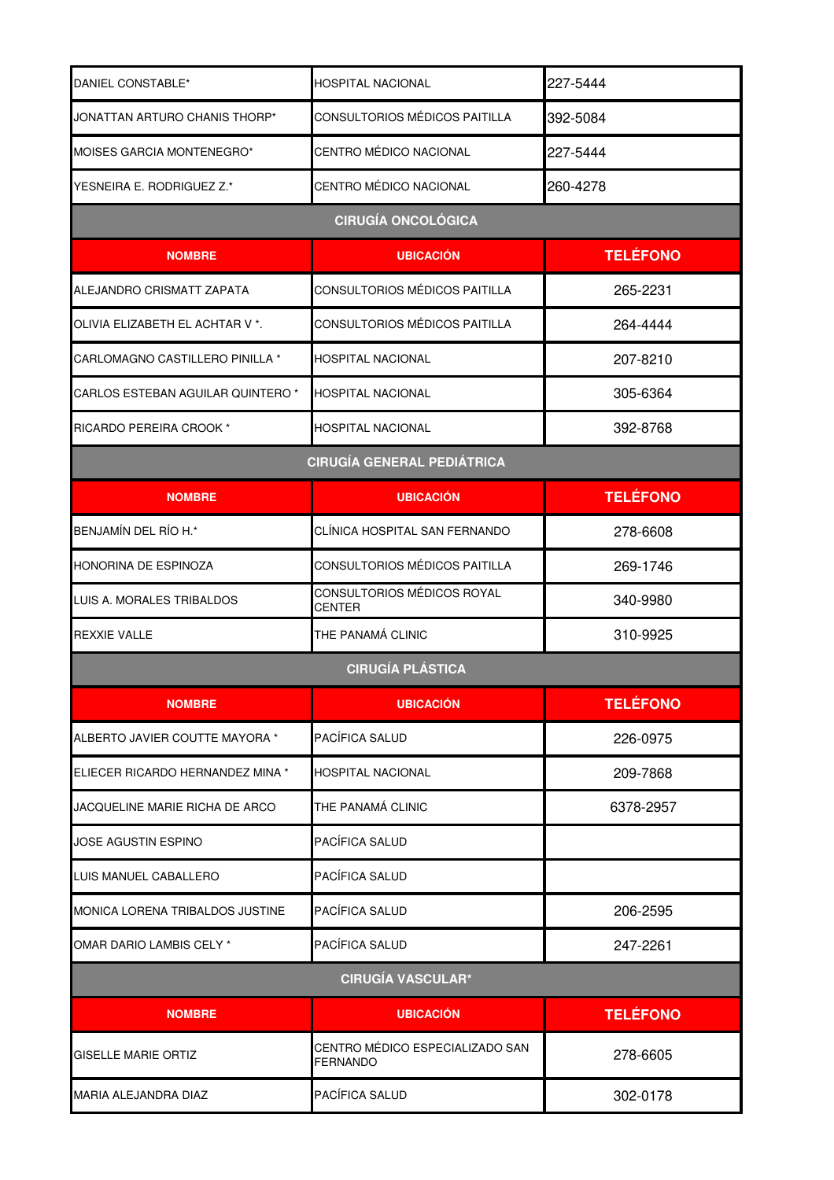| | | |
|---|---|---|
| DANIEL CONSTABLE* | HOSPITAL NACIONAL | 227-5444 |
| JONATTAN ARTURO CHANIS THORP* | CONSULTORIOS MÉDICOS PAITILLA | 392-5084 |
| MOISES GARCIA MONTENEGRO* | CENTRO MÉDICO NACIONAL | 227-5444 |
| YESNEIRA E. RODRIGUEZ Z.* | CENTRO MÉDICO NACIONAL | 260-4278 |

## CIRUGÍA ONCOLÓGICA

| NOMBRE | UBICACIÓN | TELÉFONO |
|---|---|---|
| ALEJANDRO CRISMATT ZAPATA | CONSULTORIOS MÉDICOS PAITILLA | 265-2231 |
| OLIVIA ELIZABETH EL ACHTAR V *. | CONSULTORIOS MÉDICOS PAITILLA | 264-4444 |
| CARLOMAGNO CASTILLERO PINILLA * | HOSPITAL NACIONAL | 207-8210 |
| CARLOS ESTEBAN AGUILAR QUINTERO * | HOSPITAL NACIONAL | 305-6364 |
| RICARDO PEREIRA CROOK * | HOSPITAL NACIONAL | 392-8768 |

## CIRUGÍA GENERAL PEDIÁTRICA

| NOMBRE | UBICACIÓN | TELÉFONO |
|---|---|---|
| BENJAMÍN DEL RÍO H.* | CLÍNICA HOSPITAL SAN FERNANDO | 278-6608 |
| HONORINA DE ESPINOZA | CONSULTORIOS MÉDICOS PAITILLA | 269-1746 |
| LUIS A. MORALES TRIBALDOS | CONSULTORIOS MÉDICOS ROYAL CENTER | 340-9980 |
| REXXIE VALLE | THE PANAMÁ CLINIC | 310-9925 |

## CIRUGÍA PLÁSTICA

| NOMBRE | UBICACIÓN | TELÉFONO |
|---|---|---|
| ALBERTO JAVIER COUTTE MAYORA * | PACÍFICA SALUD | 226-0975 |
| ELIECER RICARDO HERNANDEZ MINA * | HOSPITAL NACIONAL | 209-7868 |
| JACQUELINE MARIE RICHA DE ARCO | THE PANAMÁ CLINIC | 6378-2957 |
| JOSE AGUSTIN ESPINO | PACÍFICA SALUD | |
| LUIS MANUEL CABALLERO | PACÍFICA SALUD | |
| MONICA LORENA TRIBALDOS JUSTINE | PACÍFICA SALUD | 206-2595 |
| OMAR DARIO LAMBIS CELY * | PACÍFICA SALUD | 247-2261 |

## CIRUGÍA VASCULAR*

| NOMBRE | UBICACIÓN | TELÉFONO |
|---|---|---|
| GISELLE MARIE ORTIZ | CENTRO MÉDICO ESPECIALIZADO SAN FERNANDO | 278-6605 |
| MARIA ALEJANDRA DIAZ | PACÍFICA SALUD | 302-0178 |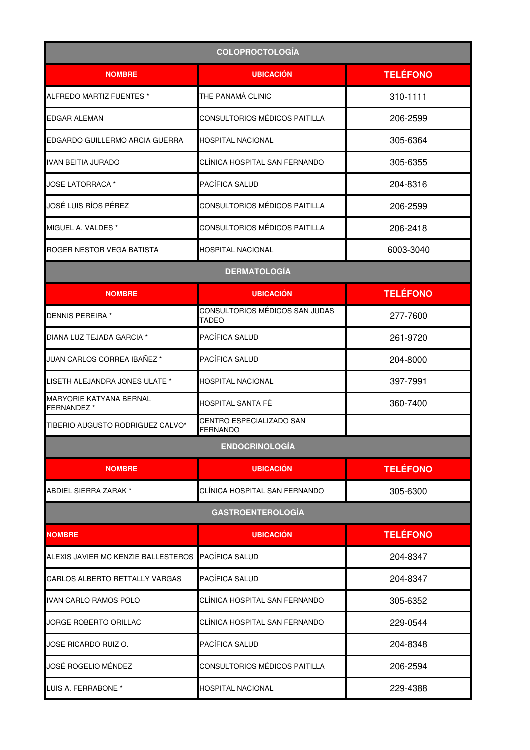| COLOPROCTOLOGÍA | | |
|---|---|---|
| **NOMBRE** | **UBICACIÓN** | **TELÉFONO** |
| ALFREDO MARTIZ FUENTES * | THE PANAMÁ CLINIC | 310-1111 |
| EDGAR ALEMAN | CONSULTORIOS MÉDICOS PAITILLA | 206-2599 |
| EDGARDO GUILLERMO ARCIA GUERRA | HOSPITAL NACIONAL | 305-6364 |
| IVAN BEITIA JURADO | CLÍNICA HOSPITAL SAN FERNANDO | 305-6355 |
| JOSE LATORRACA * | PACÍFICA SALUD | 204-8316 |
| JOSÉ LUIS RÍOS PÉREZ | CONSULTORIOS MÉDICOS PAITILLA | 206-2599 |
| MIGUEL A. VALDES * | CONSULTORIOS MÉDICOS PAITILLA | 206-2418 |
| ROGER NESTOR VEGA BATISTA | HOSPITAL NACIONAL | 6003-3040 |

| DERMATOLOGÍA | | |
|---|---|---|
| **NOMBRE** | **UBICACIÓN** | **TELÉFONO** |
| DENNIS PEREIRA * | CONSULTORIOS MÉDICOS SAN JUDAS TADEO | 277-7600 |
| DIANA LUZ TEJADA GARCIA * | PACÍFICA SALUD | 261-9720 |
| JUAN CARLOS CORREA IBAÑEZ * | PACÍFICA SALUD | 204-8000 |
| LISETH ALEJANDRA JONES ULATE * | HOSPITAL NACIONAL | 397-7991 |
| MARYORIE KATYANA BERNAL FERNANDEZ * | HOSPITAL SANTA FÉ | 360-7400 |
| TIBERIO AUGUSTO RODRIGUEZ CALVO* | CENTRO ESPECIALIZADO SAN FERNANDO | |

| ENDOCRINOLOGÍA | | |
|---|---|---|
| **NOMBRE** | **UBICACIÓN** | **TELÉFONO** |
| ABDIEL SIERRA ZARAK * | CLÍNICA HOSPITAL SAN FERNANDO | 305-6300 |

| GASTROENTEROLOGÍA | | |
|---|---|---|
| **NOMBRE** | **UBICACIÓN** | **TELÉFONO** |
| ALEXIS JAVIER MC KENZIE BALLESTEROS | PACÍFICA SALUD | 204-8347 |
| CARLOS ALBERTO RETTALLY VARGAS | PACÍFICA SALUD | 204-8347 |
| IVAN CARLO RAMOS POLO | CLÍNICA HOSPITAL SAN FERNANDO | 305-6352 |
| JORGE ROBERTO ORILLAC | CLÍNICA HOSPITAL SAN FERNANDO | 229-0544 |
| JOSE RICARDO RUIZ O. | PACÍFICA SALUD | 204-8348 |
| JOSÉ ROGELIO MÉNDEZ | CONSULTORIOS MÉDICOS PAITILLA | 206-2594 |
| LUIS A. FERRABONE * | HOSPITAL NACIONAL | 229-4388 |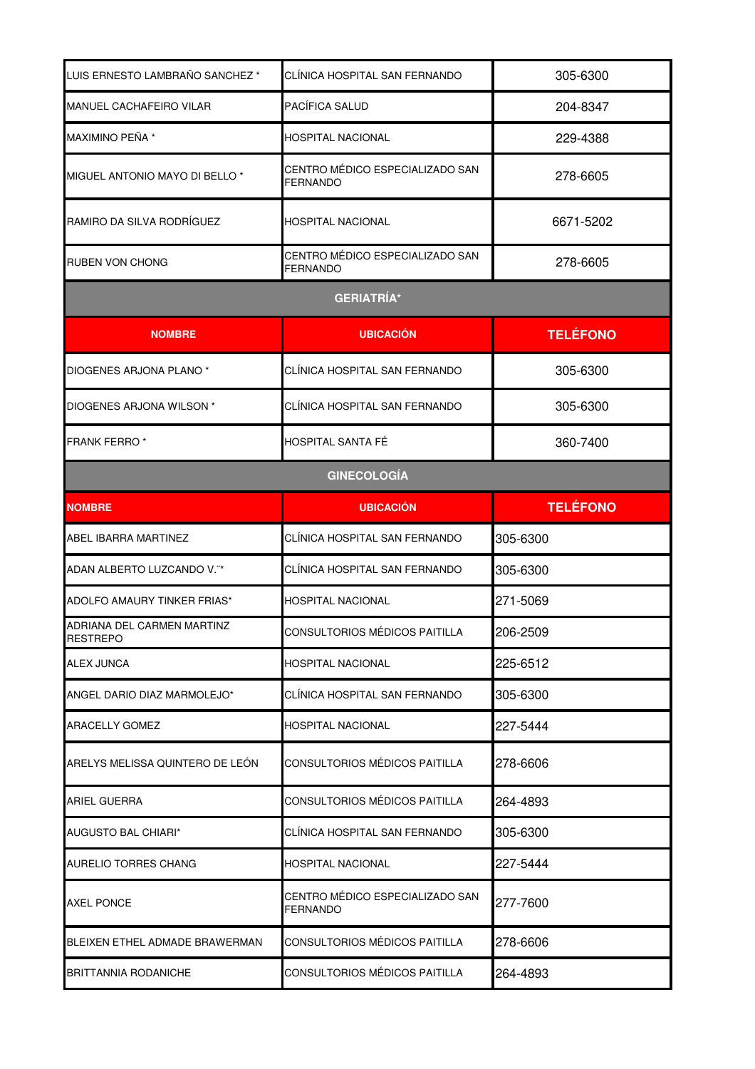| | | |
|---|---|---|
| LUIS ERNESTO LAMBRAÑO SANCHEZ * | CLÍNICA HOSPITAL SAN FERNANDO | 305-6300 |
| MANUEL CACHAFEIRO VILAR | PACÍFICA SALUD | 204-8347 |
| MAXIMINO PEÑA * | HOSPITAL NACIONAL | 229-4388 |
| MIGUEL ANTONIO MAYO DI BELLO * | CENTRO MÉDICO ESPECIALIZADO SAN FERNANDO | 278-6605 |
| RAMIRO DA SILVA RODRÍGUEZ | HOSPITAL NACIONAL | 6671-5202 |
| RUBEN VON CHONG | CENTRO MÉDICO ESPECIALIZADO SAN FERNANDO | 278-6605 |

## GERIATRÍA*

| NOMBRE | UBICACIÓN | TELÉFONO |
|---|---|---|
| DIOGENES ARJONA PLANO * | CLÍNICA HOSPITAL SAN FERNANDO | 305-6300 |
| DIOGENES ARJONA WILSON * | CLÍNICA HOSPITAL SAN FERNANDO | 305-6300 |
| FRANK FERRO * | HOSPITAL SANTA FÉ | 360-7400 |

## GINECOLOGÍA

| NOMBRE | UBICACIÓN | TELÉFONO |
|---|---|---|
| ABEL IBARRA MARTINEZ | CLÍNICA HOSPITAL SAN FERNANDO | 305-6300 |
| ADAN ALBERTO LUZCANDO V.¨* | CLÍNICA HOSPITAL SAN FERNANDO | 305-6300 |
| ADOLFO AMAURY TINKER FRIAS* | HOSPITAL NACIONAL | 271-5069 |
| ADRIANA DEL CARMEN MARTINZ RESTREPO | CONSULTORIOS MÉDICOS PAITILLA | 206-2509 |
| ALEX JUNCA | HOSPITAL NACIONAL | 225-6512 |
| ANGEL DARIO DIAZ MARMOLEJO* | CLÍNICA HOSPITAL SAN FERNANDO | 305-6300 |
| ARACELLY GOMEZ | HOSPITAL NACIONAL | 227-5444 |
| ARELYS MELISSA QUINTERO DE LEÓN | CONSULTORIOS MÉDICOS PAITILLA | 278-6606 |
| ARIEL GUERRA | CONSULTORIOS MÉDICOS PAITILLA | 264-4893 |
| AUGUSTO BAL CHIARI* | CLÍNICA HOSPITAL SAN FERNANDO | 305-6300 |
| AURELIO TORRES CHANG | HOSPITAL NACIONAL | 227-5444 |
| AXEL PONCE | CENTRO MÉDICO ESPECIALIZADO SAN FERNANDO | 277-7600 |
| BLEIXEN ETHEL ADMADE BRAWERMAN | CONSULTORIOS MÉDICOS PAITILLA | 278-6606 |
| BRITTANNIA RODANICHE | CONSULTORIOS MÉDICOS PAITILLA | 264-4893 |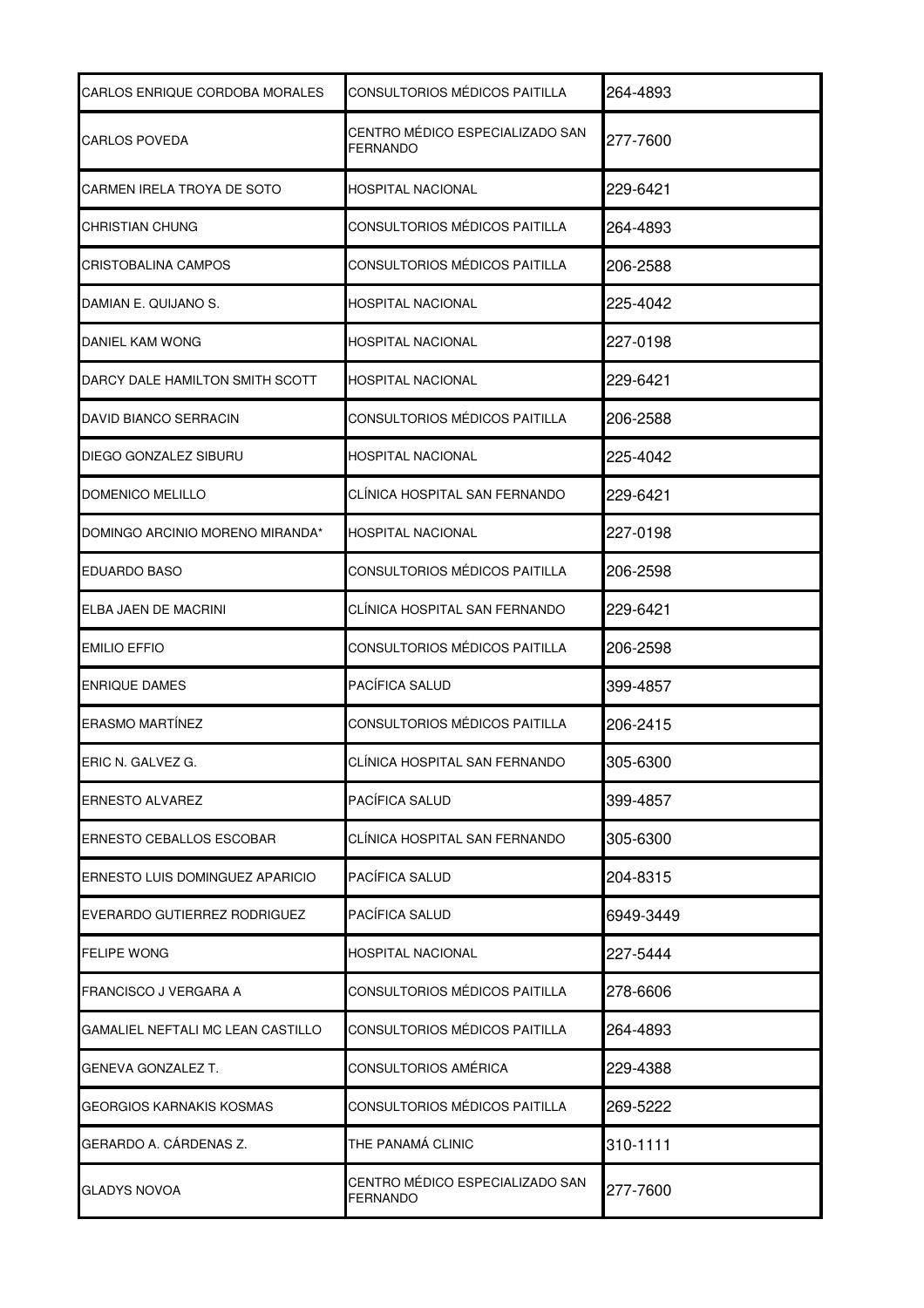| | | |
|---|---|---|
| CARLOS ENRIQUE CORDOBA MORALES | CONSULTORIOS MÉDICOS PAITILLA | 264-4893 |
| CARLOS POVEDA | CENTRO MÉDICO ESPECIALIZADO SAN FERNANDO | 277-7600 |
| CARMEN IRELA TROYA DE SOTO | HOSPITAL NACIONAL | 229-6421 |
| CHRISTIAN CHUNG | CONSULTORIOS MÉDICOS PAITILLA | 264-4893 |
| CRISTOBALINA CAMPOS | CONSULTORIOS MÉDICOS PAITILLA | 206-2588 |
| DAMIAN E. QUIJANO S. | HOSPITAL NACIONAL | 225-4042 |
| DANIEL KAM WONG | HOSPITAL NACIONAL | 227-0198 |
| DARCY DALE HAMILTON SMITH SCOTT | HOSPITAL NACIONAL | 229-6421 |
| DAVID BIANCO SERRACIN | CONSULTORIOS MÉDICOS PAITILLA | 206-2588 |
| DIEGO GONZALEZ SIBURU | HOSPITAL NACIONAL | 225-4042 |
| DOMENICO MELILLO | CLÍNICA HOSPITAL SAN FERNANDO | 229-6421 |
| DOMINGO ARCINIO MORENO MIRANDA* | HOSPITAL NACIONAL | 227-0198 |
| EDUARDO BASO | CONSULTORIOS MÉDICOS PAITILLA | 206-2598 |
| ELBA JAEN DE MACRINI | CLÍNICA HOSPITAL SAN FERNANDO | 229-6421 |
| EMILIO EFFIO | CONSULTORIOS MÉDICOS PAITILLA | 206-2598 |
| ENRIQUE DAMES | PACÍFICA SALUD | 399-4857 |
| ERASMO MARTÍNEZ | CONSULTORIOS MÉDICOS PAITILLA | 206-2415 |
| ERIC N. GALVEZ G. | CLÍNICA HOSPITAL SAN FERNANDO | 305-6300 |
| ERNESTO ALVAREZ | PACÍFICA SALUD | 399-4857 |
| ERNESTO CEBALLOS ESCOBAR | CLÍNICA HOSPITAL SAN FERNANDO | 305-6300 |
| ERNESTO LUIS DOMINGUEZ APARICIO | PACÍFICA SALUD | 204-8315 |
| EVERARDO GUTIERREZ RODRIGUEZ | PACÍFICA SALUD | 6949-3449 |
| FELIPE WONG | HOSPITAL NACIONAL | 227-5444 |
| FRANCISCO J VERGARA A | CONSULTORIOS MÉDICOS PAITILLA | 278-6606 |
| GAMALIEL NEFTALI MC LEAN CASTILLO | CONSULTORIOS MÉDICOS PAITILLA | 264-4893 |
| GENEVA GONZALEZ T. | CONSULTORIOS AMÉRICA | 229-4388 |
| GEORGIOS KARNAKIS KOSMAS | CONSULTORIOS MÉDICOS PAITILLA | 269-5222 |
| GERARDO A. CÁRDENAS Z. | THE PANAMÁ CLINIC | 310-1111 |
| GLADYS NOVOA | CENTRO MÉDICO ESPECIALIZADO SAN FERNANDO | 277-7600 |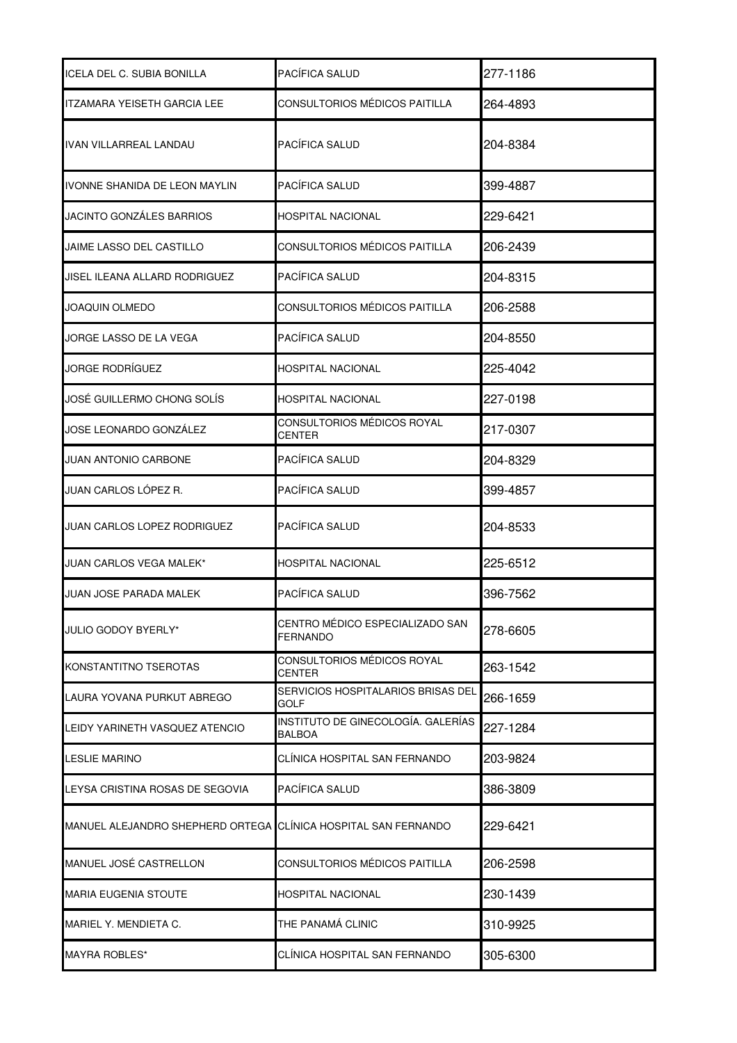| | | |
|---|---|---|
| ICELA DEL C. SUBIA BONILLA | PACÍFICA SALUD | 277-1186 |
| ITZAMARA YEISETH GARCIA LEE | CONSULTORIOS MÉDICOS PAITILLA | 264-4893 |
| IVAN VILLARREAL LANDAU | PACÍFICA SALUD | 204-8384 |
| IVONNE SHANIDA DE LEON MAYLIN | PACÍFICA SALUD | 399-4887 |
| JACINTO GONZÁLES BARRIOS | HOSPITAL NACIONAL | 229-6421 |
| JAIME LASSO DEL CASTILLO | CONSULTORIOS MÉDICOS PAITILLA | 206-2439 |
| JISEL ILEANA ALLARD RODRIGUEZ | PACÍFICA SALUD | 204-8315 |
| JOAQUIN OLMEDO | CONSULTORIOS MÉDICOS PAITILLA | 206-2588 |
| JORGE LASSO DE LA VEGA | PACÍFICA SALUD | 204-8550 |
| JORGE RODRÍGUEZ | HOSPITAL NACIONAL | 225-4042 |
| JOSÉ GUILLERMO CHONG SOLÍS | HOSPITAL NACIONAL | 227-0198 |
| JOSE LEONARDO GONZÁLEZ | CONSULTORIOS MÉDICOS ROYAL CENTER | 217-0307 |
| JUAN ANTONIO CARBONE | PACÍFICA SALUD | 204-8329 |
| JUAN CARLOS LÓPEZ R. | PACÍFICA SALUD | 399-4857 |
| JUAN CARLOS LOPEZ RODRIGUEZ | PACÍFICA SALUD | 204-8533 |
| JUAN CARLOS VEGA MALEK* | HOSPITAL NACIONAL | 225-6512 |
| JUAN JOSE PARADA MALEK | PACÍFICA SALUD | 396-7562 |
| JULIO GODOY BYERLY* | CENTRO MÉDICO ESPECIALIZADO SAN FERNANDO | 278-6605 |
| KONSTANTITNO TSEROTAS | CONSULTORIOS MÉDICOS ROYAL CENTER | 263-1542 |
| LAURA YOVANA PURKUT ABREGO | SERVICIOS HOSPITALARIOS BRISAS DEL GOLF | 266-1659 |
| LEIDY YARINETH VASQUEZ ATENCIO | INSTITUTO DE GINECOLOGÍA. GALERÍAS BALBOA | 227-1284 |
| LESLIE MARINO | CLÍNICA HOSPITAL SAN FERNANDO | 203-9824 |
| LEYSA CRISTINA ROSAS DE SEGOVIA | PACÍFICA SALUD | 386-3809 |
| MANUEL ALEJANDRO SHEPHERD ORTEGA | CLÍNICA HOSPITAL SAN FERNANDO | 229-6421 |
| MANUEL JOSÉ CASTRELLON | CONSULTORIOS MÉDICOS PAITILLA | 206-2598 |
| MARIA EUGENIA STOUTE | HOSPITAL NACIONAL | 230-1439 |
| MARIEL Y. MENDIETA C. | THE PANAMÁ CLINIC | 310-9925 |
| MAYRA ROBLES* | CLÍNICA HOSPITAL SAN FERNANDO | 305-6300 |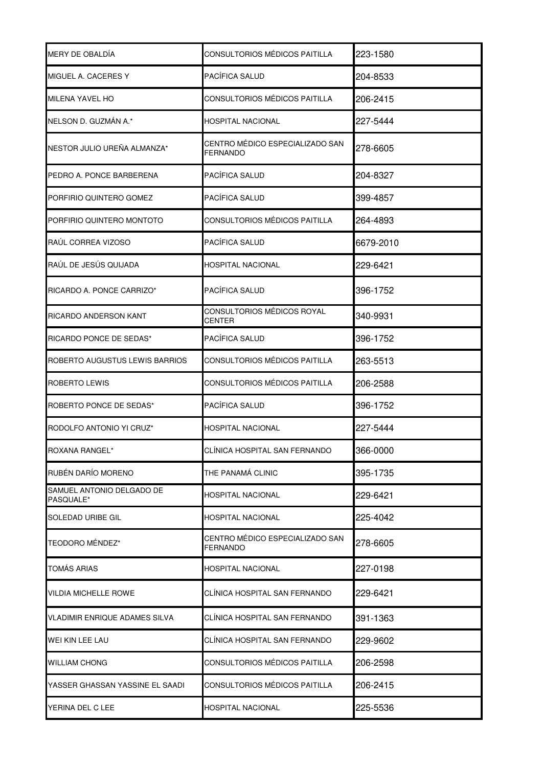| | | |
|---|---|---|
| MERY DE OBALDÍA | CONSULTORIOS MÉDICOS PAITILLA | 223-1580 |
| MIGUEL A. CACERES Y | PACÍFICA SALUD | 204-8533 |
| MILENA YAVEL HO | CONSULTORIOS MÉDICOS PAITILLA | 206-2415 |
| NELSON D. GUZMÁN A.* | HOSPITAL NACIONAL | 227-5444 |
| NESTOR JULIO UREÑA ALMANZA* | CENTRO MÉDICO ESPECIALIZADO SAN FERNANDO | 278-6605 |
| PEDRO A. PONCE BARBERENA | PACÍFICA SALUD | 204-8327 |
| PORFIRIO QUINTERO GOMEZ | PACÍFICA SALUD | 399-4857 |
| PORFIRIO QUINTERO MONTOTO | CONSULTORIOS MÉDICOS PAITILLA | 264-4893 |
| RAÚL CORREA VIZOSO | PACÍFICA SALUD | 6679-2010 |
| RAÚL DE JESÚS QUIJADA | HOSPITAL NACIONAL | 229-6421 |
| RICARDO A. PONCE CARRIZO* | PACÍFICA SALUD | 396-1752 |
| RICARDO ANDERSON KANT | CONSULTORIOS MÉDICOS ROYAL CENTER | 340-9931 |
| RICARDO PONCE DE SEDAS* | PACÍFICA SALUD | 396-1752 |
| ROBERTO AUGUSTUS LEWIS BARRIOS | CONSULTORIOS MÉDICOS PAITILLA | 263-5513 |
| ROBERTO LEWIS | CONSULTORIOS MÉDICOS PAITILLA | 206-2588 |
| ROBERTO PONCE DE SEDAS* | PACÍFICA SALUD | 396-1752 |
| RODOLFO ANTONIO YI CRUZ* | HOSPITAL NACIONAL | 227-5444 |
| ROXANA RANGEL* | CLÍNICA HOSPITAL SAN FERNANDO | 366-0000 |
| RUBÉN DARÍO MORENO | THE PANAMÁ CLINIC | 395-1735 |
| SAMUEL ANTONIO DELGADO DE PASQUALE* | HOSPITAL NACIONAL | 229-6421 |
| SOLEDAD URIBE GIL | HOSPITAL NACIONAL | 225-4042 |
| TEODORO MÉNDEZ* | CENTRO MÉDICO ESPECIALIZADO SAN FERNANDO | 278-6605 |
| TOMÁS ARIAS | HOSPITAL NACIONAL | 227-0198 |
| VILDIA MICHELLE ROWE | CLÍNICA HOSPITAL SAN FERNANDO | 229-6421 |
| VLADIMIR ENRIQUE ADAMES SILVA | CLÍNICA HOSPITAL SAN FERNANDO | 391-1363 |
| WEI KIN LEE LAU | CLÍNICA HOSPITAL SAN FERNANDO | 229-9602 |
| WILLIAM CHONG | CONSULTORIOS MÉDICOS PAITILLA | 206-2598 |
| YASSER GHASSAN YASSINE EL SAADI | CONSULTORIOS MÉDICOS PAITILLA | 206-2415 |
| YERINA DEL C LEE | HOSPITAL NACIONAL | 225-5536 |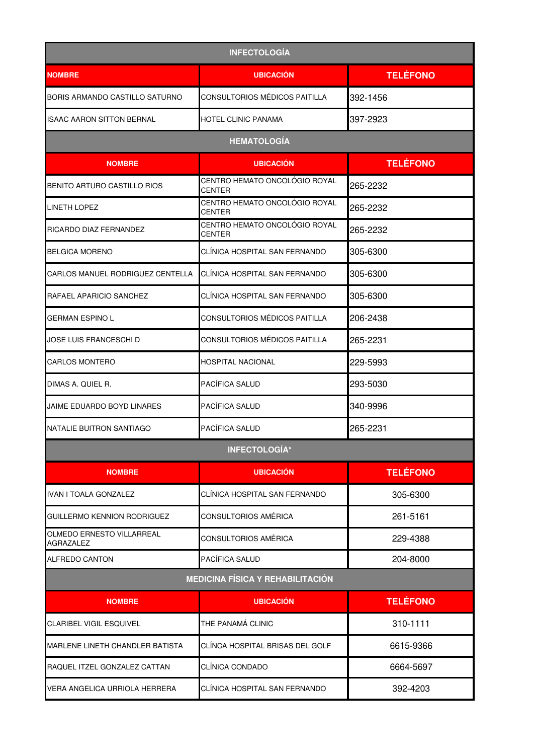| INFECTOLOGÍA | | |
|---|---|---|
| **NOMBRE** | **UBICACIÓN** | **TELÉFONO** |
| BORIS ARMANDO CASTILLO SATURNO | CONSULTORIOS MÉDICOS PAITILLA | 392-1456 |
| ISAAC AARON SITTON BERNAL | HOTEL CLINIC PANAMA | 397-2923 |

| HEMATOLOGÍA | | |
|---|---|---|
| **NOMBRE** | **UBICACIÓN** | **TELÉFONO** |
| BENITO ARTURO CASTILLO RIOS | CENTRO HEMATO ONCOLÓGIO ROYAL CENTER | 265-2232 |
| LINETH LOPEZ | CENTRO HEMATO ONCOLÓGIO ROYAL CENTER | 265-2232 |
| RICARDO DIAZ FERNANDEZ | CENTRO HEMATO ONCOLÓGIO ROYAL CENTER | 265-2232 |
| BELGICA MORENO | CLÍNICA HOSPITAL SAN FERNANDO | 305-6300 |
| CARLOS MANUEL RODRIGUEZ CENTELLA | CLÍNICA HOSPITAL SAN FERNANDO | 305-6300 |
| RAFAEL APARICIO SANCHEZ | CLÍNICA HOSPITAL SAN FERNANDO | 305-6300 |
| GERMAN ESPINO L | CONSULTORIOS MÉDICOS PAITILLA | 206-2438 |
| JOSE LUIS FRANCESCHI D | CONSULTORIOS MÉDICOS PAITILLA | 265-2231 |
| CARLOS MONTERO | HOSPITAL NACIONAL | 229-5993 |
| DIMAS A. QUIEL R. | PACÍFICA SALUD | 293-5030 |
| JAIME EDUARDO BOYD LINARES | PACÍFICA SALUD | 340-9996 |
| NATALIE BUITRON SANTIAGO | PACÍFICA SALUD | 265-2231 |

| INFECTOLOGÍA* | | |
|---|---|---|
| **NOMBRE** | **UBICACIÓN** | **TELÉFONO** |
| IVAN I TOALA GONZALEZ | CLÍNICA HOSPITAL SAN FERNANDO | 305-6300 |
| GUILLERMO KENNION RODRIGUEZ | CONSULTORIOS AMÉRICA | 261-5161 |
| OLMEDO ERNESTO VILLARREAL AGRAZALEZ | CONSULTORIOS AMÉRICA | 229-4388 |
| ALFREDO CANTON | PACÍFICA SALUD | 204-8000 |

| MEDICINA FÍSICA Y REHABILITACIÓN | | |
|---|---|---|
| **NOMBRE** | **UBICACIÓN** | **TELÉFONO** |
| CLARIBEL VIGIL ESQUIVEL | THE PANAMÁ CLINIC | 310-1111 |
| MARLENE LINETH CHANDLER BATISTA | CLÍNCA HOSPITAL BRISAS DEL GOLF | 6615-9366 |
| RAQUEL ITZEL GONZALEZ CATTAN | CLÍNICA CONDADO | 6664-5697 |
| VERA ANGELICA URRIOLA HERRERA | CLÍNICA HOSPITAL SAN FERNANDO | 392-4203 |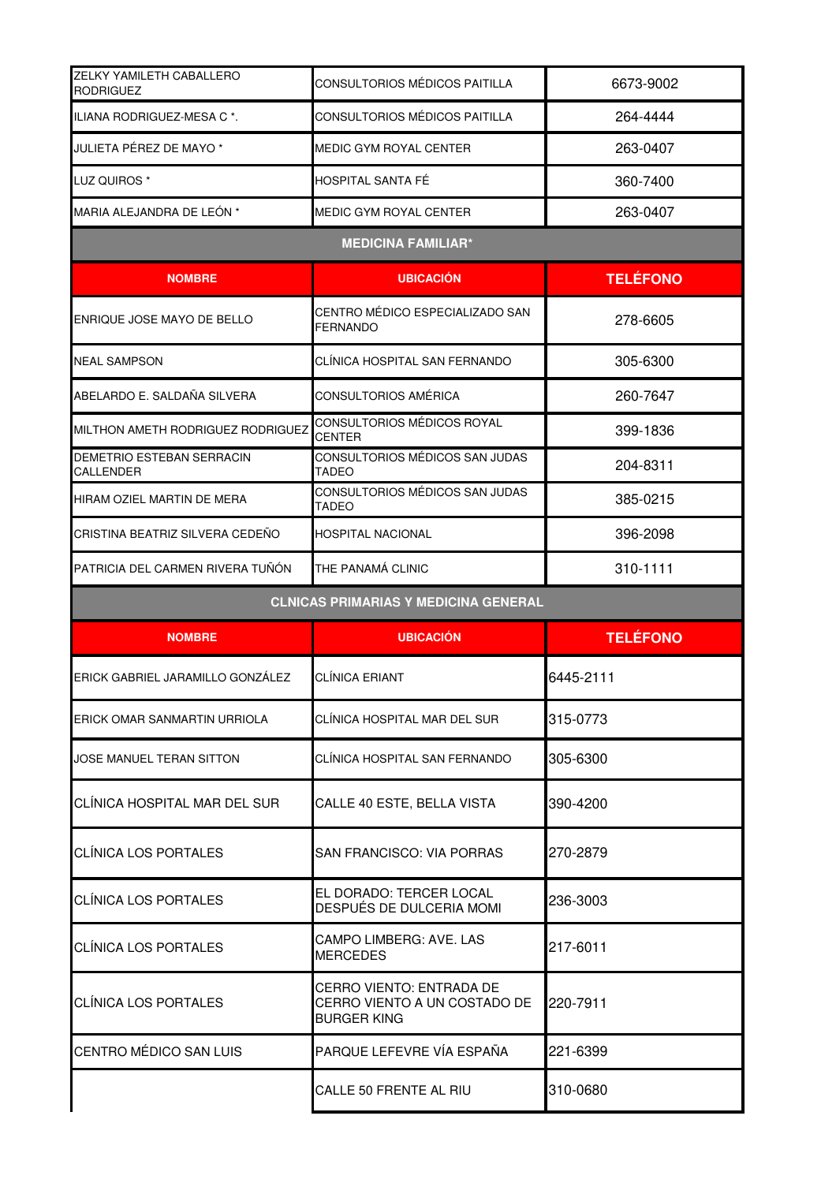| | | |
|---|---|---|
| ZELKY YAMILETH CABALLERO RODRIGUEZ | CONSULTORIOS MÉDICOS PAITILLA | 6673-9002 |
| ILIANA RODRIGUEZ-MESA C *. | CONSULTORIOS MÉDICOS PAITILLA | 264-4444 |
| JULIETA PÉREZ DE MAYO * | MEDIC GYM ROYAL CENTER | 263-0407 |
| LUZ QUIROS * | HOSPITAL SANTA FÉ | 360-7400 |
| MARIA ALEJANDRA DE LEÓN * | MEDIC GYM ROYAL CENTER | 263-0407 |

**MEDICINA FAMILIAR***

| NOMBRE | UBICACIÓN | TELÉFONO |
|---|---|---|
| ENRIQUE JOSE MAYO DE BELLO | CENTRO MÉDICO ESPECIALIZADO SAN FERNANDO | 278-6605 |
| NEAL SAMPSON | CLÍNICA HOSPITAL SAN FERNANDO | 305-6300 |
| ABELARDO E. SALDAÑA SILVERA | CONSULTORIOS AMÉRICA | 260-7647 |
| MILTHON AMETH RODRIGUEZ RODRIGUEZ | CONSULTORIOS MÉDICOS ROYAL CENTER | 399-1836 |
| DEMETRIO ESTEBAN SERRACIN CALLENDER | CONSULTORIOS MÉDICOS SAN JUDAS TADEO | 204-8311 |
| HIRAM OZIEL MARTIN DE MERA | CONSULTORIOS MÉDICOS SAN JUDAS TADEO | 385-0215 |
| CRISTINA BEATRIZ SILVERA CEDEÑO | HOSPITAL NACIONAL | 396-2098 |
| PATRICIA DEL CARMEN RIVERA TUÑÓN | THE PANAMÁ CLINIC | 310-1111 |

**CLNICAS PRIMARIAS Y MEDICINA GENERAL**

| NOMBRE | UBICACIÓN | TELÉFONO |
|---|---|---|
| ERICK GABRIEL JARAMILLO GONZÁLEZ | CLÍNICA ERIANT | 6445-2111 |
| ERICK OMAR SANMARTIN URRIOLA | CLÍNICA HOSPITAL MAR DEL SUR | 315-0773 |
| JOSE MANUEL TERAN SITTON | CLÍNICA HOSPITAL SAN FERNANDO | 305-6300 |
| CLÍNICA HOSPITAL MAR DEL SUR | CALLE 40 ESTE, BELLA VISTA | 390-4200 |
| CLÍNICA LOS PORTALES | SAN FRANCISCO: VIA PORRAS | 270-2879 |
| CLÍNICA LOS PORTALES | EL DORADO: TERCER LOCAL DESPUÉS DE DULCERIA MOMI | 236-3003 |
| CLÍNICA LOS PORTALES | CAMPO LIMBERG: AVE. LAS MERCEDES | 217-6011 |
| CLÍNICA LOS PORTALES | CERRO VIENTO: ENTRADA DE CERRO VIENTO A UN COSTADO DE BURGER KING | 220-7911 |
| CENTRO MÉDICO SAN LUIS | PARQUE LEFEVRE VÍA ESPAÑA | 221-6399 |
| | CALLE 50 FRENTE AL RIU | 310-0680 |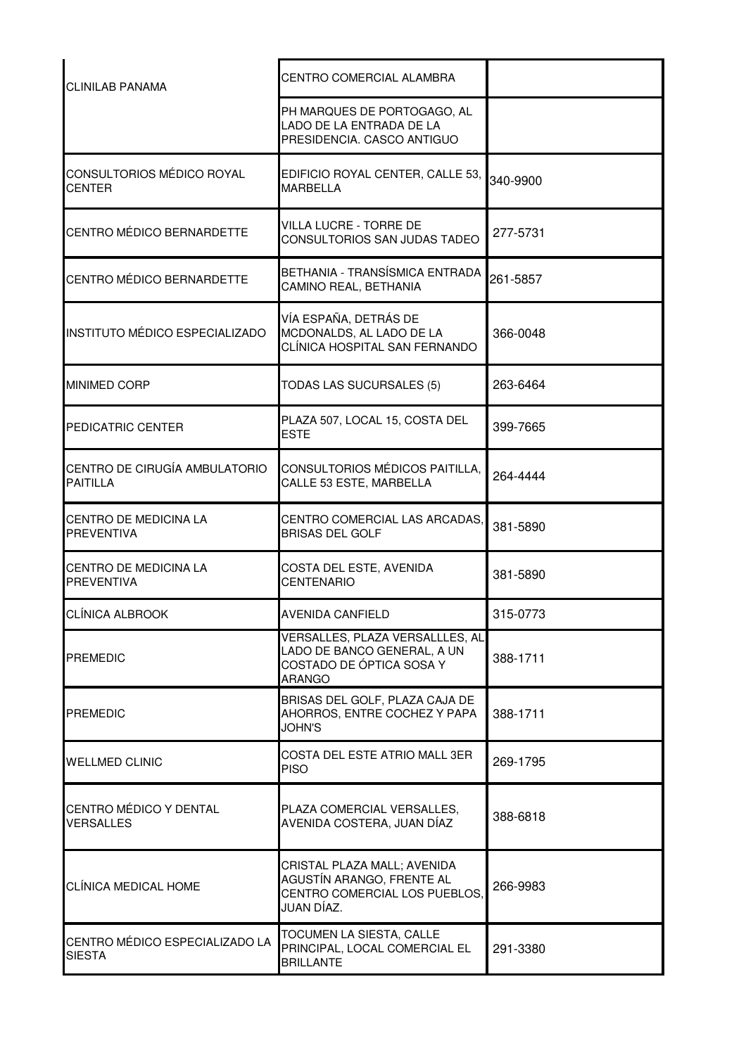| | | |
|---|---|---|
| CLINILAB PANAMA | CENTRO COMERCIAL ALAMBRA | |
| | PH MARQUES DE PORTOGAGO, AL LADO DE LA ENTRADA DE LA PRESIDENCIA. CASCO ANTIGUO | |
| CONSULTORIOS MÉDICO ROYAL CENTER | EDIFICIO ROYAL CENTER, CALLE 53, MARBELLA | 340-9900 |
| CENTRO MÉDICO BERNARDETTE | VILLA LUCRE - TORRE DE CONSULTORIOS SAN JUDAS TADEO | 277-5731 |
| CENTRO MÉDICO BERNARDETTE | BETHANIA - TRANSÍSMICA ENTRADA CAMINO REAL, BETHANIA | 261-5857 |
| INSTITUTO MÉDICO ESPECIALIZADO | VÍA ESPAÑA, DETRÁS DE MCDONALDS, AL LADO DE LA CLÍNICA HOSPITAL SAN FERNANDO | 366-0048 |
| MINIMED CORP | TODAS LAS SUCURSALES (5) | 263-6464 |
| PEDICATRIC CENTER | PLAZA 507, LOCAL 15, COSTA DEL ESTE | 399-7665 |
| CENTRO DE CIRUGÍA AMBULATORIO PAITILLA | CONSULTORIOS MÉDICOS PAITILLA, CALLE 53 ESTE, MARBELLA | 264-4444 |
| CENTRO DE MEDICINA LA PREVENTIVA | CENTRO COMERCIAL LAS ARCADAS, BRISAS DEL GOLF | 381-5890 |
| CENTRO DE MEDICINA LA PREVENTIVA | COSTA DEL ESTE, AVENIDA CENTENARIO | 381-5890 |
| CLÍNICA ALBROOK | AVENIDA CANFIELD | 315-0773 |
| PREMEDIC | VERSALLES, PLAZA VERSALLLES, AL LADO DE BANCO GENERAL, A UN COSTADO DE ÓPTICA SOSA Y ARANGO | 388-1711 |
| PREMEDIC | BRISAS DEL GOLF, PLAZA CAJA DE AHORROS, ENTRE COCHEZ Y PAPA JOHN'S | 388-1711 |
| WELLMED CLINIC | COSTA DEL ESTE ATRIO MALL 3ER PISO | 269-1795 |
| CENTRO MÉDICO Y DENTAL VERSALLES | PLAZA COMERCIAL VERSALLES, AVENIDA COSTERA, JUAN DÍAZ | 388-6818 |
| CLÍNICA MEDICAL HOME | CRISTAL PLAZA MALL; AVENIDA AGUSTÍN ARANGO, FRENTE AL CENTRO COMERCIAL LOS PUEBLOS, JUAN DÍAZ. | 266-9983 |
| CENTRO MÉDICO ESPECIALIZADO LA SIESTA | TOCUMEN LA SIESTA, CALLE PRINCIPAL, LOCAL COMERCIAL EL BRILLANTE | 291-3380 |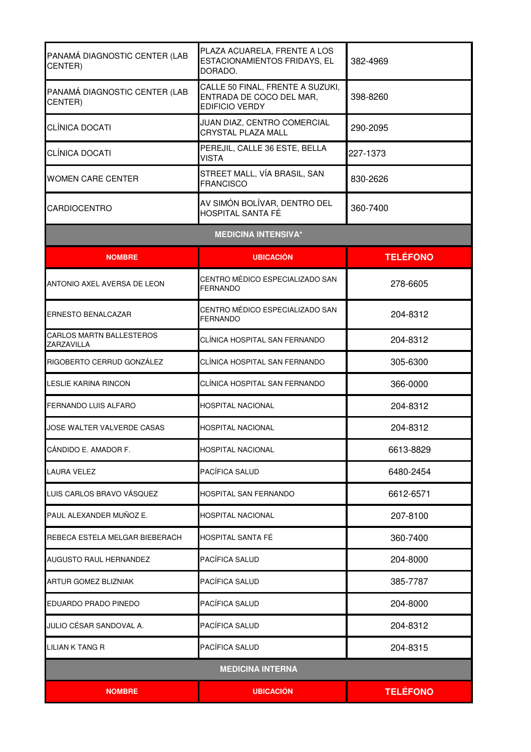| | | |
|---|---|---|
| PANAMÁ DIAGNOSTIC CENTER (LAB CENTER) | PLAZA ACUARELA, FRENTE A LOS ESTACIONAMIENTOS FRIDAYS, EL DORADO. | 382-4969 |
| PANAMÁ DIAGNOSTIC CENTER (LAB CENTER) | CALLE 50 FINAL, FRENTE A SUZUKI, ENTRADA DE COCO DEL MAR, EDIFICIO VERDY | 398-8260 |
| CLÍNICA DOCATI | JUAN DIAZ, CENTRO COMERCIAL CRYSTAL PLAZA MALL | 290-2095 |
| CLÍNICA DOCATI | PEREJIL, CALLE 36 ESTE, BELLA VISTA | 227-1373 |
| WOMEN CARE CENTER | STREET MALL, VÍA BRASIL, SAN FRANCISCO | 830-2626 |
| CARDIOCENTRO | AV SIMÓN BOLÍVAR, DENTRO DEL HOSPITAL SANTA FÉ | 360-7400 |

## MEDICINA INTENSIVA*

| NOMBRE | UBICACIÓN | TELÉFONO |
|---|---|---|
| ANTONIO AXEL AVERSA DE LEON | CENTRO MÉDICO ESPECIALIZADO SAN FERNANDO | 278-6605 |
| ERNESTO BENALCAZAR | CENTRO MÉDICO ESPECIALIZADO SAN FERNANDO | 204-8312 |
| CARLOS MARTN BALLESTEROS ZARZAVILLA | CLÍNICA HOSPITAL SAN FERNANDO | 204-8312 |
| RIGOBERTO CERRUD GONZÁLEZ | CLÍNICA HOSPITAL SAN FERNANDO | 305-6300 |
| LESLIE KARINA RINCON | CLÍNICA HOSPITAL SAN FERNANDO | 366-0000 |
| FERNANDO LUIS ALFARO | HOSPITAL NACIONAL | 204-8312 |
| JOSE WALTER VALVERDE CASAS | HOSPITAL NACIONAL | 204-8312 |
| CÁNDIDO E. AMADOR F. | HOSPITAL NACIONAL | 6613-8829 |
| LAURA VELEZ | PACÍFICA SALUD | 6480-2454 |
| LUIS CARLOS BRAVO VÁSQUEZ | HOSPITAL SAN FERNANDO | 6612-6571 |
| PAUL ALEXANDER MUÑOZ E. | HOSPITAL NACIONAL | 207-8100 |
| REBECA ESTELA MELGAR BIEBERACH | HOSPITAL SANTA FÉ | 360-7400 |
| AUGUSTO RAUL HERNANDEZ | PACÍFICA SALUD | 204-8000 |
| ARTUR GOMEZ BLIZNIAK | PACÍFICA SALUD | 385-7787 |
| EDUARDO PRADO PINEDO | PACÍFICA SALUD | 204-8000 |
| JULIO CÉSAR SANDOVAL A. | PACÍFICA SALUD | 204-8312 |
| LILIAN K TANG R | PACÍFICA SALUD | 204-8315 |

## MEDICINA INTERNA

| NOMBRE | UBICACIÓN | TELÉFONO |
|---|---|---|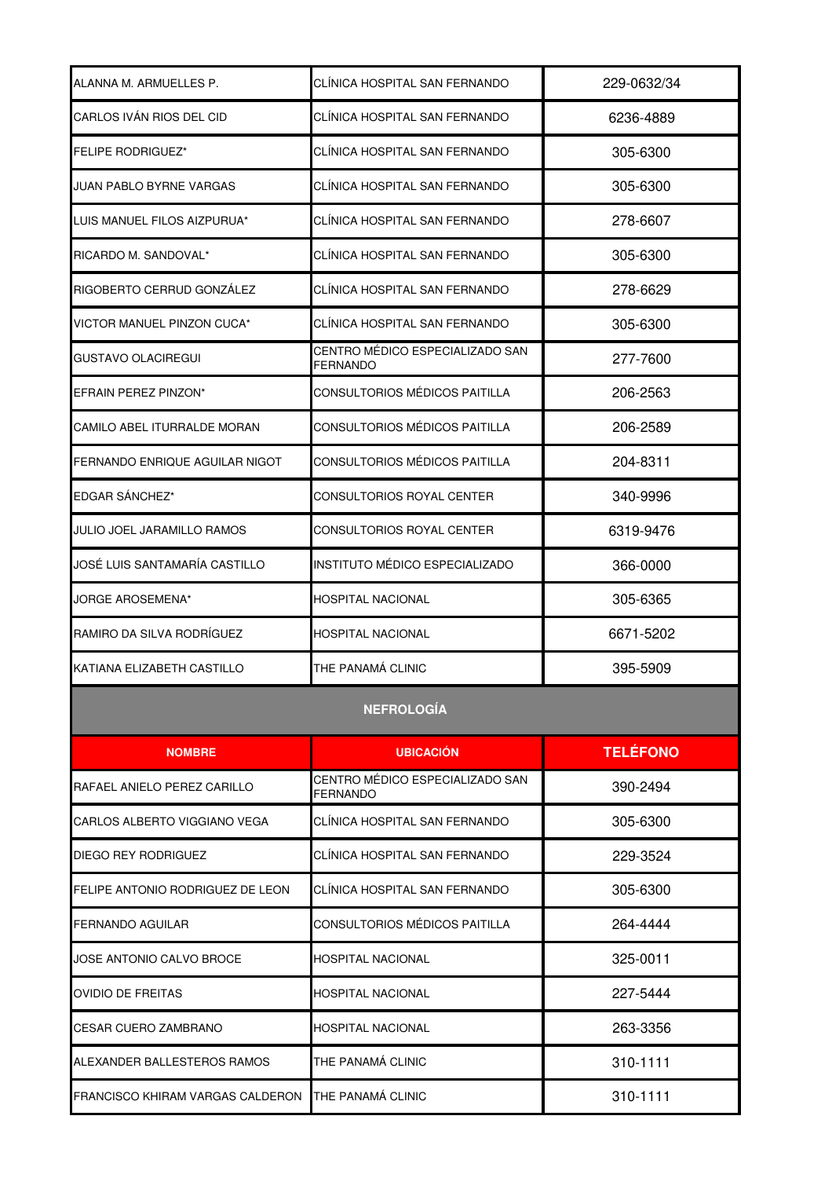| | | |
|---|---|---|
| ALANNA M. ARMUELLES P. | CLÍNICA HOSPITAL SAN FERNANDO | 229-0632/34 |
| CARLOS IVÁN RIOS DEL CID | CLÍNICA HOSPITAL SAN FERNANDO | 6236-4889 |
| FELIPE RODRIGUEZ* | CLÍNICA HOSPITAL SAN FERNANDO | 305-6300 |
| JUAN PABLO BYRNE VARGAS | CLÍNICA HOSPITAL SAN FERNANDO | 305-6300 |
| LUIS MANUEL FILOS AIZPURUA* | CLÍNICA HOSPITAL SAN FERNANDO | 278-6607 |
| RICARDO M. SANDOVAL* | CLÍNICA HOSPITAL SAN FERNANDO | 305-6300 |
| RIGOBERTO CERRUD GONZÁLEZ | CLÍNICA HOSPITAL SAN FERNANDO | 278-6629 |
| VICTOR MANUEL PINZON CUCA* | CLÍNICA HOSPITAL SAN FERNANDO | 305-6300 |
| GUSTAVO OLACIREGUI | CENTRO MÉDICO ESPECIALIZADO SAN FERNANDO | 277-7600 |
| EFRAIN PEREZ PINZON* | CONSULTORIOS MÉDICOS PAITILLA | 206-2563 |
| CAMILO ABEL ITURRALDE MORAN | CONSULTORIOS MÉDICOS PAITILLA | 206-2589 |
| FERNANDO ENRIQUE AGUILAR NIGOT | CONSULTORIOS MÉDICOS PAITILLA | 204-8311 |
| EDGAR SÁNCHEZ* | CONSULTORIOS ROYAL CENTER | 340-9996 |
| JULIO JOEL JARAMILLO RAMOS | CONSULTORIOS ROYAL CENTER | 6319-9476 |
| JOSÉ LUIS SANTAMARÍA CASTILLO | INSTITUTO MÉDICO ESPECIALIZADO | 366-0000 |
| JORGE AROSEMENA* | HOSPITAL NACIONAL | 305-6365 |
| RAMIRO DA SILVA RODRÍGUEZ | HOSPITAL NACIONAL | 6671-5202 |
| KATIANA ELIZABETH CASTILLO | THE PANAMÁ CLINIC | 395-5909 |

## NEFROLOGÍA

| NOMBRE | UBICACIÓN | TELÉFONO |
|---|---|---|
| RAFAEL ANIELO PEREZ CARILLO | CENTRO MÉDICO ESPECIALIZADO SAN FERNANDO | 390-2494 |
| CARLOS ALBERTO VIGGIANO VEGA | CLÍNICA HOSPITAL SAN FERNANDO | 305-6300 |
| DIEGO REY RODRIGUEZ | CLÍNICA HOSPITAL SAN FERNANDO | 229-3524 |
| FELIPE ANTONIO RODRIGUEZ DE LEON | CLÍNICA HOSPITAL SAN FERNANDO | 305-6300 |
| FERNANDO AGUILAR | CONSULTORIOS MÉDICOS PAITILLA | 264-4444 |
| JOSE ANTONIO CALVO BROCE | HOSPITAL NACIONAL | 325-0011 |
| OVIDIO DE FREITAS | HOSPITAL NACIONAL | 227-5444 |
| CESAR CUERO ZAMBRANO | HOSPITAL NACIONAL | 263-3356 |
| ALEXANDER BALLESTEROS RAMOS | THE PANAMÁ CLINIC | 310-1111 |
| FRANCISCO KHIRAM VARGAS CALDERON | THE PANAMÁ CLINIC | 310-1111 |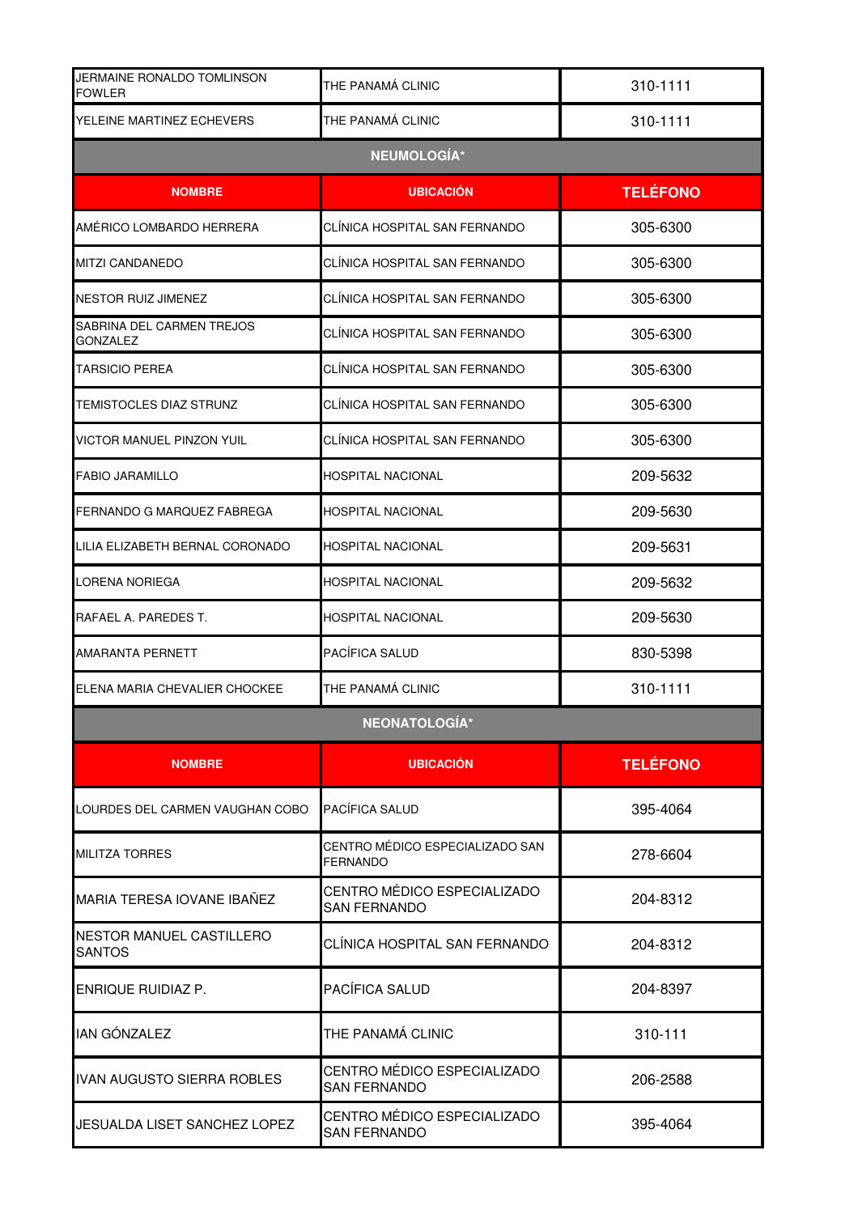| | | |
|---|---|---|
| JERMAINE RONALDO TOMLINSON FOWLER | THE PANAMÁ CLINIC | 310-1111 |
| YELEINE MARTINEZ ECHEVERS | THE PANAMÁ CLINIC | 310-1111 |

**NEUMOLOGÍA***

| NOMBRE | UBICACIÓN | TELÉFONO |
|---|---|---|
| AMÉRICO LOMBARDO HERRERA | CLÍNICA HOSPITAL SAN FERNANDO | 305-6300 |
| MITZI CANDANEDO | CLÍNICA HOSPITAL SAN FERNANDO | 305-6300 |
| NESTOR RUIZ JIMENEZ | CLÍNICA HOSPITAL SAN FERNANDO | 305-6300 |
| SABRINA DEL CARMEN TREJOS GONZALEZ | CLÍNICA HOSPITAL SAN FERNANDO | 305-6300 |
| TARSICIO PEREA | CLÍNICA HOSPITAL SAN FERNANDO | 305-6300 |
| TEMISTOCLES DIAZ STRUNZ | CLÍNICA HOSPITAL SAN FERNANDO | 305-6300 |
| VICTOR MANUEL PINZON YUIL | CLÍNICA HOSPITAL SAN FERNANDO | 305-6300 |
| FABIO JARAMILLO | HOSPITAL NACIONAL | 209-5632 |
| FERNANDO G MARQUEZ FABREGA | HOSPITAL NACIONAL | 209-5630 |
| LILIA ELIZABETH BERNAL CORONADO | HOSPITAL NACIONAL | 209-5631 |
| LORENA NORIEGA | HOSPITAL NACIONAL | 209-5632 |
| RAFAEL A. PAREDES T. | HOSPITAL NACIONAL | 209-5630 |
| AMARANTA PERNETT | PACÍFICA SALUD | 830-5398 |
| ELENA MARIA CHEVALIER CHOCKEE | THE PANAMÁ CLINIC | 310-1111 |

**NEONATOLOGÍA***

| NOMBRE | UBICACIÓN | TELÉFONO |
|---|---|---|
| LOURDES DEL CARMEN VAUGHAN COBO | PACÍFICA SALUD | 395-4064 |
| MILITZA TORRES | CENTRO MÉDICO ESPECIALIZADO SAN FERNANDO | 278-6604 |
| MARIA TERESA IOVANE IBAÑEZ | CENTRO MÉDICO ESPECIALIZADO SAN FERNANDO | 204-8312 |
| NESTOR MANUEL CASTILLERO SANTOS | CLÍNICA HOSPITAL SAN FERNANDO | 204-8312 |
| ENRIQUE RUIDIAZ P. | PACÍFICA SALUD | 204-8397 |
| IAN GÓNZALEZ | THE PANAMÁ CLINIC | 310-111 |
| IVAN AUGUSTO SIERRA ROBLES | CENTRO MÉDICO ESPECIALIZADO SAN FERNANDO | 206-2588 |
| JESUALDA LISET SANCHEZ LOPEZ | CENTRO MÉDICO ESPECIALIZADO SAN FERNANDO | 395-4064 |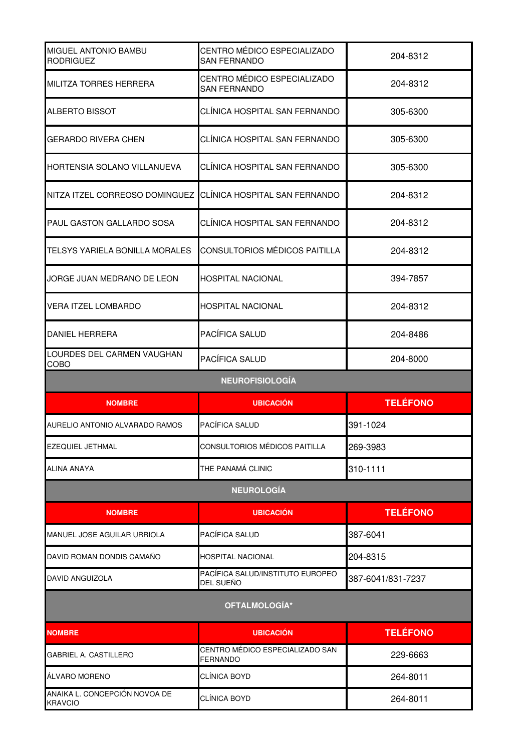| NOMBRE | UBICACIÓN | TELÉFONO |
|---|---|---|
| MIGUEL ANTONIO BAMBU RODRIGUEZ | CENTRO MÉDICO ESPECIALIZADO SAN FERNANDO | 204-8312 |
| MILITZA TORRES HERRERA | CENTRO MÉDICO ESPECIALIZADO SAN FERNANDO | 204-8312 |
| ALBERTO BISSOT | CLÍNICA HOSPITAL SAN FERNANDO | 305-6300 |
| GERARDO RIVERA CHEN | CLÍNICA HOSPITAL SAN FERNANDO | 305-6300 |
| HORTENSIA SOLANO VILLANUEVA | CLÍNICA HOSPITAL SAN FERNANDO | 305-6300 |
| NITZA ITZEL CORREOSO DOMINGUEZ | CLÍNICA HOSPITAL SAN FERNANDO | 204-8312 |
| PAUL GASTON GALLARDO SOSA | CLÍNICA HOSPITAL SAN FERNANDO | 204-8312 |
| TELSYS YARIELA BONILLA MORALES | CONSULTORIOS MÉDICOS PAITILLA | 204-8312 |
| JORGE JUAN MEDRANO DE LEON | HOSPITAL NACIONAL | 394-7857 |
| VERA ITZEL LOMBARDO | HOSPITAL NACIONAL | 204-8312 |
| DANIEL HERRERA | PACÍFICA SALUD | 204-8486 |
| LOURDES DEL CARMEN VAUGHAN COBO | PACÍFICA SALUD | 204-8000 |

## NEUROFISIOLOGÍA

| NOMBRE | UBICACIÓN | TELÉFONO |
|---|---|---|
| AURELIO ANTONIO ALVARADO RAMOS | PACÍFICA SALUD | 391-1024 |
| EZEQUIEL JETHMAL | CONSULTORIOS MÉDICOS PAITILLA | 269-3983 |
| ALINA ANAYA | THE PANAMÁ CLINIC | 310-1111 |

## NEUROLOGÍA

| NOMBRE | UBICACIÓN | TELÉFONO |
|---|---|---|
| MANUEL JOSE AGUILAR URRIOLA | PACÍFICA SALUD | 387-6041 |
| DAVID ROMAN DONDIS CAMAÑO | HOSPITAL NACIONAL | 204-8315 |
| DAVID ANGUIZOLA | PACÍFICA SALUD/INSTITUTO EUROPEO DEL SUEÑO | 387-6041/831-7237 |

## OFTALMOLOGÍA*

| NOMBRE | UBICACIÓN | TELÉFONO |
|---|---|---|
| GABRIEL A. CASTILLERO | CENTRO MÉDICO ESPECIALIZADO SAN FERNANDO | 229-6663 |
| ÁLVARO MORENO | CLÍNICA BOYD | 264-8011 |
| ANAIKA L. CONCEPCIÓN NOVOA DE KRAVCIO | CLÍNICA BOYD | 264-8011 |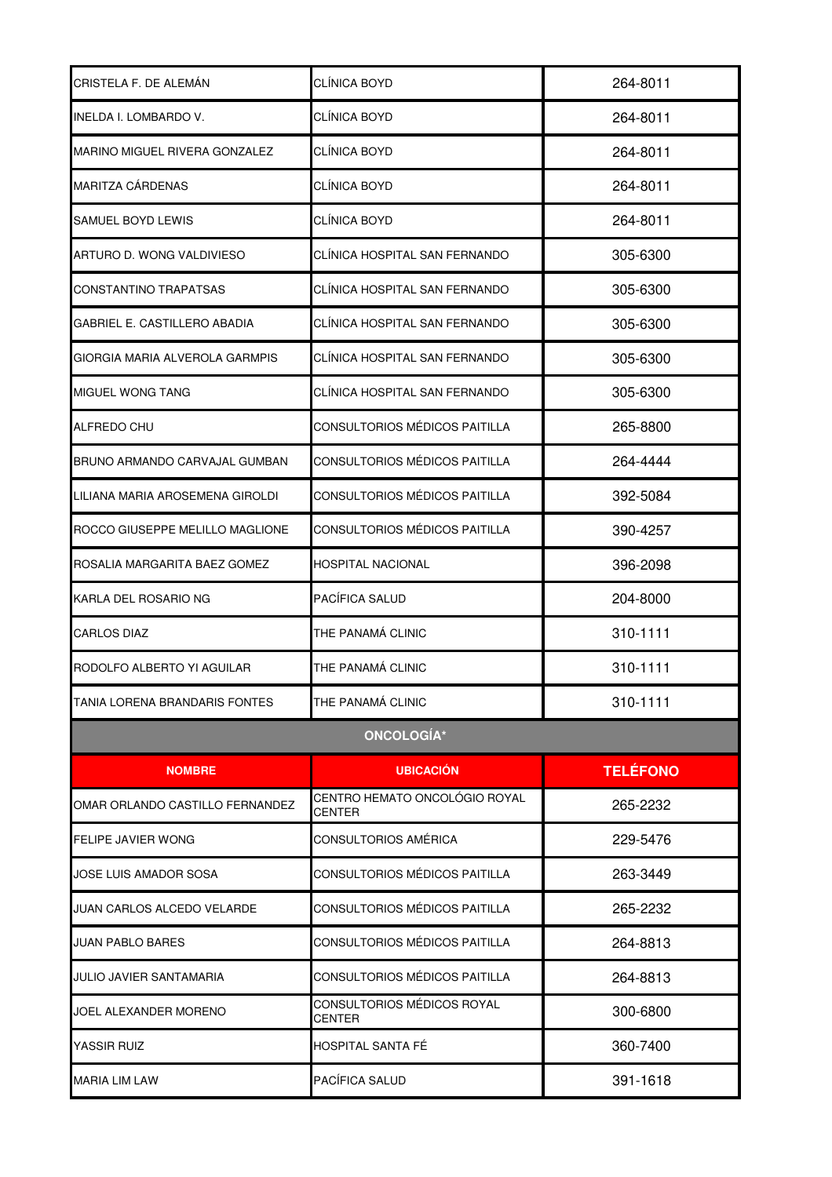| | | |
|---|---|---|
| CRISTELA F. DE ALEMÁN | CLÍNICA BOYD | 264-8011 |
| INELDA I. LOMBARDO V. | CLÍNICA BOYD | 264-8011 |
| MARINO MIGUEL RIVERA GONZALEZ | CLÍNICA BOYD | 264-8011 |
| MARITZA CÁRDENAS | CLÍNICA BOYD | 264-8011 |
| SAMUEL BOYD LEWIS | CLÍNICA BOYD | 264-8011 |
| ARTURO D. WONG VALDIVIESO | CLÍNICA HOSPITAL SAN FERNANDO | 305-6300 |
| CONSTANTINO TRAPATSAS | CLÍNICA HOSPITAL SAN FERNANDO | 305-6300 |
| GABRIEL E. CASTILLERO ABADIA | CLÍNICA HOSPITAL SAN FERNANDO | 305-6300 |
| GIORGIA MARIA ALVEROLA GARMPIS | CLÍNICA HOSPITAL SAN FERNANDO | 305-6300 |
| MIGUEL WONG TANG | CLÍNICA HOSPITAL SAN FERNANDO | 305-6300 |
| ALFREDO CHU | CONSULTORIOS MÉDICOS PAITILLA | 265-8800 |
| BRUNO ARMANDO CARVAJAL GUMBAN | CONSULTORIOS MÉDICOS PAITILLA | 264-4444 |
| LILIANA MARIA AROSEMENA GIROLDI | CONSULTORIOS MÉDICOS PAITILLA | 392-5084 |
| ROCCO GIUSEPPE MELILLO MAGLIONE | CONSULTORIOS MÉDICOS PAITILLA | 390-4257 |
| ROSALIA MARGARITA BAEZ GOMEZ | HOSPITAL NACIONAL | 396-2098 |
| KARLA DEL ROSARIO NG | PACÍFICA SALUD | 204-8000 |
| CARLOS DIAZ | THE PANAMÁ CLINIC | 310-1111 |
| RODOLFO ALBERTO YI AGUILAR | THE PANAMÁ CLINIC | 310-1111 |
| TANIA LORENA BRANDARIS FONTES | THE PANAMÁ CLINIC | 310-1111 |

**ONCOLOGÍA***

| NOMBRE | UBICACIÓN | TELÉFONO |
|---|---|---|
| OMAR ORLANDO CASTILLO FERNANDEZ | CENTRO HEMATO ONCOLÓGIO ROYAL CENTER | 265-2232 |
| FELIPE JAVIER WONG | CONSULTORIOS AMÉRICA | 229-5476 |
| JOSE LUIS AMADOR SOSA | CONSULTORIOS MÉDICOS PAITILLA | 263-3449 |
| JUAN CARLOS ALCEDO VELARDE | CONSULTORIOS MÉDICOS PAITILLA | 265-2232 |
| JUAN PABLO BARES | CONSULTORIOS MÉDICOS PAITILLA | 264-8813 |
| JULIO JAVIER SANTAMARIA | CONSULTORIOS MÉDICOS PAITILLA | 264-8813 |
| JOEL ALEXANDER MORENO | CONSULTORIOS MÉDICOS ROYAL CENTER | 300-6800 |
| YASSIR RUIZ | HOSPITAL SANTA FÉ | 360-7400 |
| MARIA LIM LAW | PACÍFICA SALUD | 391-1618 |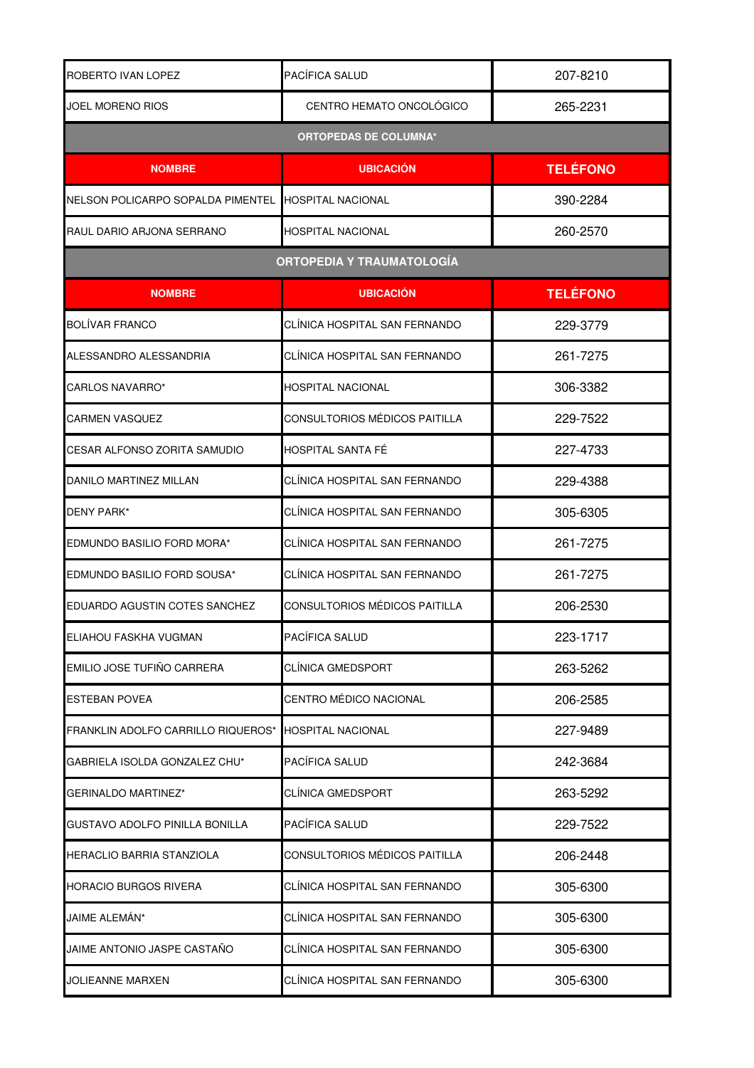| | | |
|---|---|---|
| ROBERTO IVAN LOPEZ | PACÍFICA SALUD | 207-8210 |
| JOEL MORENO RIOS | CENTRO HEMATO ONCOLÓGICO | 265-2231 |

**ORTOPEDAS DE COLUMNA***

| NOMBRE | UBICACIÓN | TELÉFONO |
|---|---|---|
| NELSON POLICARPO SOPALDA PIMENTEL | HOSPITAL NACIONAL | 390-2284 |
| RAUL DARIO ARJONA SERRANO | HOSPITAL NACIONAL | 260-2570 |

**ORTOPEDIA Y TRAUMATOLOGÍA**

| NOMBRE | UBICACIÓN | TELÉFONO |
|---|---|---|
| BOLÍVAR FRANCO | CLÍNICA HOSPITAL SAN FERNANDO | 229-3779 |
| ALESSANDRO ALESSANDRIA | CLÍNICA HOSPITAL SAN FERNANDO | 261-7275 |
| CARLOS NAVARRO* | HOSPITAL NACIONAL | 306-3382 |
| CARMEN VASQUEZ | CONSULTORIOS MÉDICOS PAITILLA | 229-7522 |
| CESAR ALFONSO ZORITA SAMUDIO | HOSPITAL SANTA FÉ | 227-4733 |
| DANILO MARTINEZ MILLAN | CLÍNICA HOSPITAL SAN FERNANDO | 229-4388 |
| DENY PARK* | CLÍNICA HOSPITAL SAN FERNANDO | 305-6305 |
| EDMUNDO BASILIO FORD MORA* | CLÍNICA HOSPITAL SAN FERNANDO | 261-7275 |
| EDMUNDO BASILIO FORD SOUSA* | CLÍNICA HOSPITAL SAN FERNANDO | 261-7275 |
| EDUARDO AGUSTIN COTES SANCHEZ | CONSULTORIOS MÉDICOS PAITILLA | 206-2530 |
| ELIAHOU FASKHA VUGMAN | PACÍFICA SALUD | 223-1717 |
| EMILIO JOSE TUFIÑO CARRERA | CLÍNICA GMEDSPORT | 263-5262 |
| ESTEBAN POVEA | CENTRO MÉDICO NACIONAL | 206-2585 |
| FRANKLIN ADOLFO CARRILLO RIQUEROS* | HOSPITAL NACIONAL | 227-9489 |
| GABRIELA ISOLDA GONZALEZ CHU* | PACÍFICA SALUD | 242-3684 |
| GERINALDO MARTINEZ* | CLÍNICA GMEDSPORT | 263-5292 |
| GUSTAVO ADOLFO PINILLA BONILLA | PACÍFICA SALUD | 229-7522 |
| HERACLIO BARRIA STANZIOLA | CONSULTORIOS MÉDICOS PAITILLA | 206-2448 |
| HORACIO BURGOS RIVERA | CLÍNICA HOSPITAL SAN FERNANDO | 305-6300 |
| JAIME ALEMÁN* | CLÍNICA HOSPITAL SAN FERNANDO | 305-6300 |
| JAIME ANTONIO JASPE CASTAÑO | CLÍNICA HOSPITAL SAN FERNANDO | 305-6300 |
| JOLIEANNE MARXEN | CLÍNICA HOSPITAL SAN FERNANDO | 305-6300 |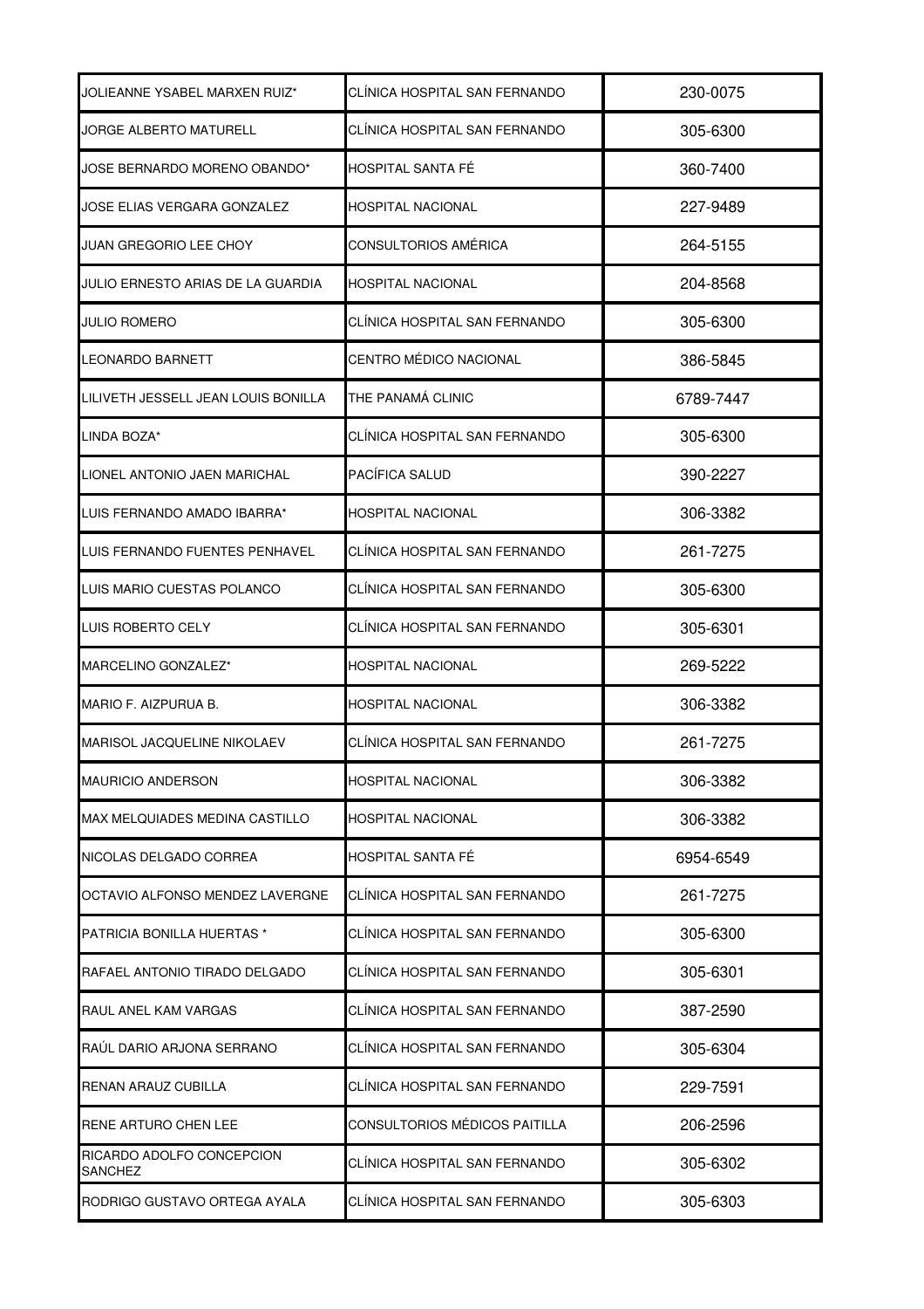| | | |
|---|---|---|
| JOLIEANNE YSABEL MARXEN RUIZ* | CLÍNICA HOSPITAL SAN FERNANDO | 230-0075 |
| JORGE ALBERTO MATURELL | CLÍNICA HOSPITAL SAN FERNANDO | 305-6300 |
| JOSE BERNARDO MORENO OBANDO* | HOSPITAL SANTA FÉ | 360-7400 |
| JOSE ELIAS VERGARA GONZALEZ | HOSPITAL NACIONAL | 227-9489 |
| JUAN GREGORIO LEE CHOY | CONSULTORIOS AMÉRICA | 264-5155 |
| JULIO ERNESTO ARIAS DE LA GUARDIA | HOSPITAL NACIONAL | 204-8568 |
| JULIO ROMERO | CLÍNICA HOSPITAL SAN FERNANDO | 305-6300 |
| LEONARDO BARNETT | CENTRO MÉDICO NACIONAL | 386-5845 |
| LILIVETH JESSELL JEAN LOUIS BONILLA | THE PANAMÁ CLINIC | 6789-7447 |
| LINDA BOZA* | CLÍNICA HOSPITAL SAN FERNANDO | 305-6300 |
| LIONEL ANTONIO JAEN MARICHAL | PACÍFICA SALUD | 390-2227 |
| LUIS FERNANDO AMADO IBARRA* | HOSPITAL NACIONAL | 306-3382 |
| LUIS FERNANDO FUENTES PENHAVEL | CLÍNICA HOSPITAL SAN FERNANDO | 261-7275 |
| LUIS MARIO CUESTAS POLANCO | CLÍNICA HOSPITAL SAN FERNANDO | 305-6300 |
| LUIS ROBERTO CELY | CLÍNICA HOSPITAL SAN FERNANDO | 305-6301 |
| MARCELINO GONZALEZ* | HOSPITAL NACIONAL | 269-5222 |
| MARIO F. AIZPURUA B. | HOSPITAL NACIONAL | 306-3382 |
| MARISOL JACQUELINE NIKOLAEV | CLÍNICA HOSPITAL SAN FERNANDO | 261-7275 |
| MAURICIO ANDERSON | HOSPITAL NACIONAL | 306-3382 |
| MAX MELQUIADES MEDINA CASTILLO | HOSPITAL NACIONAL | 306-3382 |
| NICOLAS DELGADO CORREA | HOSPITAL SANTA FÉ | 6954-6549 |
| OCTAVIO ALFONSO MENDEZ LAVERGNE | CLÍNICA HOSPITAL SAN FERNANDO | 261-7275 |
| PATRICIA BONILLA HUERTAS * | CLÍNICA HOSPITAL SAN FERNANDO | 305-6300 |
| RAFAEL ANTONIO TIRADO DELGADO | CLÍNICA HOSPITAL SAN FERNANDO | 305-6301 |
| RAUL ANEL KAM VARGAS | CLÍNICA HOSPITAL SAN FERNANDO | 387-2590 |
| RAÚL DARIO ARJONA SERRANO | CLÍNICA HOSPITAL SAN FERNANDO | 305-6304 |
| RENAN ARAUZ CUBILLA | CLÍNICA HOSPITAL SAN FERNANDO | 229-7591 |
| RENE ARTURO CHEN LEE | CONSULTORIOS MÉDICOS PAITILLA | 206-2596 |
| RICARDO ADOLFO CONCEPCION SANCHEZ | CLÍNICA HOSPITAL SAN FERNANDO | 305-6302 |
| RODRIGO GUSTAVO ORTEGA AYALA | CLÍNICA HOSPITAL SAN FERNANDO | 305-6303 |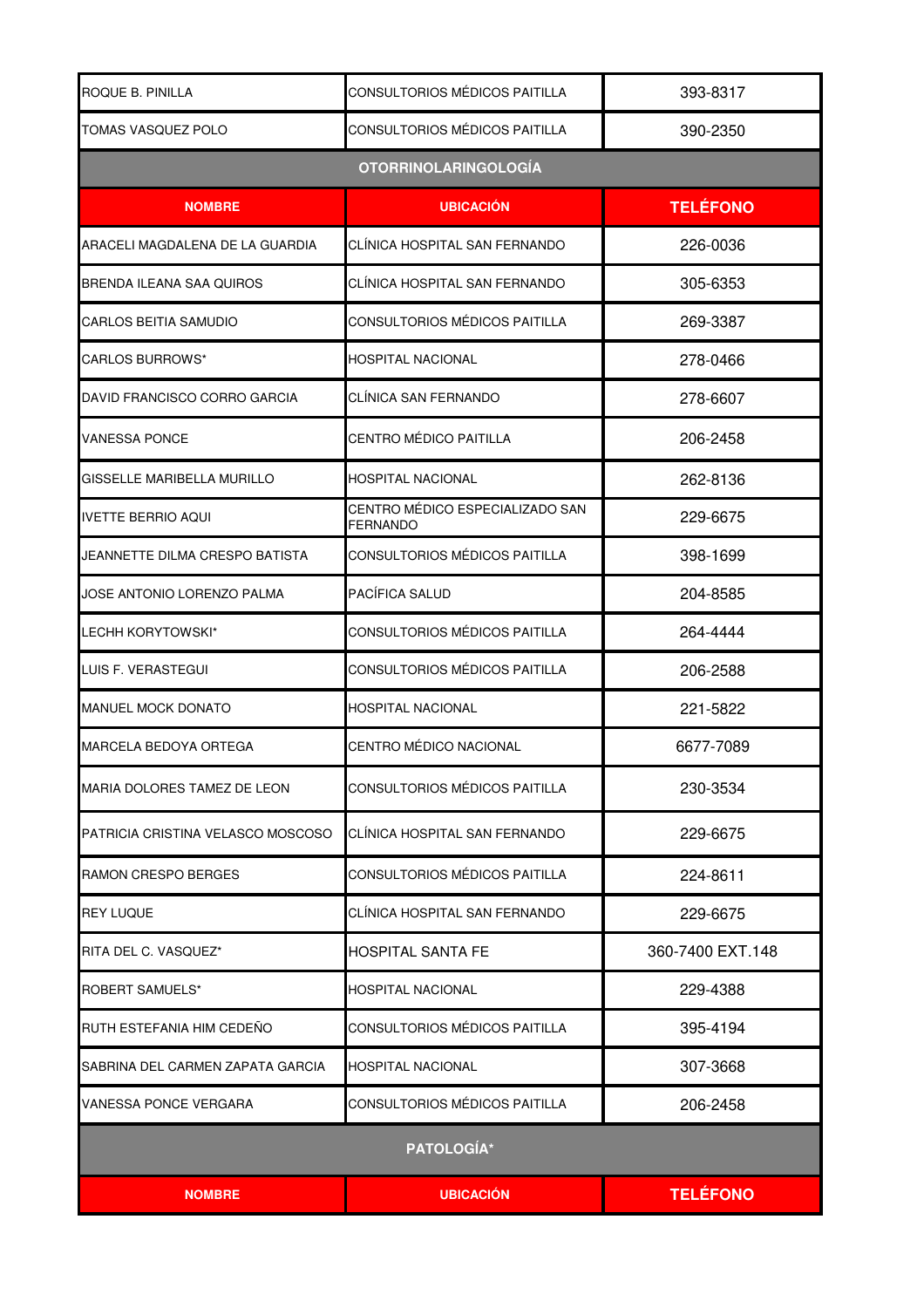| | | |
|---|---|---|
| ROQUE B. PINILLA | CONSULTORIOS MÉDICOS PAITILLA | 393-8317 |
| TOMAS VASQUEZ POLO | CONSULTORIOS MÉDICOS PAITILLA | 390-2350 |

## OTORRINOLARINGOLOGÍA

| NOMBRE | UBICACIÓN | TELÉFONO |
|---|---|---|
| ARACELI MAGDALENA DE LA GUARDIA | CLÍNICA HOSPITAL SAN FERNANDO | 226-0036 |
| BRENDA ILEANA SAA QUIROS | CLÍNICA HOSPITAL SAN FERNANDO | 305-6353 |
| CARLOS BEITIA SAMUDIO | CONSULTORIOS MÉDICOS PAITILLA | 269-3387 |
| CARLOS BURROWS* | HOSPITAL NACIONAL | 278-0466 |
| DAVID FRANCISCO CORRO GARCIA | CLÍNICA SAN FERNANDO | 278-6607 |
| VANESSA PONCE | CENTRO MÉDICO PAITILLA | 206-2458 |
| GISSELLE MARIBELLA MURILLO | HOSPITAL NACIONAL | 262-8136 |
| IVETTE BERRIO AQUI | CENTRO MÉDICO ESPECIALIZADO SAN FERNANDO | 229-6675 |
| JEANNETTE DILMA CRESPO BATISTA | CONSULTORIOS MÉDICOS PAITILLA | 398-1699 |
| JOSE ANTONIO LORENZO PALMA | PACÍFICA SALUD | 204-8585 |
| LECHH KORYTOWSKI* | CONSULTORIOS MÉDICOS PAITILLA | 264-4444 |
| LUIS F. VERASTEGUI | CONSULTORIOS MÉDICOS PAITILLA | 206-2588 |
| MANUEL MOCK DONATO | HOSPITAL NACIONAL | 221-5822 |
| MARCELA BEDOYA ORTEGA | CENTRO MÉDICO NACIONAL | 6677-7089 |
| MARIA DOLORES TAMEZ DE LEON | CONSULTORIOS MÉDICOS PAITILLA | 230-3534 |
| PATRICIA CRISTINA VELASCO MOSCOSO | CLÍNICA HOSPITAL SAN FERNANDO | 229-6675 |
| RAMON CRESPO BERGES | CONSULTORIOS MÉDICOS PAITILLA | 224-8611 |
| REY LUQUE | CLÍNICA HOSPITAL SAN FERNANDO | 229-6675 |
| RITA DEL C. VASQUEZ* | HOSPITAL SANTA FE | 360-7400 EXT.148 |
| ROBERT SAMUELS* | HOSPITAL NACIONAL | 229-4388 |
| RUTH ESTEFANIA HIM CEDEÑO | CONSULTORIOS MÉDICOS PAITILLA | 395-4194 |
| SABRINA DEL CARMEN ZAPATA GARCIA | HOSPITAL NACIONAL | 307-3668 |
| VANESSA PONCE VERGARA | CONSULTORIOS MÉDICOS PAITILLA | 206-2458 |

## PATOLOGÍA*

| NOMBRE | UBICACIÓN | TELÉFONO |
|---|---|---|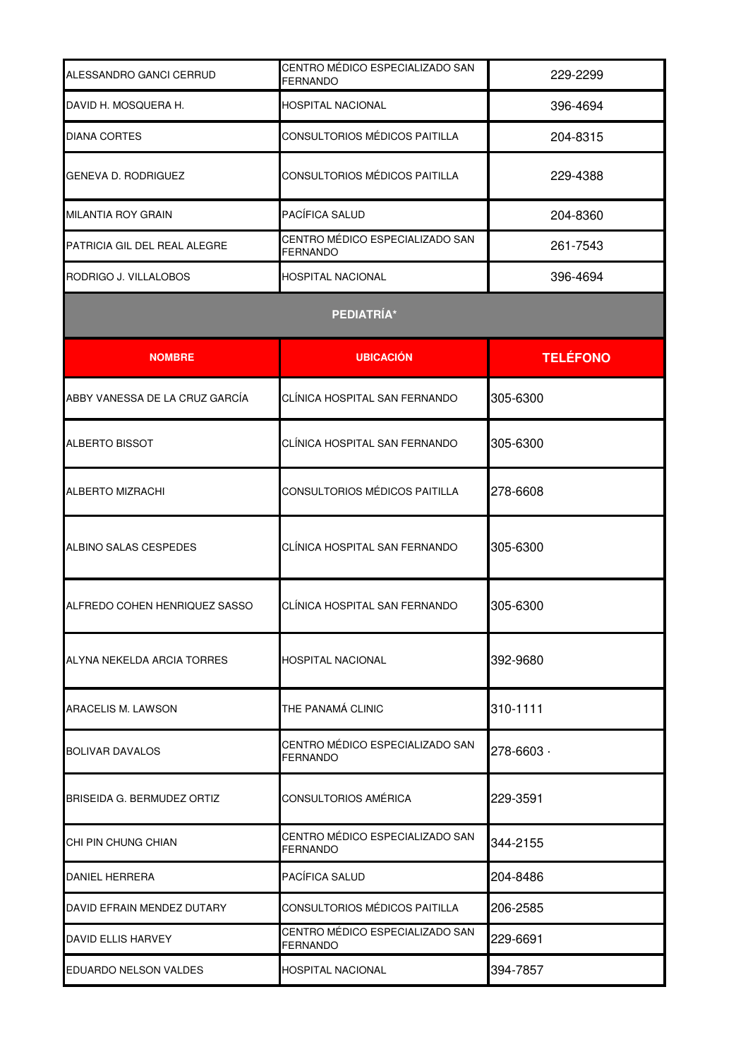| | | |
|---|---|---|
| ALESSANDRO GANCI CERRUD | CENTRO MÉDICO ESPECIALIZADO SAN FERNANDO | 229-2299 |
| DAVID H. MOSQUERA H. | HOSPITAL NACIONAL | 396-4694 |
| DIANA CORTES | CONSULTORIOS MÉDICOS PAITILLA | 204-8315 |
| GENEVA D. RODRIGUEZ | CONSULTORIOS MÉDICOS PAITILLA | 229-4388 |
| MILANTIA ROY GRAIN | PACÍFICA SALUD | 204-8360 |
| PATRICIA GIL DEL REAL ALEGRE | CENTRO MÉDICO ESPECIALIZADO SAN FERNANDO | 261-7543 |
| RODRIGO J. VILLALOBOS | HOSPITAL NACIONAL | 396-4694 |

## PEDIATRÍA*

| NOMBRE | UBICACIÓN | TELÉFONO |
|---|---|---|
| ABBY VANESSA DE LA CRUZ GARCÍA | CLÍNICA HOSPITAL SAN FERNANDO | 305-6300 |
| ALBERTO BISSOT | CLÍNICA HOSPITAL SAN FERNANDO | 305-6300 |
| ALBERTO MIZRACHI | CONSULTORIOS MÉDICOS PAITILLA | 278-6608 |
| ALBINO SALAS CESPEDES | CLÍNICA HOSPITAL SAN FERNANDO | 305-6300 |
| ALFREDO COHEN HENRIQUEZ SASSO | CLÍNICA HOSPITAL SAN FERNANDO | 305-6300 |
| ALYNA NEKELDA ARCIA TORRES | HOSPITAL NACIONAL | 392-9680 |
| ARACELIS M. LAWSON | THE PANAMÁ CLINIC | 310-1111 |
| BOLIVAR DAVALOS | CENTRO MÉDICO ESPECIALIZADO SAN FERNANDO | 278-6603 · |
| BRISEIDA G. BERMUDEZ ORTIZ | CONSULTORIOS AMÉRICA | 229-3591 |
| CHI PIN CHUNG CHIAN | CENTRO MÉDICO ESPECIALIZADO SAN FERNANDO | 344-2155 |
| DANIEL HERRERA | PACÍFICA SALUD | 204-8486 |
| DAVID EFRAIN MENDEZ DUTARY | CONSULTORIOS MÉDICOS PAITILLA | 206-2585 |
| DAVID ELLIS HARVEY | CENTRO MÉDICO ESPECIALIZADO SAN FERNANDO | 229-6691 |
| EDUARDO NELSON VALDES | HOSPITAL NACIONAL | 394-7857 |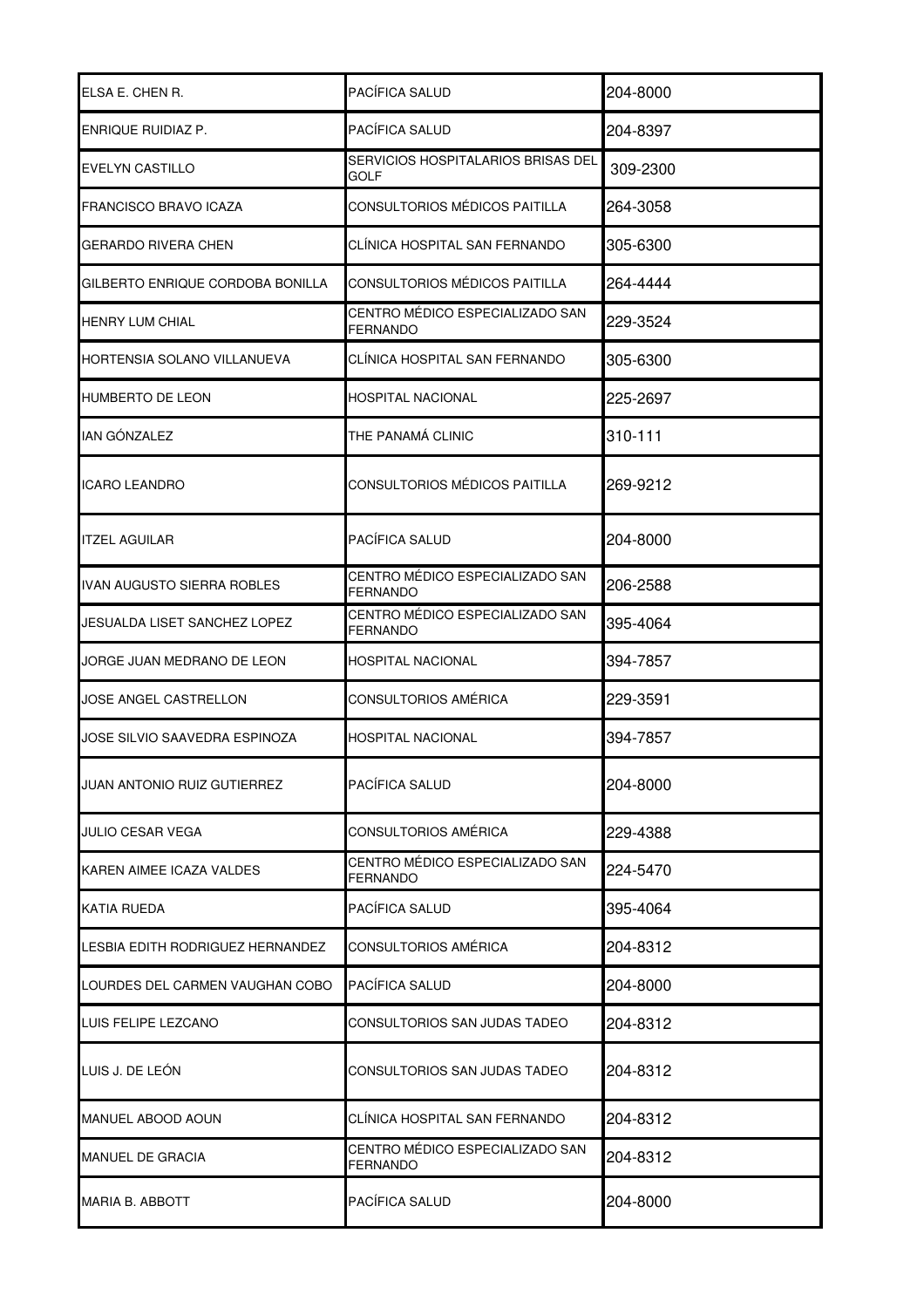| ELSA E. CHEN R. | PACÍFICA SALUD | 204-8000 |
|---|---|---|
| ENRIQUE RUIDIAZ P. | PACÍFICA SALUD | 204-8397 |
| EVELYN CASTILLO | SERVICIOS HOSPITALARIOS BRISAS DEL GOLF | 309-2300 |
| FRANCISCO BRAVO ICAZA | CONSULTORIOS MÉDICOS PAITILLA | 264-3058 |
| GERARDO RIVERA CHEN | CLÍNICA HOSPITAL SAN FERNANDO | 305-6300 |
| GILBERTO ENRIQUE CORDOBA BONILLA | CONSULTORIOS MÉDICOS PAITILLA | 264-4444 |
| HENRY LUM CHIAL | CENTRO MÉDICO ESPECIALIZADO SAN FERNANDO | 229-3524 |
| HORTENSIA SOLANO VILLANUEVA | CLÍNICA HOSPITAL SAN FERNANDO | 305-6300 |
| HUMBERTO DE LEON | HOSPITAL NACIONAL | 225-2697 |
| IAN GÓNZALEZ | THE PANAMÁ CLINIC | 310-111 |
| ICARO LEANDRO | CONSULTORIOS MÉDICOS PAITILLA | 269-9212 |
| ITZEL AGUILAR | PACÍFICA SALUD | 204-8000 |
| IVAN AUGUSTO SIERRA ROBLES | CENTRO MÉDICO ESPECIALIZADO SAN FERNANDO | 206-2588 |
| JESUALDA LISET SANCHEZ LOPEZ | CENTRO MÉDICO ESPECIALIZADO SAN FERNANDO | 395-4064 |
| JORGE JUAN MEDRANO DE LEON | HOSPITAL NACIONAL | 394-7857 |
| JOSE ANGEL CASTRELLON | CONSULTORIOS AMÉRICA | 229-3591 |
| JOSE SILVIO SAAVEDRA ESPINOZA | HOSPITAL NACIONAL | 394-7857 |
| JUAN ANTONIO RUIZ GUTIERREZ | PACÍFICA SALUD | 204-8000 |
| JULIO CESAR VEGA | CONSULTORIOS AMÉRICA | 229-4388 |
| KAREN AIMEE ICAZA VALDES | CENTRO MÉDICO ESPECIALIZADO SAN FERNANDO | 224-5470 |
| KATIA RUEDA | PACÍFICA SALUD | 395-4064 |
| LESBIA EDITH RODRIGUEZ HERNANDEZ | CONSULTORIOS AMÉRICA | 204-8312 |
| LOURDES DEL CARMEN VAUGHAN COBO | PACÍFICA SALUD | 204-8000 |
| LUIS FELIPE LEZCANO | CONSULTORIOS SAN JUDAS TADEO | 204-8312 |
| LUIS J. DE LEÓN | CONSULTORIOS SAN JUDAS TADEO | 204-8312 |
| MANUEL ABOOD AOUN | CLÍNICA HOSPITAL SAN FERNANDO | 204-8312 |
| MANUEL DE GRACIA | CENTRO MÉDICO ESPECIALIZADO SAN FERNANDO | 204-8312 |
| MARIA B. ABBOTT | PACÍFICA SALUD | 204-8000 |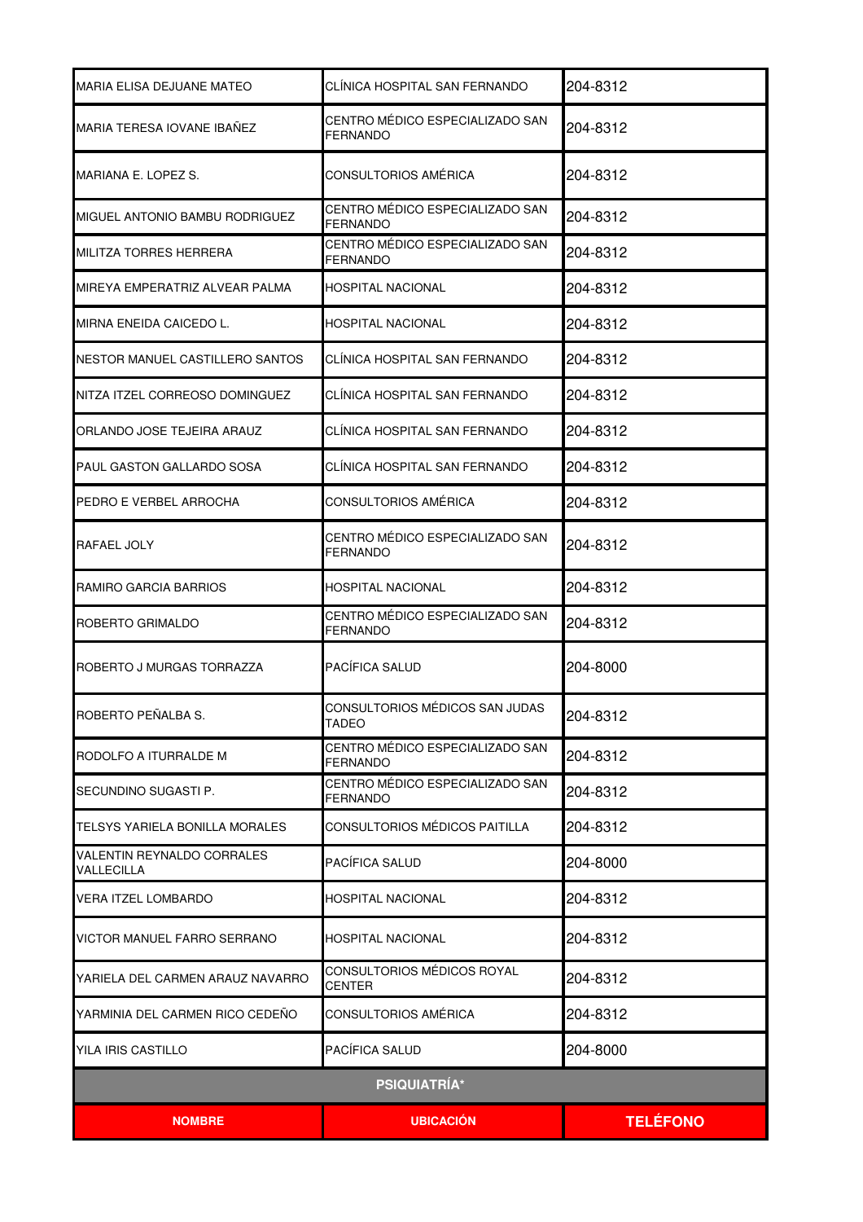| | | |
|---|---|---|
| MARIA ELISA DEJUANE MATEO | CLÍNICA HOSPITAL SAN FERNANDO | 204-8312 |
| MARIA TERESA IOVANE IBAÑEZ | CENTRO MÉDICO ESPECIALIZADO SAN FERNANDO | 204-8312 |
| MARIANA E. LOPEZ S. | CONSULTORIOS AMÉRICA | 204-8312 |
| MIGUEL ANTONIO BAMBU RODRIGUEZ | CENTRO MÉDICO ESPECIALIZADO SAN FERNANDO | 204-8312 |
| MILITZA TORRES HERRERA | CENTRO MÉDICO ESPECIALIZADO SAN FERNANDO | 204-8312 |
| MIREYA EMPERATRIZ ALVEAR PALMA | HOSPITAL NACIONAL | 204-8312 |
| MIRNA ENEIDA CAICEDO L. | HOSPITAL NACIONAL | 204-8312 |
| NESTOR MANUEL CASTILLERO SANTOS | CLÍNICA HOSPITAL SAN FERNANDO | 204-8312 |
| NITZA ITZEL CORREOSO DOMINGUEZ | CLÍNICA HOSPITAL SAN FERNANDO | 204-8312 |
| ORLANDO JOSE TEJEIRA ARAUZ | CLÍNICA HOSPITAL SAN FERNANDO | 204-8312 |
| PAUL GASTON GALLARDO SOSA | CLÍNICA HOSPITAL SAN FERNANDO | 204-8312 |
| PEDRO E VERBEL ARROCHA | CONSULTORIOS AMÉRICA | 204-8312 |
| RAFAEL JOLY | CENTRO MÉDICO ESPECIALIZADO SAN FERNANDO | 204-8312 |
| RAMIRO GARCIA BARRIOS | HOSPITAL NACIONAL | 204-8312 |
| ROBERTO GRIMALDO | CENTRO MÉDICO ESPECIALIZADO SAN FERNANDO | 204-8312 |
| ROBERTO J MURGAS TORRAZZA | PACÍFICA SALUD | 204-8000 |
| ROBERTO PEÑALBA S. | CONSULTORIOS MÉDICOS SAN JUDAS TADEO | 204-8312 |
| RODOLFO A ITURRALDE M | CENTRO MÉDICO ESPECIALIZADO SAN FERNANDO | 204-8312 |
| SECUNDINO SUGASTI P. | CENTRO MÉDICO ESPECIALIZADO SAN FERNANDO | 204-8312 |
| TELSYS YARIELA BONILLA MORALES | CONSULTORIOS MÉDICOS PAITILLA | 204-8312 |
| VALENTIN REYNALDO CORRALES VALLECILLA | PACÍFICA SALUD | 204-8000 |
| VERA ITZEL LOMBARDO | HOSPITAL NACIONAL | 204-8312 |
| VICTOR MANUEL FARRO SERRANO | HOSPITAL NACIONAL | 204-8312 |
| YARIELA DEL CARMEN ARAUZ NAVARRO | CONSULTORIOS MÉDICOS ROYAL CENTER | 204-8312 |
| YARMINIA DEL CARMEN RICO CEDEÑO | CONSULTORIOS AMÉRICA | 204-8312 |
| YILA IRIS CASTILLO | PACÍFICA SALUD | 204-8000 |

**PSIQUIATRÍA***

| NOMBRE | UBICACIÓN | TELÉFONO |
|---|---|---|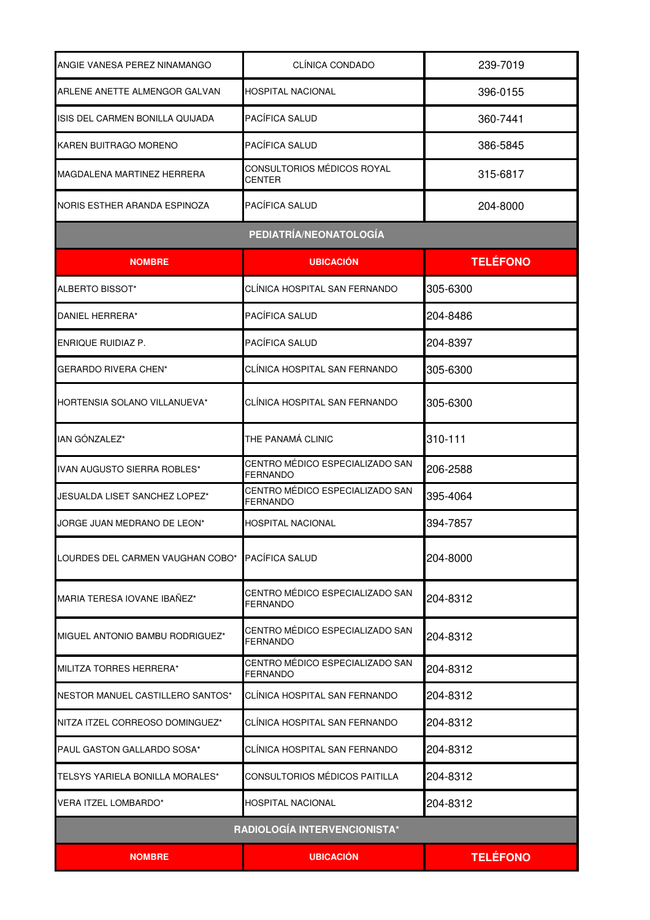| | | |
|---|---|---|
| ANGIE VANESA PEREZ NINAMANGO | CLÍNICA CONDADO | 239-7019 |
| ARLENE ANETTE ALMENGOR GALVAN | HOSPITAL NACIONAL | 396-0155 |
| ISIS DEL CARMEN BONILLA QUIJADA | PACÍFICA SALUD | 360-7441 |
| KAREN BUITRAGO MORENO | PACÍFICA SALUD | 386-5845 |
| MAGDALENA MARTINEZ HERRERA | CONSULTORIOS MÉDICOS ROYAL CENTER | 315-6817 |
| NORIS ESTHER ARANDA ESPINOZA | PACÍFICA SALUD | 204-8000 |

**PEDIATRÍA/NEONATOLOGÍA**

| NOMBRE | UBICACIÓN | TELÉFONO |
|---|---|---|
| ALBERTO BISSOT* | CLÍNICA HOSPITAL SAN FERNANDO | 305-6300 |
| DANIEL HERRERA* | PACÍFICA SALUD | 204-8486 |
| ENRIQUE RUIDIAZ P. | PACÍFICA SALUD | 204-8397 |
| GERARDO RIVERA CHEN* | CLÍNICA HOSPITAL SAN FERNANDO | 305-6300 |
| HORTENSIA SOLANO VILLANUEVA* | CLÍNICA HOSPITAL SAN FERNANDO | 305-6300 |
| IAN GÓNZALEZ* | THE PANAMÁ CLINIC | 310-111 |
| IVAN AUGUSTO SIERRA ROBLES* | CENTRO MÉDICO ESPECIALIZADO SAN FERNANDO | 206-2588 |
| JESUALDA LISET SANCHEZ LOPEZ* | CENTRO MÉDICO ESPECIALIZADO SAN FERNANDO | 395-4064 |
| JORGE JUAN MEDRANO DE LEON* | HOSPITAL NACIONAL | 394-7857 |
| LOURDES DEL CARMEN VAUGHAN COBO* | PACÍFICA SALUD | 204-8000 |
| MARIA TERESA IOVANE IBAÑEZ* | CENTRO MÉDICO ESPECIALIZADO SAN FERNANDO | 204-8312 |
| MIGUEL ANTONIO BAMBU RODRIGUEZ* | CENTRO MÉDICO ESPECIALIZADO SAN FERNANDO | 204-8312 |
| MILITZA TORRES HERRERA* | CENTRO MÉDICO ESPECIALIZADO SAN FERNANDO | 204-8312 |
| NESTOR MANUEL CASTILLERO SANTOS* | CLÍNICA HOSPITAL SAN FERNANDO | 204-8312 |
| NITZA ITZEL CORREOSO DOMINGUEZ* | CLÍNICA HOSPITAL SAN FERNANDO | 204-8312 |
| PAUL GASTON GALLARDO SOSA* | CLÍNICA HOSPITAL SAN FERNANDO | 204-8312 |
| TELSYS YARIELA BONILLA MORALES* | CONSULTORIOS MÉDICOS PAITILLA | 204-8312 |
| VERA ITZEL LOMBARDO* | HOSPITAL NACIONAL | 204-8312 |

**RADIOLOGÍA INTERVENCIONISTA***

| NOMBRE | UBICACIÓN | TELÉFONO |
|---|---|---|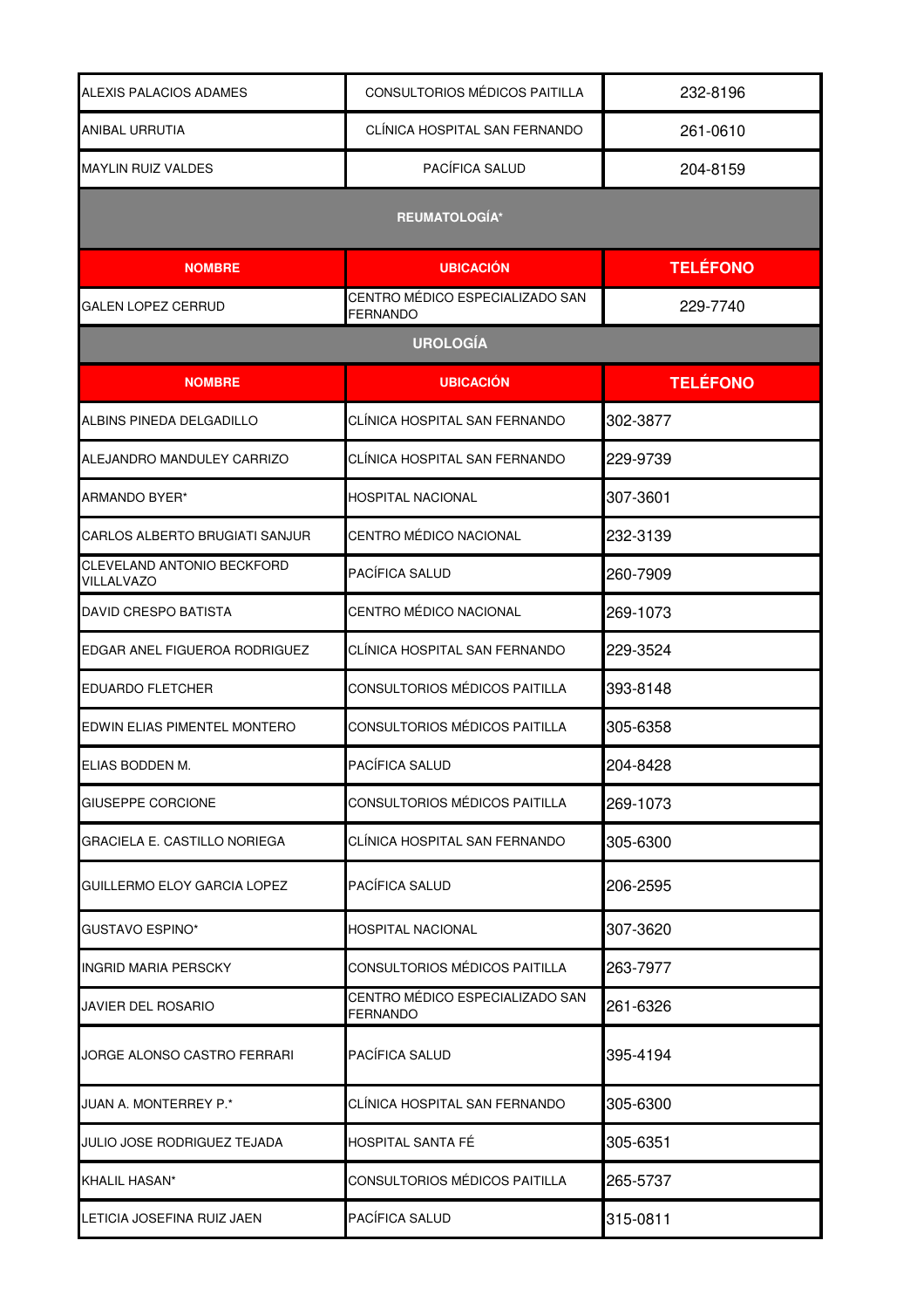| | | |
|---|---|---|
| ALEXIS PALACIOS ADAMES | CONSULTORIOS MÉDICOS PAITILLA | 232-8196 |
| ANIBAL URRUTIA | CLÍNICA HOSPITAL SAN FERNANDO | 261-0610 |
| MAYLIN RUIZ VALDES | PACÍFICA SALUD | 204-8159 |

**REUMATOLOGÍA***

| NOMBRE | UBICACIÓN | TELÉFONO |
|---|---|---|
| GALEN LOPEZ CERRUD | CENTRO MÉDICO ESPECIALIZADO SAN FERNANDO | 229-7740 |

**UROLOGÍA**

| NOMBRE | UBICACIÓN | TELÉFONO |
|---|---|---|
| ALBINS PINEDA DELGADILLO | CLÍNICA HOSPITAL SAN FERNANDO | 302-3877 |
| ALEJANDRO MANDULEY CARRIZO | CLÍNICA HOSPITAL SAN FERNANDO | 229-9739 |
| ARMANDO BYER* | HOSPITAL NACIONAL | 307-3601 |
| CARLOS ALBERTO BRUGIATI SANJUR | CENTRO MÉDICO NACIONAL | 232-3139 |
| CLEVELAND ANTONIO BECKFORD VILLALVAZO | PACÍFICA SALUD | 260-7909 |
| DAVID CRESPO BATISTA | CENTRO MÉDICO NACIONAL | 269-1073 |
| EDGAR ANEL FIGUEROA RODRIGUEZ | CLÍNICA HOSPITAL SAN FERNANDO | 229-3524 |
| EDUARDO FLETCHER | CONSULTORIOS MÉDICOS PAITILLA | 393-8148 |
| EDWIN ELIAS PIMENTEL MONTERO | CONSULTORIOS MÉDICOS PAITILLA | 305-6358 |
| ELIAS BODDEN M. | PACÍFICA SALUD | 204-8428 |
| GIUSEPPE CORCIONE | CONSULTORIOS MÉDICOS PAITILLA | 269-1073 |
| GRACIELA E. CASTILLO NORIEGA | CLÍNICA HOSPITAL SAN FERNANDO | 305-6300 |
| GUILLERMO ELOY GARCIA LOPEZ | PACÍFICA SALUD | 206-2595 |
| GUSTAVO ESPINO* | HOSPITAL NACIONAL | 307-3620 |
| INGRID MARIA PERSCKY | CONSULTORIOS MÉDICOS PAITILLA | 263-7977 |
| JAVIER DEL ROSARIO | CENTRO MÉDICO ESPECIALIZADO SAN FERNANDO | 261-6326 |
| JORGE ALONSO CASTRO FERRARI | PACÍFICA SALUD | 395-4194 |
| JUAN A. MONTERREY P.* | CLÍNICA HOSPITAL SAN FERNANDO | 305-6300 |
| JULIO JOSE RODRIGUEZ TEJADA | HOSPITAL SANTA FÉ | 305-6351 |
| KHALIL HASAN* | CONSULTORIOS MÉDICOS PAITILLA | 265-5737 |
| LETICIA JOSEFINA RUIZ JAEN | PACÍFICA SALUD | 315-0811 |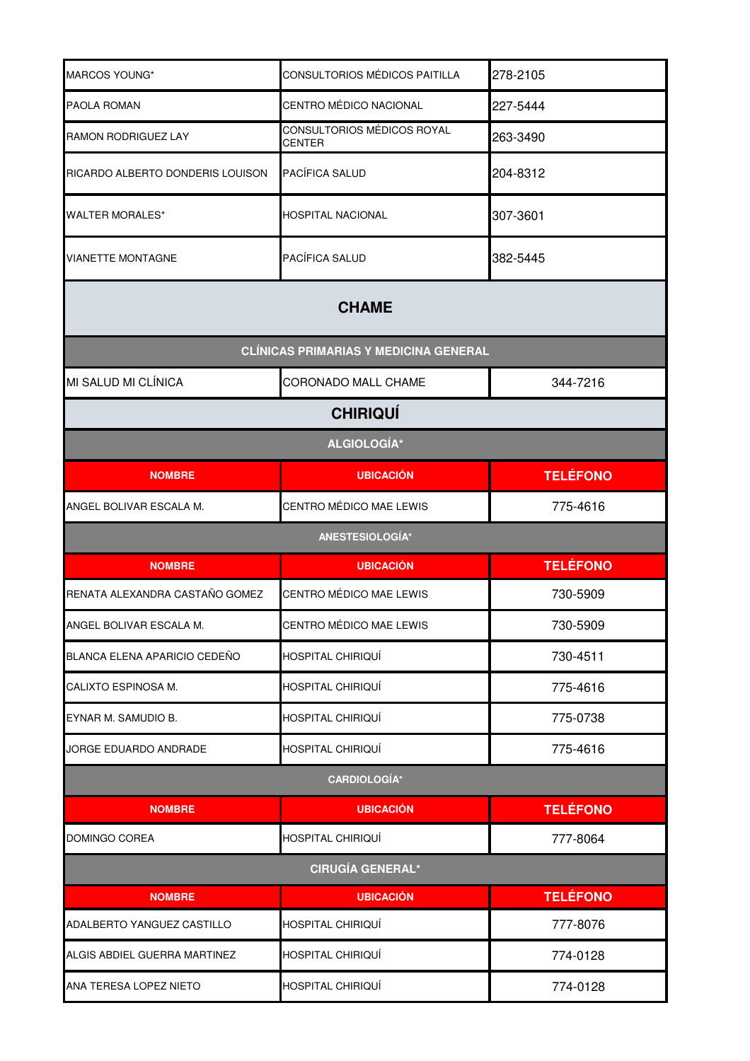| | | |
|---|---|---|
| MARCOS YOUNG* | CONSULTORIOS MÉDICOS PAITILLA | 278-2105 |
| PAOLA ROMAN | CENTRO MÉDICO NACIONAL | 227-5444 |
| RAMON RODRIGUEZ LAY | CONSULTORIOS MÉDICOS ROYAL CENTER | 263-3490 |
| RICARDO ALBERTO DONDERIS LOUISON | PACÍFICA SALUD | 204-8312 |
| WALTER MORALES* | HOSPITAL NACIONAL | 307-3601 |
| VIANETTE MONTAGNE | PACÍFICA SALUD | 382-5445 |

## CHAME

### CLÍNICAS PRIMARIAS Y MEDICINA GENERAL

| | | |
|---|---|---|
| MI SALUD MI CLÍNICA | CORONADO MALL CHAME | 344-7216 |

## CHIRIQUÍ

### ALGIOLOGÍA*

| NOMBRE | UBICACIÓN | TELÉFONO |
|---|---|---|
| ANGEL BOLIVAR ESCALA M. | CENTRO MÉDICO MAE LEWIS | 775-4616 |

### ANESTESIOLOGÍA*

| NOMBRE | UBICACIÓN | TELÉFONO |
|---|---|---|
| RENATA ALEXANDRA CASTAÑO GOMEZ | CENTRO MÉDICO MAE LEWIS | 730-5909 |
| ANGEL BOLIVAR ESCALA M. | CENTRO MÉDICO MAE LEWIS | 730-5909 |
| BLANCA ELENA APARICIO CEDEÑO | HOSPITAL CHIRIQUÍ | 730-4511 |
| CALIXTO ESPINOSA M. | HOSPITAL CHIRIQUÍ | 775-4616 |
| EYNAR M. SAMUDIO B. | HOSPITAL CHIRIQUÍ | 775-0738 |
| JORGE EDUARDO ANDRADE | HOSPITAL CHIRIQUÍ | 775-4616 |

### CARDIOLOGÍA*

| NOMBRE | UBICACIÓN | TELÉFONO |
|---|---|---|
| DOMINGO COREA | HOSPITAL CHIRIQUÍ | 777-8064 |

### CIRUGÍA GENERAL*

| NOMBRE | UBICACIÓN | TELÉFONO |
|---|---|---|
| ADALBERTO YANGUEZ CASTILLO | HOSPITAL CHIRIQUÍ | 777-8076 |
| ALGIS ABDIEL GUERRA MARTINEZ | HOSPITAL CHIRIQUÍ | 774-0128 |
| ANA TERESA LOPEZ NIETO | HOSPITAL CHIRIQUÍ | 774-0128 |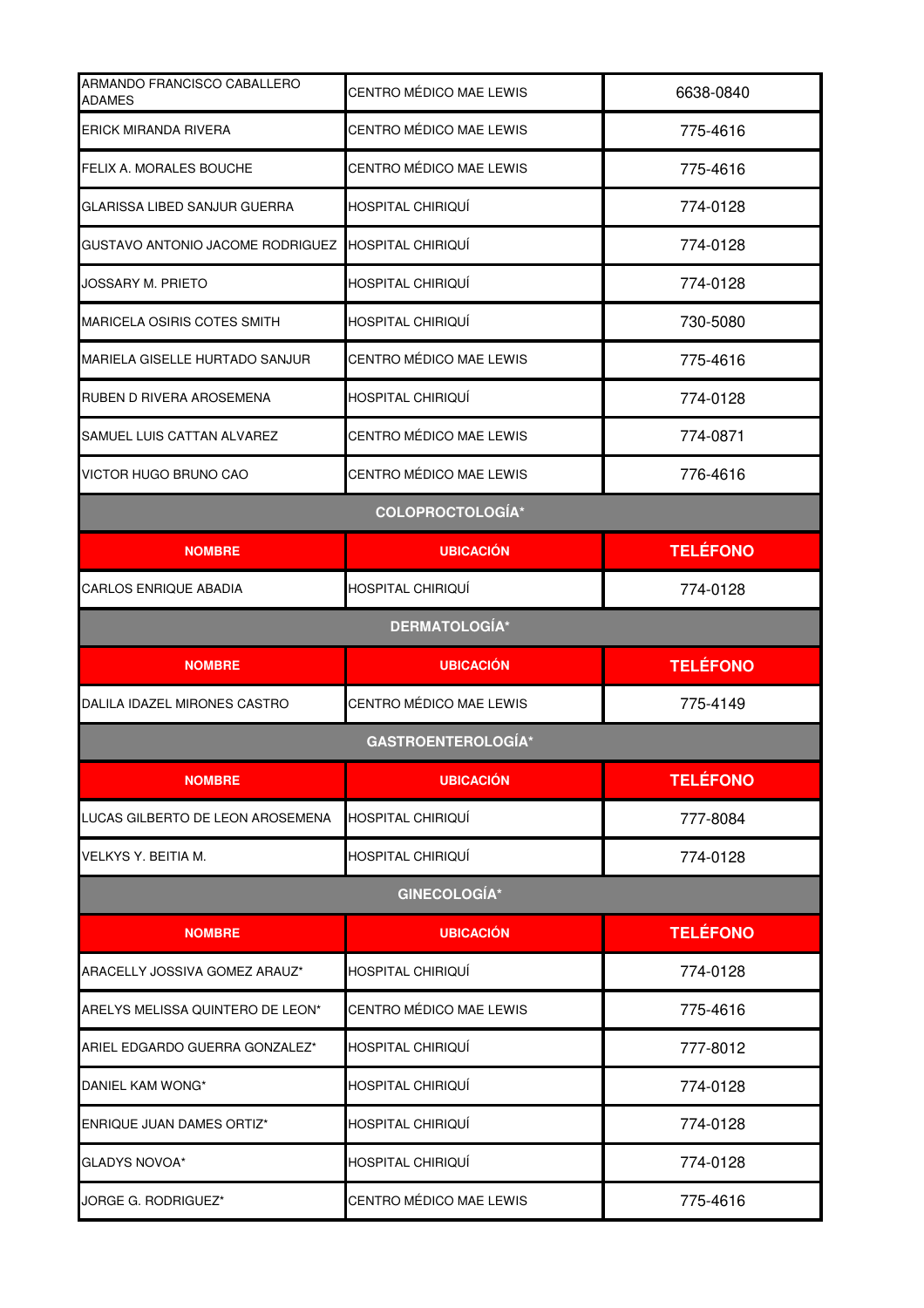| | | |
|---|---|---|
| ARMANDO FRANCISCO CABALLERO ADAMES | CENTRO MÉDICO MAE LEWIS | 6638-0840 |
| ERICK MIRANDA RIVERA | CENTRO MÉDICO MAE LEWIS | 775-4616 |
| FELIX A. MORALES BOUCHE | CENTRO MÉDICO MAE LEWIS | 775-4616 |
| GLARISSA LIBED SANJUR GUERRA | HOSPITAL CHIRIQUÍ | 774-0128 |
| GUSTAVO ANTONIO JACOME RODRIGUEZ | HOSPITAL CHIRIQUÍ | 774-0128 |
| JOSSARY M. PRIETO | HOSPITAL CHIRIQUÍ | 774-0128 |
| MARICELA OSIRIS COTES SMITH | HOSPITAL CHIRIQUÍ | 730-5080 |
| MARIELA GISELLE HURTADO SANJUR | CENTRO MÉDICO MAE LEWIS | 775-4616 |
| RUBEN D RIVERA AROSEMENA | HOSPITAL CHIRIQUÍ | 774-0128 |
| SAMUEL LUIS CATTAN ALVAREZ | CENTRO MÉDICO MAE LEWIS | 774-0871 |
| VICTOR HUGO BRUNO CAO | CENTRO MÉDICO MAE LEWIS | 776-4616 |

## COLOPROCTOLOGÍA*

| NOMBRE | UBICACIÓN | TELÉFONO |
|---|---|---|
| CARLOS ENRIQUE ABADIA | HOSPITAL CHIRIQUÍ | 774-0128 |

## DERMATOLOGÍA*

| NOMBRE | UBICACIÓN | TELÉFONO |
|---|---|---|
| DALILA IDAZEL MIRONES CASTRO | CENTRO MÉDICO MAE LEWIS | 775-4149 |

## GASTROENTEROLOGÍA*

| NOMBRE | UBICACIÓN | TELÉFONO |
|---|---|---|
| LUCAS GILBERTO DE LEON AROSEMENA | HOSPITAL CHIRIQUÍ | 777-8084 |
| VELKYS Y. BEITIA M. | HOSPITAL CHIRIQUÍ | 774-0128 |

## GINECOLOGÍA*

| NOMBRE | UBICACIÓN | TELÉFONO |
|---|---|---|
| ARACELLY JOSSIVA GOMEZ ARAUZ* | HOSPITAL CHIRIQUÍ | 774-0128 |
| ARELYS MELISSA QUINTERO DE LEON* | CENTRO MÉDICO MAE LEWIS | 775-4616 |
| ARIEL EDGARDO GUERRA GONZALEZ* | HOSPITAL CHIRIQUÍ | 777-8012 |
| DANIEL KAM WONG* | HOSPITAL CHIRIQUÍ | 774-0128 |
| ENRIQUE JUAN DAMES ORTIZ* | HOSPITAL CHIRIQUÍ | 774-0128 |
| GLADYS NOVOA* | HOSPITAL CHIRIQUÍ | 774-0128 |
| JORGE G. RODRIGUEZ* | CENTRO MÉDICO MAE LEWIS | 775-4616 |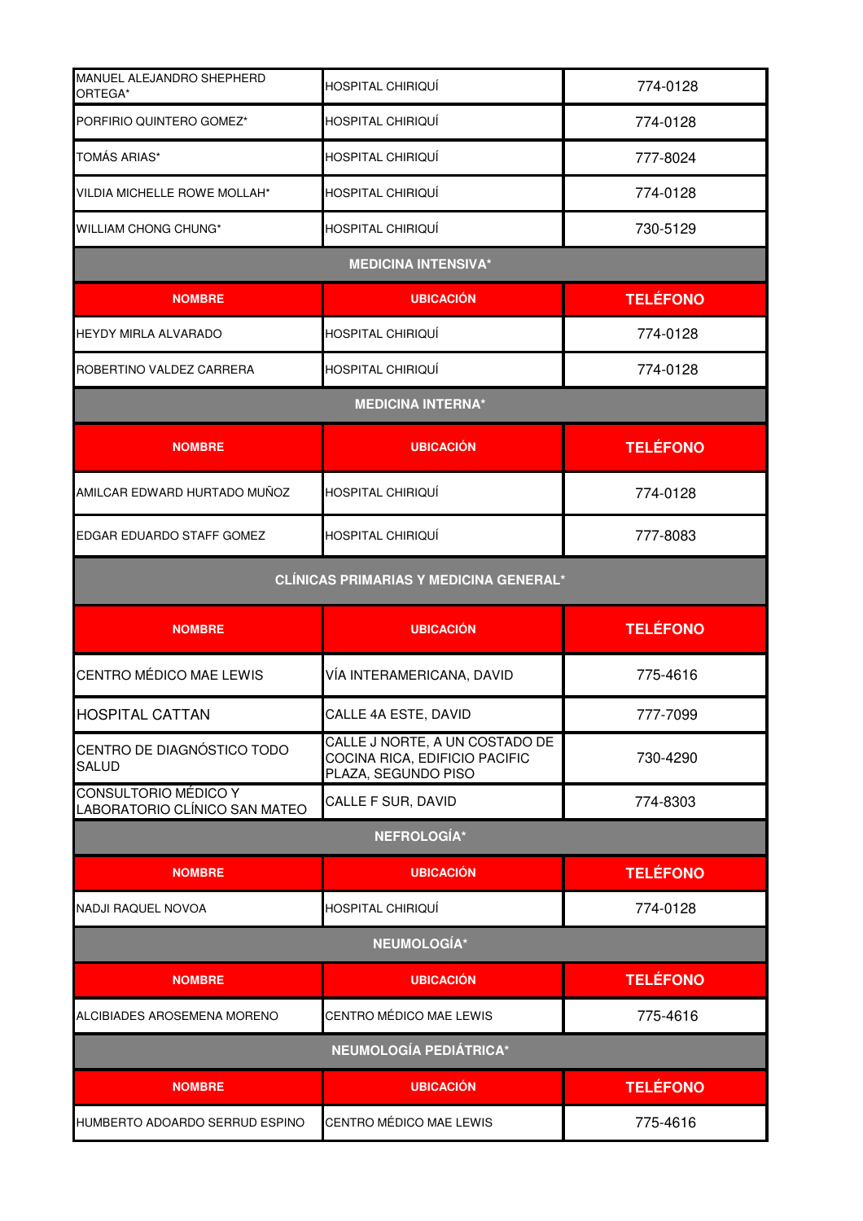| | | |
|---|---|---|
| MANUEL ALEJANDRO SHEPHERD ORTEGA* | HOSPITAL CHIRIQUÍ | 774-0128 |
| PORFIRIO QUINTERO GOMEZ* | HOSPITAL CHIRIQUÍ | 774-0128 |
| TOMÁS ARIAS* | HOSPITAL CHIRIQUÍ | 777-8024 |
| VILDIA MICHELLE ROWE MOLLAH* | HOSPITAL CHIRIQUÍ | 774-0128 |
| WILLIAM CHONG CHUNG* | HOSPITAL CHIRIQUÍ | 730-5129 |

**MEDICINA INTENSIVA***

| NOMBRE | UBICACIÓN | TELÉFONO |
|---|---|---|
| HEYDY MIRLA ALVARADO | HOSPITAL CHIRIQUÍ | 774-0128 |
| ROBERTINO VALDEZ CARRERA | HOSPITAL CHIRIQUÍ | 774-0128 |

**MEDICINA INTERNA***

| NOMBRE | UBICACIÓN | TELÉFONO |
|---|---|---|
| AMILCAR EDWARD HURTADO MUÑOZ | HOSPITAL CHIRIQUÍ | 774-0128 |
| EDGAR EDUARDO STAFF GOMEZ | HOSPITAL CHIRIQUÍ | 777-8083 |

**CLÍNICAS PRIMARIAS Y MEDICINA GENERAL***

| NOMBRE | UBICACIÓN | TELÉFONO |
|---|---|---|
| CENTRO MÉDICO MAE LEWIS | VÍA INTERAMERICANA, DAVID | 775-4616 |
| HOSPITAL CATTAN | CALLE 4A ESTE, DAVID | 777-7099 |
| CENTRO DE DIAGNÓSTICO TODO SALUD | CALLE J NORTE, A UN COSTADO DE COCINA RICA, EDIFICIO PACIFIC PLAZA, SEGUNDO PISO | 730-4290 |
| CONSULTORIO MÉDICO Y LABORATORIO CLÍNICO SAN MATEO | CALLE F SUR, DAVID | 774-8303 |

**NEFROLOGÍA***

| NOMBRE | UBICACIÓN | TELÉFONO |
|---|---|---|
| NADJI RAQUEL NOVOA | HOSPITAL CHIRIQUÍ | 774-0128 |

**NEUMOLOGÍA***

| NOMBRE | UBICACIÓN | TELÉFONO |
|---|---|---|
| ALCIBIADES AROSEMENA MORENO | CENTRO MÉDICO MAE LEWIS | 775-4616 |

**NEUMOLOGÍA PEDIÁTRICA***

| NOMBRE | UBICACIÓN | TELÉFONO |
|---|---|---|
| HUMBERTO ADOARDO SERRUD ESPINO | CENTRO MÉDICO MAE LEWIS | 775-4616 |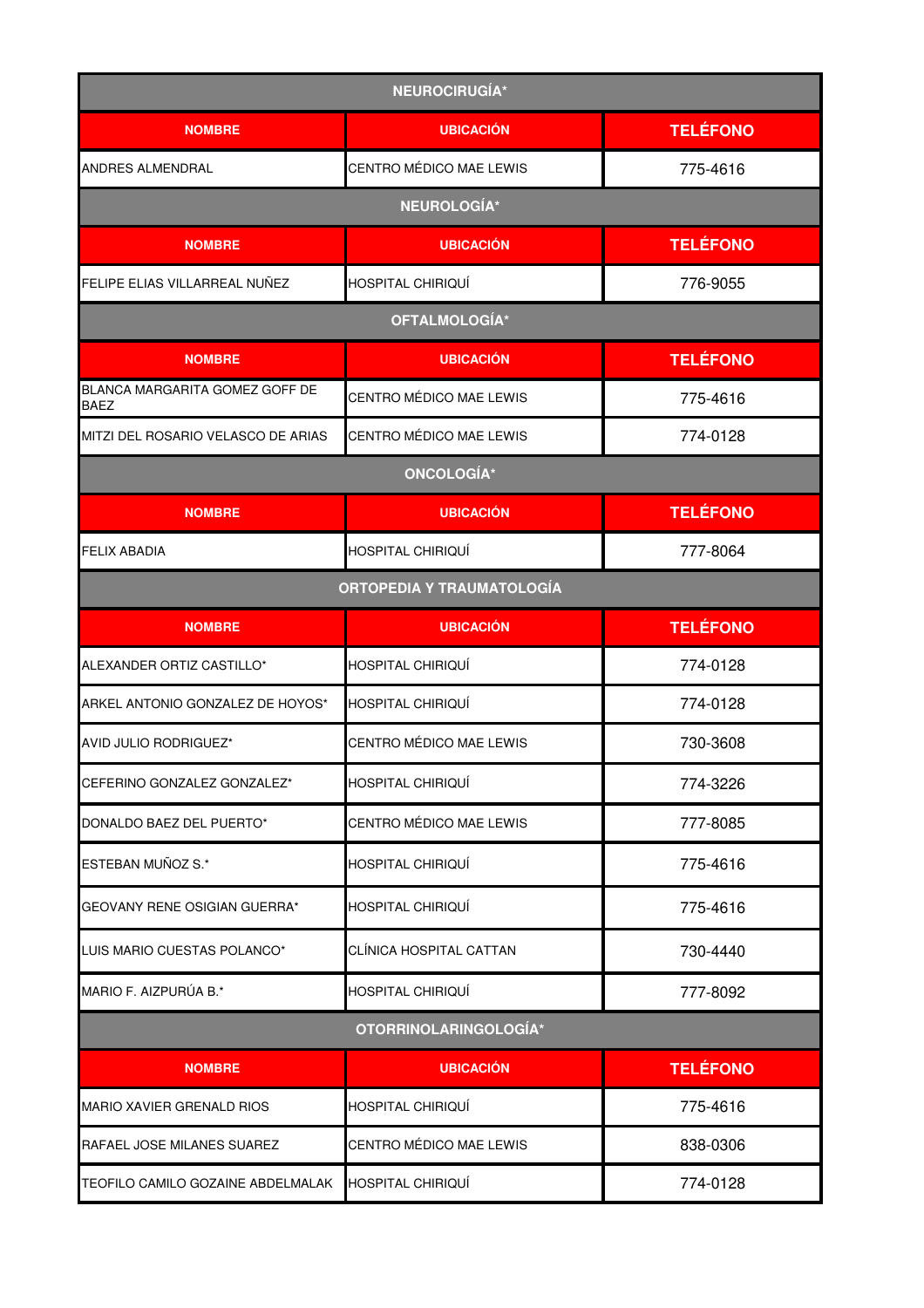| NEUROCIRUGÍA* | | |
|---|---|---|
| **NOMBRE** | **UBICACIÓN** | **TELÉFONO** |
| ANDRES ALMENDRAL | CENTRO MÉDICO MAE LEWIS | 775-4616 |

| NEUROLOGÍA* | | |
|---|---|---|
| **NOMBRE** | **UBICACIÓN** | **TELÉFONO** |
| FELIPE ELIAS VILLARREAL NUÑEZ | HOSPITAL CHIRIQUÍ | 776-9055 |

| OFTALMOLOGÍA* | | |
|---|---|---|
| **NOMBRE** | **UBICACIÓN** | **TELÉFONO** |
| BLANCA MARGARITA GOMEZ GOFF DE BAEZ | CENTRO MÉDICO MAE LEWIS | 775-4616 |
| MITZI DEL ROSARIO VELASCO DE ARIAS | CENTRO MÉDICO MAE LEWIS | 774-0128 |

| ONCOLOGÍA* | | |
|---|---|---|
| **NOMBRE** | **UBICACIÓN** | **TELÉFONO** |
| FELIX ABADIA | HOSPITAL CHIRIQUÍ | 777-8064 |

| ORTOPEDIA Y TRAUMATOLOGÍA | | |
|---|---|---|
| **NOMBRE** | **UBICACIÓN** | **TELÉFONO** |
| ALEXANDER ORTIZ CASTILLO* | HOSPITAL CHIRIQUÍ | 774-0128 |
| ARKEL ANTONIO GONZALEZ DE HOYOS* | HOSPITAL CHIRIQUÍ | 774-0128 |
| AVID JULIO RODRIGUEZ* | CENTRO MÉDICO MAE LEWIS | 730-3608 |
| CEFERINO GONZALEZ GONZALEZ* | HOSPITAL CHIRIQUÍ | 774-3226 |
| DONALDO BAEZ DEL PUERTO* | CENTRO MÉDICO MAE LEWIS | 777-8085 |
| ESTEBAN MUÑOZ S.* | HOSPITAL CHIRIQUÍ | 775-4616 |
| GEOVANY RENE OSIGIAN GUERRA* | HOSPITAL CHIRIQUÍ | 775-4616 |
| LUIS MARIO CUESTAS POLANCO* | CLÍNICA HOSPITAL CATTAN | 730-4440 |
| MARIO F. AIZPURÚA B.* | HOSPITAL CHIRIQUÍ | 777-8092 |

| OTORRINOLARINGOLOGÍA* | | |
|---|---|---|
| **NOMBRE** | **UBICACIÓN** | **TELÉFONO** |
| MARIO XAVIER GRENALD RIOS | HOSPITAL CHIRIQUÍ | 775-4616 |
| RAFAEL JOSE MILANES SUAREZ | CENTRO MÉDICO MAE LEWIS | 838-0306 |
| TEOFILO CAMILO GOZAINE ABDELMALAK | HOSPITAL CHIRIQUÍ | 774-0128 |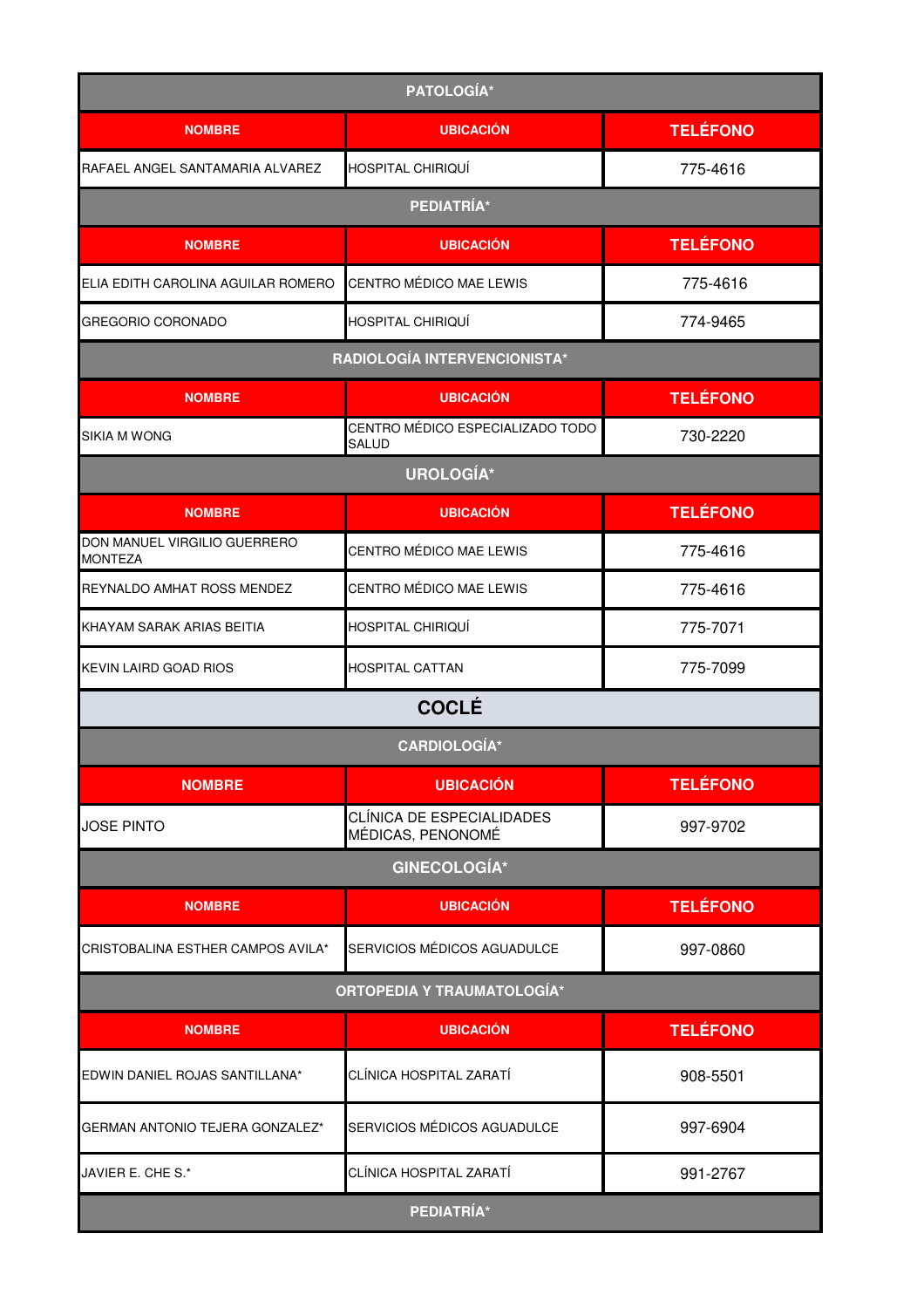### PATOLOGÍA*

| NOMBRE | UBICACIÓN | TELÉFONO |
|---|---|---|
| RAFAEL ANGEL SANTAMARIA ALVAREZ | HOSPITAL CHIRIQUÍ | 775-4616 |

### PEDIATRÍA*

| NOMBRE | UBICACIÓN | TELÉFONO |
|---|---|---|
| ELIA EDITH CAROLINA AGUILAR ROMERO | CENTRO MÉDICO MAE LEWIS | 775-4616 |
| GREGORIO CORONADO | HOSPITAL CHIRIQUÍ | 774-9465 |

### RADIOLOGÍA INTERVENCIONISTA*

| NOMBRE | UBICACIÓN | TELÉFONO |
|---|---|---|
| SIKIA M WONG | CENTRO MÉDICO ESPECIALIZADO TODO SALUD | 730-2220 |

### UROLOGÍA*

| NOMBRE | UBICACIÓN | TELÉFONO |
|---|---|---|
| DON MANUEL VIRGILIO GUERRERO MONTEZA | CENTRO MÉDICO MAE LEWIS | 775-4616 |
| REYNALDO AMHAT ROSS MENDEZ | CENTRO MÉDICO MAE LEWIS | 775-4616 |
| KHAYAM SARAK ARIAS BEITIA | HOSPITAL CHIRIQUÍ | 775-7071 |
| KEVIN LAIRD GOAD RIOS | HOSPITAL CATTAN | 775-7099 |

## COCLÉ

### CARDIOLOGÍA*

| NOMBRE | UBICACIÓN | TELÉFONO |
|---|---|---|
| JOSE PINTO | CLÍNICA DE ESPECIALIDADES MÉDICAS, PENONOMÉ | 997-9702 |

### GINECOLOGÍA*

| NOMBRE | UBICACIÓN | TELÉFONO |
|---|---|---|
| CRISTOBALINA ESTHER CAMPOS AVILA* | SERVICIOS MÉDICOS AGUADULCE | 997-0860 |

### ORTOPEDIA Y TRAUMATOLOGÍA*

| NOMBRE | UBICACIÓN | TELÉFONO |
|---|---|---|
| EDWIN DANIEL ROJAS SANTILLANA* | CLÍNICA HOSPITAL ZARATÍ | 908-5501 |
| GERMAN ANTONIO TEJERA GONZALEZ* | SERVICIOS MÉDICOS AGUADULCE | 997-6904 |
| JAVIER E. CHE S.* | CLÍNICA HOSPITAL ZARATÍ | 991-2767 |

### PEDIATRÍA*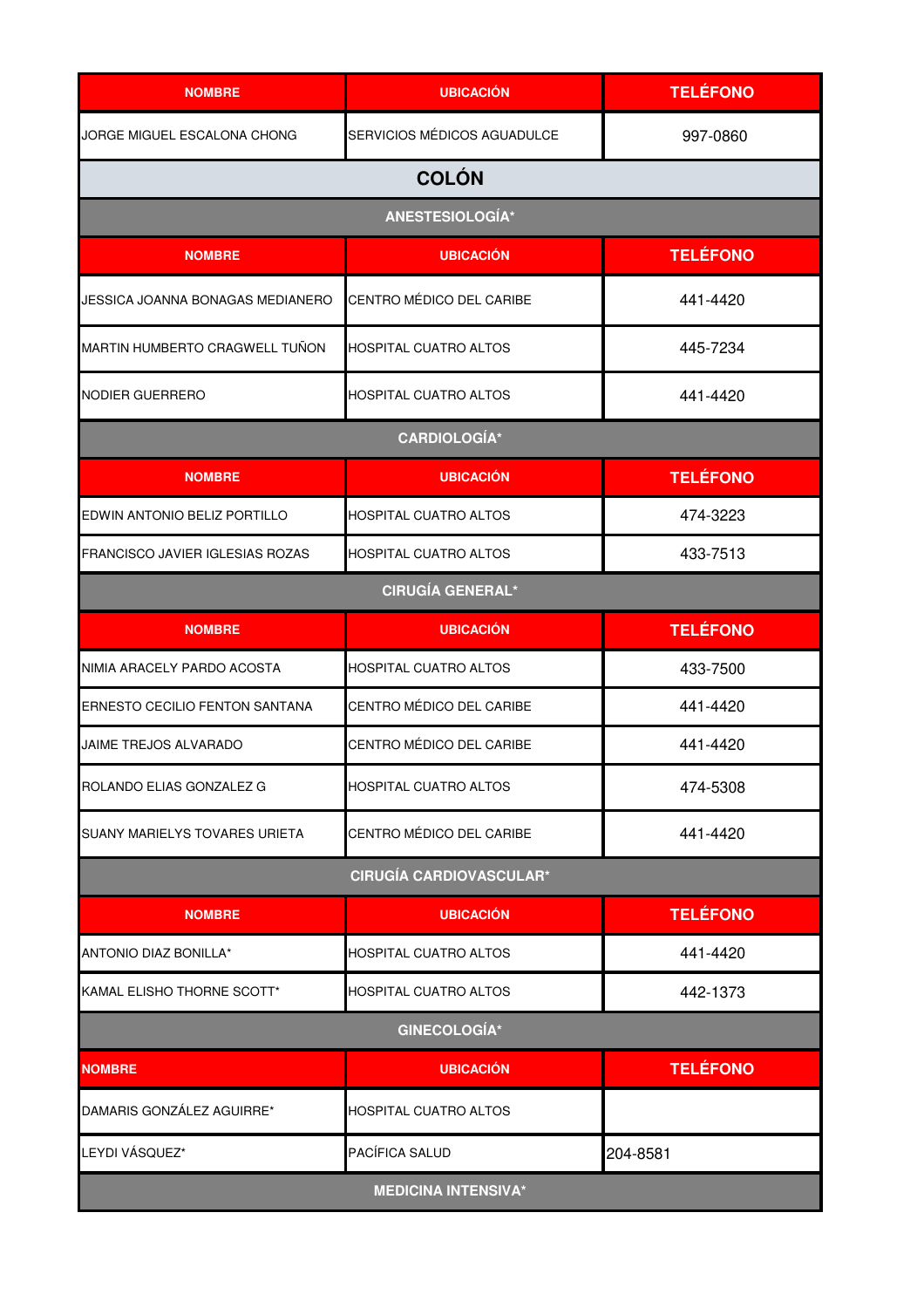| NOMBRE | UBICACIÓN | TELÉFONO |
|---|---|---|
| JORGE MIGUEL ESCALONA CHONG | SERVICIOS MÉDICOS AGUADULCE | 997-0860 |

## COLÓN

### ANESTESIOLOGÍA*

| NOMBRE | UBICACIÓN | TELÉFONO |
|---|---|---|
| JESSICA JOANNA BONAGAS MEDIANERO | CENTRO MÉDICO DEL CARIBE | 441-4420 |
| MARTIN HUMBERTO CRAGWELL TUÑON | HOSPITAL CUATRO ALTOS | 445-7234 |
| NODIER GUERRERO | HOSPITAL CUATRO ALTOS | 441-4420 |

### CARDIOLOGÍA*

| NOMBRE | UBICACIÓN | TELÉFONO |
|---|---|---|
| EDWIN ANTONIO BELIZ PORTILLO | HOSPITAL CUATRO ALTOS | 474-3223 |
| FRANCISCO JAVIER IGLESIAS ROZAS | HOSPITAL CUATRO ALTOS | 433-7513 |

### CIRUGÍA GENERAL*

| NOMBRE | UBICACIÓN | TELÉFONO |
|---|---|---|
| NIMIA ARACELY PARDO ACOSTA | HOSPITAL CUATRO ALTOS | 433-7500 |
| ERNESTO CECILIO FENTON SANTANA | CENTRO MÉDICO DEL CARIBE | 441-4420 |
| JAIME TREJOS ALVARADO | CENTRO MÉDICO DEL CARIBE | 441-4420 |
| ROLANDO ELIAS GONZALEZ G | HOSPITAL CUATRO ALTOS | 474-5308 |
| SUANY MARIELYS TOVARES URIETA | CENTRO MÉDICO DEL CARIBE | 441-4420 |

### CIRUGÍA CARDIOVASCULAR*

| NOMBRE | UBICACIÓN | TELÉFONO |
|---|---|---|
| ANTONIO DIAZ BONILLA* | HOSPITAL CUATRO ALTOS | 441-4420 |
| KAMAL ELISHO THORNE SCOTT* | HOSPITAL CUATRO ALTOS | 442-1373 |

### GINECOLOGÍA*

| NOMBRE | UBICACIÓN | TELÉFONO |
|---|---|---|
| DAMARIS GONZÁLEZ AGUIRRE* | HOSPITAL CUATRO ALTOS | |
| LEYDI VÁSQUEZ* | PACÍFICA SALUD | 204-8581 |

### MEDICINA INTENSIVA*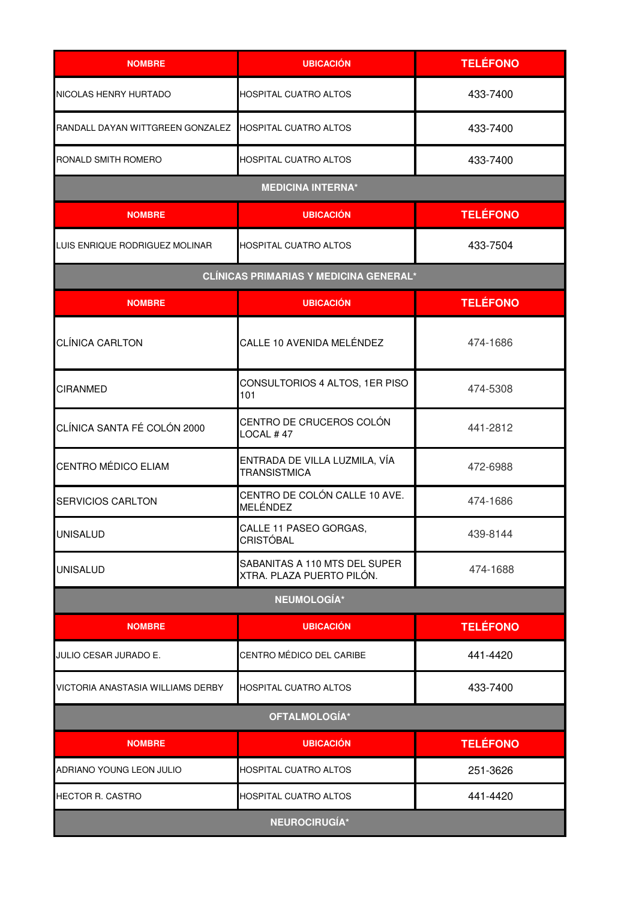| NOMBRE | UBICACIÓN | TELÉFONO |
|---|---|---|
| NICOLAS HENRY HURTADO | HOSPITAL CUATRO ALTOS | 433-7400 |
| RANDALL DAYAN WITTGREEN GONZALEZ | HOSPITAL CUATRO ALTOS | 433-7400 |
| RONALD SMITH ROMERO | HOSPITAL CUATRO ALTOS | 433-7400 |

## MEDICINA INTERNA*

| NOMBRE | UBICACIÓN | TELÉFONO |
|---|---|---|
| LUIS ENRIQUE RODRIGUEZ MOLINAR | HOSPITAL CUATRO ALTOS | 433-7504 |

## CLÍNICAS PRIMARIAS Y MEDICINA GENERAL*

| NOMBRE | UBICACIÓN | TELÉFONO |
|---|---|---|
| CLÍNICA CARLTON | CALLE 10 AVENIDA MELÉNDEZ | 474-1686 |
| CIRANMED | CONSULTORIOS 4 ALTOS, 1ER PISO 101 | 474-5308 |
| CLÍNICA SANTA FÉ COLÓN 2000 | CENTRO DE CRUCEROS COLÓN LOCAL # 47 | 441-2812 |
| CENTRO MÉDICO ELIAM | ENTRADA DE VILLA LUZMILA, VÍA TRANSISTMICA | 472-6988 |
| SERVICIOS CARLTON | CENTRO DE COLÓN CALLE 10 AVE. MELÉNDEZ | 474-1686 |
| UNISALUD | CALLE 11 PASEO GORGAS, CRISTÓBAL | 439-8144 |
| UNISALUD | SABANITAS A 110 MTS DEL SUPER XTRA. PLAZA PUERTO PILÓN. | 474-1688 |

## NEUMOLOGÍA*

| NOMBRE | UBICACIÓN | TELÉFONO |
|---|---|---|
| JULIO CESAR JURADO E. | CENTRO MÉDICO DEL CARIBE | 441-4420 |
| VICTORIA ANASTASIA WILLIAMS DERBY | HOSPITAL CUATRO ALTOS | 433-7400 |

## OFTALMOLOGÍA*

| NOMBRE | UBICACIÓN | TELÉFONO |
|---|---|---|
| ADRIANO YOUNG LEON JULIO | HOSPITAL CUATRO ALTOS | 251-3626 |
| HECTOR R. CASTRO | HOSPITAL CUATRO ALTOS | 441-4420 |

## NEUROCIRUGÍA*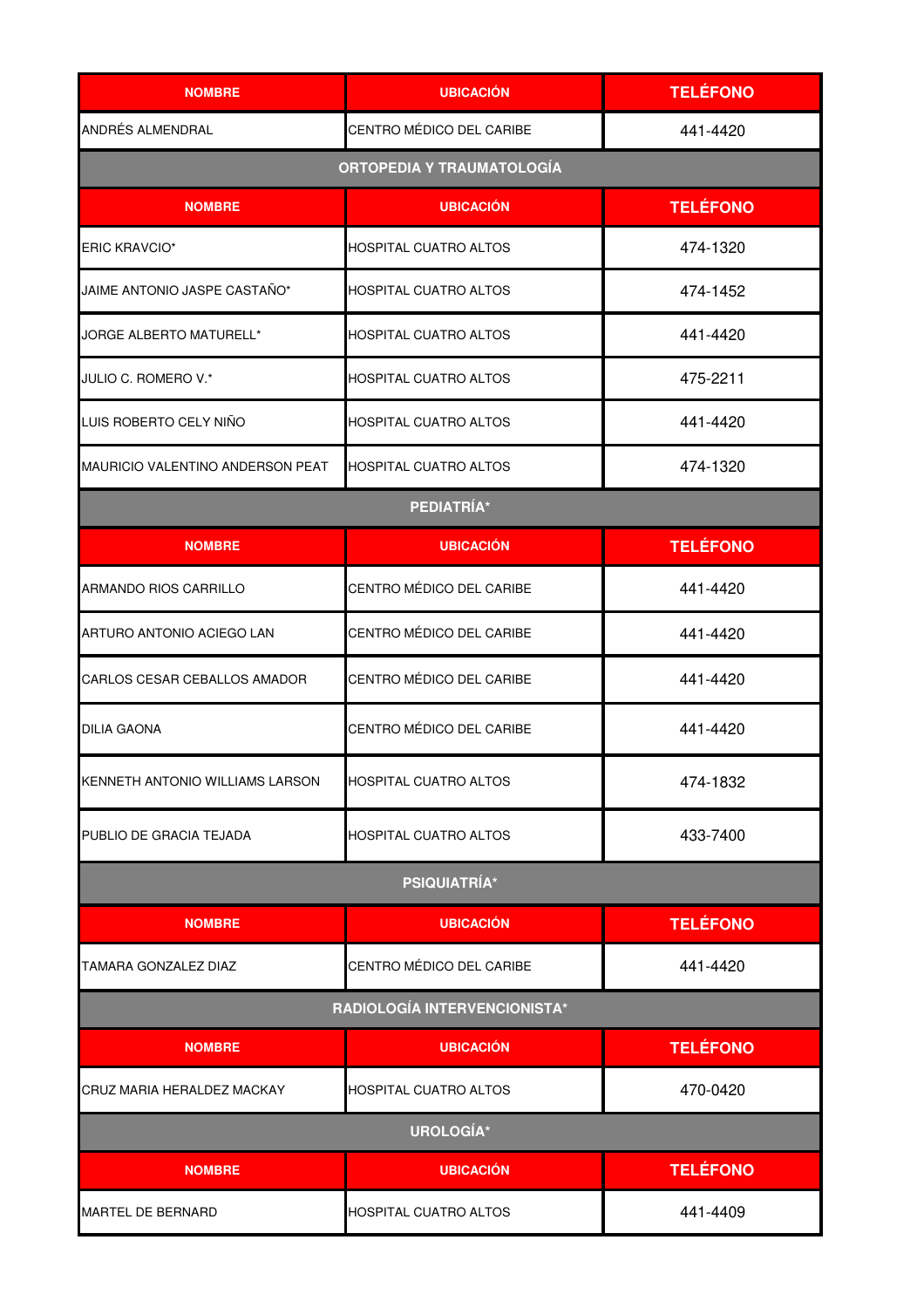| NOMBRE | UBICACIÓN | TELÉFONO |
|---|---|---|
| ANDRÉS ALMENDRAL | CENTRO MÉDICO DEL CARIBE | 441-4420 |

## ORTOPEDIA Y TRAUMATOLOGÍA

| NOMBRE | UBICACIÓN | TELÉFONO |
|---|---|---|
| ERIC KRAVCIO* | HOSPITAL CUATRO ALTOS | 474-1320 |
| JAIME ANTONIO JASPE CASTAÑO* | HOSPITAL CUATRO ALTOS | 474-1452 |
| JORGE ALBERTO MATURELL* | HOSPITAL CUATRO ALTOS | 441-4420 |
| JULIO C. ROMERO V.* | HOSPITAL CUATRO ALTOS | 475-2211 |
| LUIS ROBERTO CELY NIÑO | HOSPITAL CUATRO ALTOS | 441-4420 |
| MAURICIO VALENTINO ANDERSON PEAT | HOSPITAL CUATRO ALTOS | 474-1320 |

## PEDIATRÍA*

| NOMBRE | UBICACIÓN | TELÉFONO |
|---|---|---|
| ARMANDO RIOS CARRILLO | CENTRO MÉDICO DEL CARIBE | 441-4420 |
| ARTURO ANTONIO ACIEGO LAN | CENTRO MÉDICO DEL CARIBE | 441-4420 |
| CARLOS CESAR CEBALLOS AMADOR | CENTRO MÉDICO DEL CARIBE | 441-4420 |
| DILIA GAONA | CENTRO MÉDICO DEL CARIBE | 441-4420 |
| KENNETH ANTONIO WILLIAMS LARSON | HOSPITAL CUATRO ALTOS | 474-1832 |
| PUBLIO DE GRACIA TEJADA | HOSPITAL CUATRO ALTOS | 433-7400 |

## PSIQUIATRÍA*

| NOMBRE | UBICACIÓN | TELÉFONO |
|---|---|---|
| TAMARA GONZALEZ DIAZ | CENTRO MÉDICO DEL CARIBE | 441-4420 |

## RADIOLOGÍA INTERVENCIONISTA*

| NOMBRE | UBICACIÓN | TELÉFONO |
|---|---|---|
| CRUZ MARIA HERALDEZ MACKAY | HOSPITAL CUATRO ALTOS | 470-0420 |

## UROLOGÍA*

| NOMBRE | UBICACIÓN | TELÉFONO |
|---|---|---|
| MARTEL DE BERNARD | HOSPITAL CUATRO ALTOS | 441-4409 |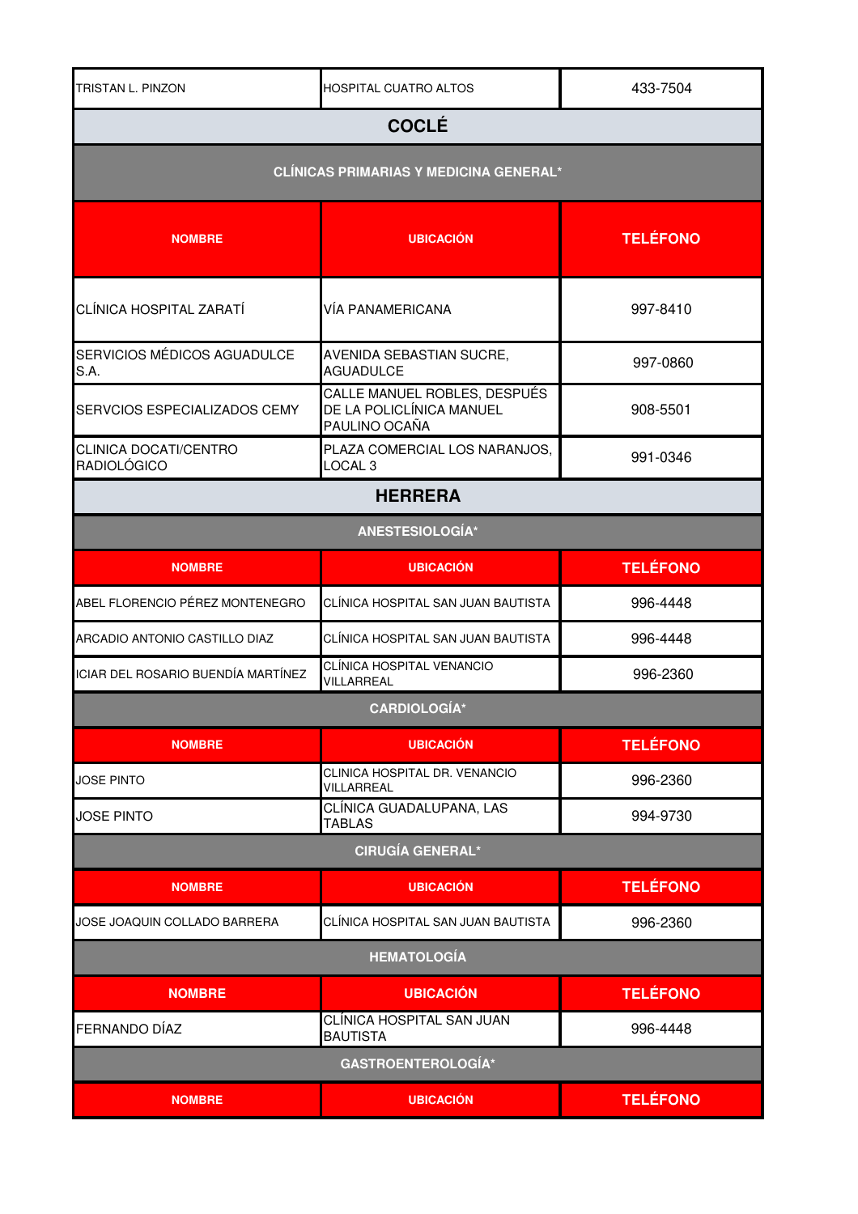| TRISTAN L. PINZON | HOSPITAL CUATRO ALTOS | 433-7504 |
|---|---|---|

## COCLÉ

### CLÍNICAS PRIMARIAS Y MEDICINA GENERAL*

| NOMBRE | UBICACIÓN | TELÉFONO |
|---|---|---|
| CLÍNICA HOSPITAL ZARATÍ | VÍA PANAMERICANA | 997-8410 |
| SERVICIOS MÉDICOS AGUADULCE S.A. | AVENIDA SEBASTIAN SUCRE, AGUADULCE | 997-0860 |
| SERVCIOS ESPECIALIZADOS CEMY | CALLE MANUEL ROBLES, DESPUÉS DE LA POLICLÍNICA MANUEL PAULINO OCAÑA | 908-5501 |
| CLINICA DOCATI/CENTRO RADIOLÓGICO | PLAZA COMERCIAL LOS NARANJOS, LOCAL 3 | 991-0346 |

## HERRERA

### ANESTESIOLOGÍA*

| NOMBRE | UBICACIÓN | TELÉFONO |
|---|---|---|
| ABEL FLORENCIO PÉREZ MONTENEGRO | CLÍNICA HOSPITAL SAN JUAN BAUTISTA | 996-4448 |
| ARCADIO ANTONIO CASTILLO DIAZ | CLÍNICA HOSPITAL SAN JUAN BAUTISTA | 996-4448 |
| ICIAR DEL ROSARIO BUENDÍA MARTÍNEZ | CLÍNICA HOSPITAL VENANCIO VILLARREAL | 996-2360 |

### CARDIOLOGÍA*

| NOMBRE | UBICACIÓN | TELÉFONO |
|---|---|---|
| JOSE PINTO | CLINICA HOSPITAL DR. VENANCIO VILLARREAL | 996-2360 |
| JOSE PINTO | CLÍNICA GUADALUPANA, LAS TABLAS | 994-9730 |

### CIRUGÍA GENERAL*

| NOMBRE | UBICACIÓN | TELÉFONO |
|---|---|---|
| JOSE JOAQUIN COLLADO BARRERA | CLÍNICA HOSPITAL SAN JUAN BAUTISTA | 996-2360 |

### HEMATOLOGÍA

| NOMBRE | UBICACIÓN | TELÉFONO |
|---|---|---|
| FERNANDO DÍAZ | CLÍNICA HOSPITAL SAN JUAN BAUTISTA | 996-4448 |

### GASTROENTEROLOGÍA*

| NOMBRE | UBICACIÓN | TELÉFONO |
|---|---|---|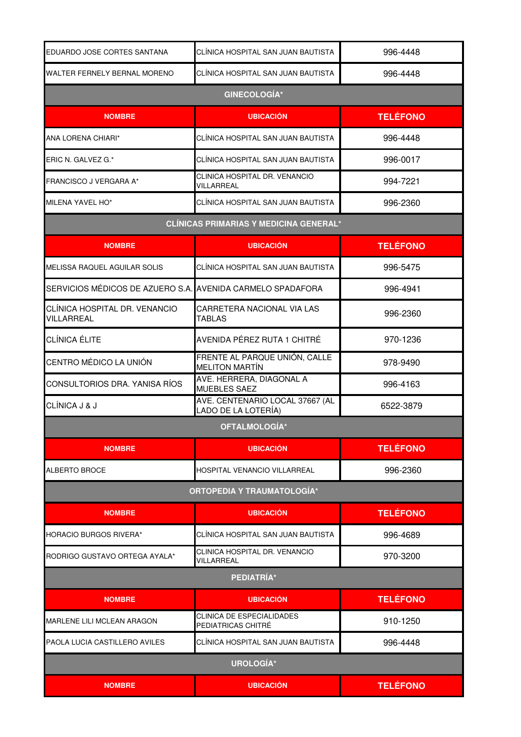| | | |
|---|---|---|
| EDUARDO JOSE CORTES SANTANA | CLÍNICA HOSPITAL SAN JUAN BAUTISTA | 996-4448 |
| WALTER FERNELY BERNAL MORENO | CLÍNICA HOSPITAL SAN JUAN BAUTISTA | 996-4448 |

**GINECOLOGÍA***

| NOMBRE | UBICACIÓN | TELÉFONO |
|---|---|---|
| ANA LORENA CHIARI* | CLÍNICA HOSPITAL SAN JUAN BAUTISTA | 996-4448 |
| ERIC N. GALVEZ G.* | CLÍNICA HOSPITAL SAN JUAN BAUTISTA | 996-0017 |
| FRANCISCO J VERGARA A* | CLINICA HOSPITAL DR. VENANCIO VILLARREAL | 994-7221 |
| MILENA YAVEL HO* | CLÍNICA HOSPITAL SAN JUAN BAUTISTA | 996-2360 |

**CLÍNICAS PRIMARIAS Y MEDICINA GENERAL***

| NOMBRE | UBICACIÓN | TELÉFONO |
|---|---|---|
| MELISSA RAQUEL AGUILAR SOLIS | CLÍNICA HOSPITAL SAN JUAN BAUTISTA | 996-5475 |
| SERVICIOS MÉDICOS DE AZUERO S.A. | AVENIDA CARMELO SPADAFORA | 996-4941 |
| CLÍNICA HOSPITAL DR. VENANCIO VILLARREAL | CARRETERA NACIONAL VIA LAS TABLAS | 996-2360 |
| CLÍNICA ÉLITE | AVENIDA PÉREZ RUTA 1 CHITRÉ | 970-1236 |
| CENTRO MÉDICO LA UNIÓN | FRENTE AL PARQUE UNIÓN, CALLE MELITON MARTÍN | 978-9490 |
| CONSULTORIOS DRA. YANISA RÍOS | AVE. HERRERA, DIAGONAL A MUEBLES SAEZ | 996-4163 |
| CLÍNICA J & J | AVE. CENTENARIO LOCAL 37667 (AL LADO DE LA LOTERÍA) | 6522-3879 |

**OFTALMOLOGÍA***

| NOMBRE | UBICACIÓN | TELÉFONO |
|---|---|---|
| ALBERTO BROCE | HOSPITAL VENANCIO VILLARREAL | 996-2360 |

**ORTOPEDIA Y TRAUMATOLOGÍA***

| NOMBRE | UBICACIÓN | TELÉFONO |
|---|---|---|
| HORACIO BURGOS RIVERA* | CLÍNICA HOSPITAL SAN JUAN BAUTISTA | 996-4689 |
| RODRIGO GUSTAVO ORTEGA AYALA* | CLINICA HOSPITAL DR. VENANCIO VILLARREAL | 970-3200 |

**PEDIATRÍA***

| NOMBRE | UBICACIÓN | TELÉFONO |
|---|---|---|
| MARLENE LILI MCLEAN ARAGON | CLINICA DE ESPECIALIDADES PEDIATRICAS CHITRÉ | 910-1250 |
| PAOLA LUCIA CASTILLERO AVILES | CLÍNICA HOSPITAL SAN JUAN BAUTISTA | 996-4448 |

**UROLOGÍA***

| NOMBRE | UBICACIÓN | TELÉFONO |
|---|---|---|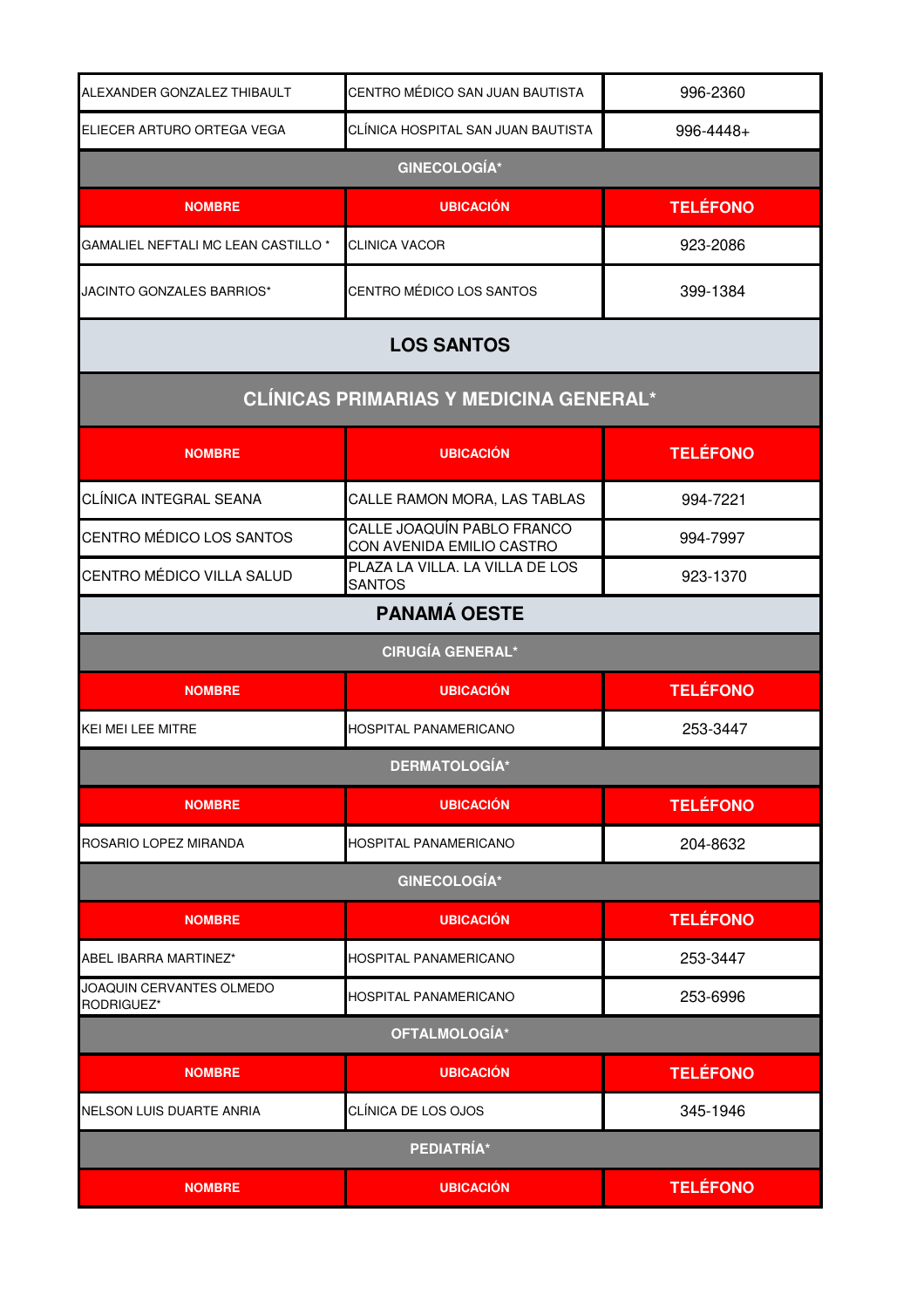| | | |
|---|---|---|
| ALEXANDER GONZALEZ THIBAULT | CENTRO MÉDICO SAN JUAN BAUTISTA | 996-2360 |
| ELIECER ARTURO ORTEGA VEGA | CLÍNICA HOSPITAL SAN JUAN BAUTISTA | 996-4448+ |

**GINECOLOGÍA***

| NOMBRE | UBICACIÓN | TELÉFONO |
|---|---|---|
| GAMALIEL NEFTALI MC LEAN CASTILLO * | CLINICA VACOR | 923-2086 |
| JACINTO GONZALES BARRIOS* | CENTRO MÉDICO LOS SANTOS | 399-1384 |

## LOS SANTOS

### CLÍNICAS PRIMARIAS Y MEDICINA GENERAL*

| NOMBRE | UBICACIÓN | TELÉFONO |
|---|---|---|
| CLÍNICA INTEGRAL SEANA | CALLE RAMON MORA, LAS TABLAS | 994-7221 |
| CENTRO MÉDICO LOS SANTOS | CALLE JOAQUÍN PABLO FRANCO CON AVENIDA EMILIO CASTRO | 994-7997 |
| CENTRO MÉDICO VILLA SALUD | PLAZA LA VILLA. LA VILLA DE LOS SANTOS | 923-1370 |

## PANAMÁ OESTE

**CIRUGÍA GENERAL***

| NOMBRE | UBICACIÓN | TELÉFONO |
|---|---|---|
| KEI MEI LEE MITRE | HOSPITAL PANAMERICANO | 253-3447 |

**DERMATOLOGÍA***

| NOMBRE | UBICACIÓN | TELÉFONO |
|---|---|---|
| ROSARIO LOPEZ MIRANDA | HOSPITAL PANAMERICANO | 204-8632 |

**GINECOLOGÍA***

| NOMBRE | UBICACIÓN | TELÉFONO |
|---|---|---|
| ABEL IBARRA MARTINEZ* | HOSPITAL PANAMERICANO | 253-3447 |
| JOAQUIN CERVANTES OLMEDO RODRIGUEZ* | HOSPITAL PANAMERICANO | 253-6996 |

**OFTALMOLOGÍA***

| NOMBRE | UBICACIÓN | TELÉFONO |
|---|---|---|
| NELSON LUIS DUARTE ANRIA | CLÍNICA DE LOS OJOS | 345-1946 |

**PEDIATRÍA***

| NOMBRE | UBICACIÓN | TELÉFONO |
|---|---|---|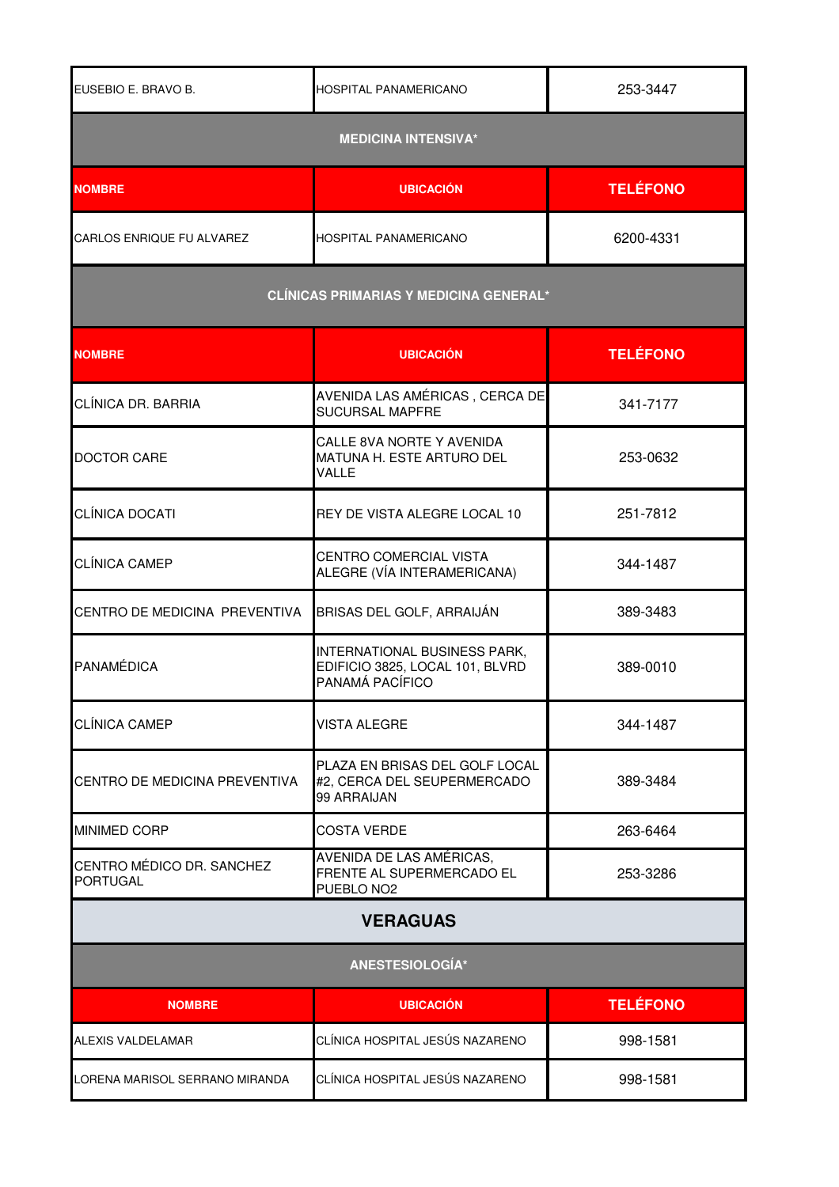| | | |
|---|---|---|
| EUSEBIO E. BRAVO B. | HOSPITAL PANAMERICANO | 253-3447 |

**MEDICINA INTENSIVA***

| NOMBRE | UBICACIÓN | TELÉFONO |
|---|---|---|
| CARLOS ENRIQUE FU ALVAREZ | HOSPITAL PANAMERICANO | 6200-4331 |

**CLÍNICAS PRIMARIAS Y MEDICINA GENERAL***

| NOMBRE | UBICACIÓN | TELÉFONO |
|---|---|---|
| CLÍNICA DR. BARRIA | AVENIDA LAS AMÉRICAS , CERCA DE SUCURSAL MAPFRE | 341-7177 |
| DOCTOR CARE | CALLE 8VA NORTE Y AVENIDA MATUNA H. ESTE ARTURO DEL VALLE | 253-0632 |
| CLÍNICA DOCATI | REY DE VISTA ALEGRE LOCAL 10 | 251-7812 |
| CLÍNICA CAMEP | CENTRO COMERCIAL VISTA ALEGRE (VÍA INTERAMERICANA) | 344-1487 |
| CENTRO DE MEDICINA PREVENTIVA | BRISAS DEL GOLF, ARRAIJÁN | 389-3483 |
| PANAMÉDICA | INTERNATIONAL BUSINESS PARK, EDIFICIO 3825, LOCAL 101, BLVRD PANAMÁ PACÍFICO | 389-0010 |
| CLÍNICA CAMEP | VISTA ALEGRE | 344-1487 |
| CENTRO DE MEDICINA PREVENTIVA | PLAZA EN BRISAS DEL GOLF LOCAL #2, CERCA DEL SEUPERMERCADO 99 ARRAIJAN | 389-3484 |
| MINIMED CORP | COSTA VERDE | 263-6464 |
| CENTRO MÉDICO DR. SANCHEZ PORTUGAL | AVENIDA DE LAS AMÉRICAS, FRENTE AL SUPERMERCADO EL PUEBLO NO2 | 253-3286 |

## VERAGUAS

**ANESTESIOLOGÍA***

| NOMBRE | UBICACIÓN | TELÉFONO |
|---|---|---|
| ALEXIS VALDELAMAR | CLÍNICA HOSPITAL JESÚS NAZARENO | 998-1581 |
| LORENA MARISOL SERRANO MIRANDA | CLÍNICA HOSPITAL JESÚS NAZARENO | 998-1581 |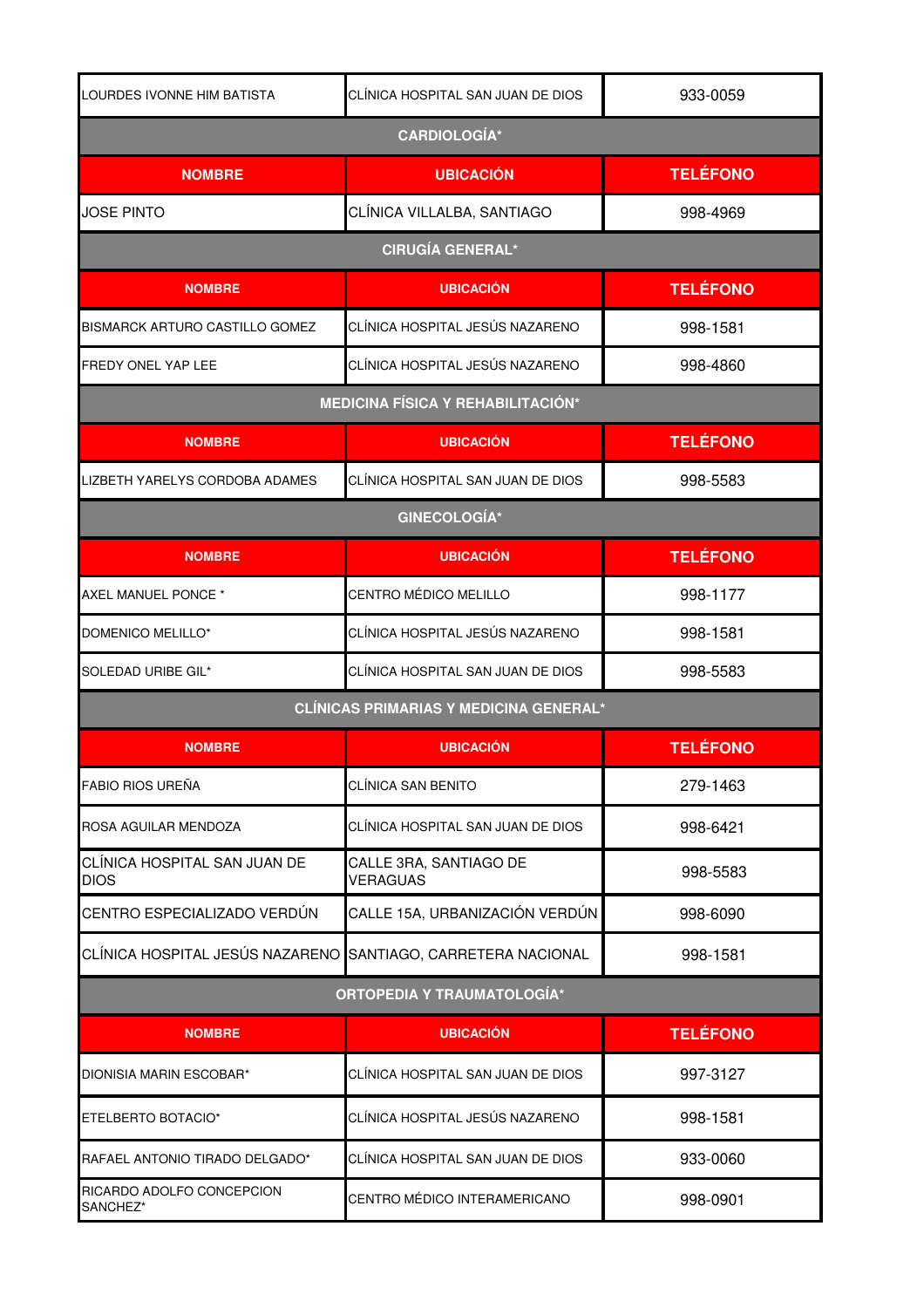| LOURDES IVONNE HIM BATISTA | CLÍNICA HOSPITAL SAN JUAN DE DIOS | 933-0059 |
|---|---|---|
| **CARDIOLOGÍA*** | | |
| **NOMBRE** | **UBICACIÓN** | **TELÉFONO** |
| JOSE PINTO | CLÍNICA VILLALBA, SANTIAGO | 998-4969 |
| **CIRUGÍA GENERAL*** | | |
| **NOMBRE** | **UBICACIÓN** | **TELÉFONO** |
| BISMARCK ARTURO CASTILLO GOMEZ | CLÍNICA HOSPITAL JESÚS NAZARENO | 998-1581 |
| FREDY ONEL YAP LEE | CLÍNICA HOSPITAL JESÚS NAZARENO | 998-4860 |
| **MEDICINA FÍSICA Y REHABILITACIÓN*** | | |
| **NOMBRE** | **UBICACIÓN** | **TELÉFONO** |
| LIZBETH YARELYS CORDOBA ADAMES | CLÍNICA HOSPITAL SAN JUAN DE DIOS | 998-5583 |
| **GINECOLOGÍA*** | | |
| **NOMBRE** | **UBICACIÓN** | **TELÉFONO** |
| AXEL MANUEL PONCE * | CENTRO MÉDICO MELILLO | 998-1177 |
| DOMENICO MELILLO* | CLÍNICA HOSPITAL JESÚS NAZARENO | 998-1581 |
| SOLEDAD URIBE GIL* | CLÍNICA HOSPITAL SAN JUAN DE DIOS | 998-5583 |
| **CLÍNICAS PRIMARIAS Y MEDICINA GENERAL*** | | |
| **NOMBRE** | **UBICACIÓN** | **TELÉFONO** |
| FABIO RIOS UREÑA | CLÍNICA SAN BENITO | 279-1463 |
| ROSA AGUILAR MENDOZA | CLÍNICA HOSPITAL SAN JUAN DE DIOS | 998-6421 |
| CLÍNICA HOSPITAL SAN JUAN DE DIOS | CALLE 3RA, SANTIAGO DE VERAGUAS | 998-5583 |
| CENTRO ESPECIALIZADO VERDÚN | CALLE 15A, URBANIZACIÓN VERDÚN | 998-6090 |
| CLÍNICA HOSPITAL JESÚS NAZARENO | SANTIAGO, CARRETERA NACIONAL | 998-1581 |
| **ORTOPEDIA Y TRAUMATOLOGÍA*** | | |
| **NOMBRE** | **UBICACIÓN** | **TELÉFONO** |
| DIONISIA MARIN ESCOBAR* | CLÍNICA HOSPITAL SAN JUAN DE DIOS | 997-3127 |
| ETELBERTO BOTACIO* | CLÍNICA HOSPITAL JESÚS NAZARENO | 998-1581 |
| RAFAEL ANTONIO TIRADO DELGADO* | CLÍNICA HOSPITAL SAN JUAN DE DIOS | 933-0060 |
| RICARDO ADOLFO CONCEPCION SANCHEZ* | CENTRO MÉDICO INTERAMERICANO | 998-0901 |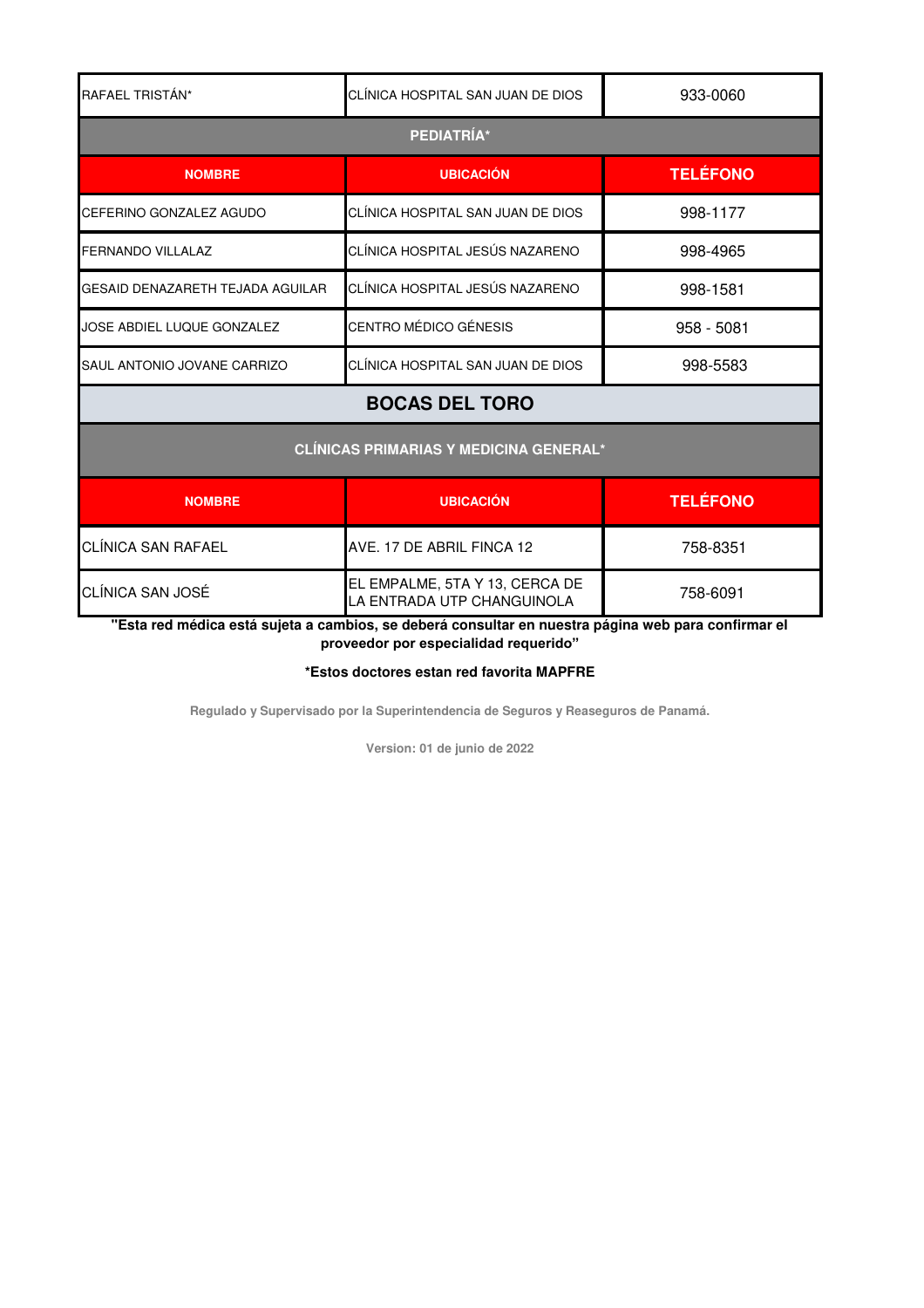| | | |
|---|---|---|
| RAFAEL TRISTÁN* | CLÍNICA HOSPITAL SAN JUAN DE DIOS | 933-0060 |

| PEDIATRÍA* | | |
|---|---|---|
| **NOMBRE** | **UBICACIÓN** | **TELÉFONO** |
| CEFERINO GONZALEZ AGUDO | CLÍNICA HOSPITAL SAN JUAN DE DIOS | 998-1177 |
| FERNANDO VILLALAZ | CLÍNICA HOSPITAL JESÚS NAZARENO | 998-4965 |
| GESAID DENAZARETH TEJADA AGUILAR | CLÍNICA HOSPITAL JESÚS NAZARENO | 998-1581 |
| JOSE ABDIEL LUQUE GONZALEZ | CENTRO MÉDICO GÉNESIS | 958 - 5081 |
| SAUL ANTONIO JOVANE CARRIZO | CLÍNICA HOSPITAL SAN JUAN DE DIOS | 998-5583 |

## BOCAS DEL TORO

| CLÍNICAS PRIMARIAS Y MEDICINA GENERAL* | | |
|---|---|---|
| **NOMBRE** | **UBICACIÓN** | **TELÉFONO** |
| CLÍNICA SAN RAFAEL | AVE. 17 DE ABRIL FINCA 12 | 758-8351 |
| CLÍNICA SAN JOSÉ | EL EMPALME, 5TA Y 13, CERCA DE LA ENTRADA UTP CHANGUINOLA | 758-6091 |

**"Esta red médica está sujeta a cambios, se deberá consultar en nuestra página web para confirmar el proveedor por especialidad requerido"**

**\*Estos doctores estan red favorita MAPFRE**

Regulado y Supervisado por la Superintendencia de Seguros y Reaseguros de Panamá.

Version: 01 de junio de 2022